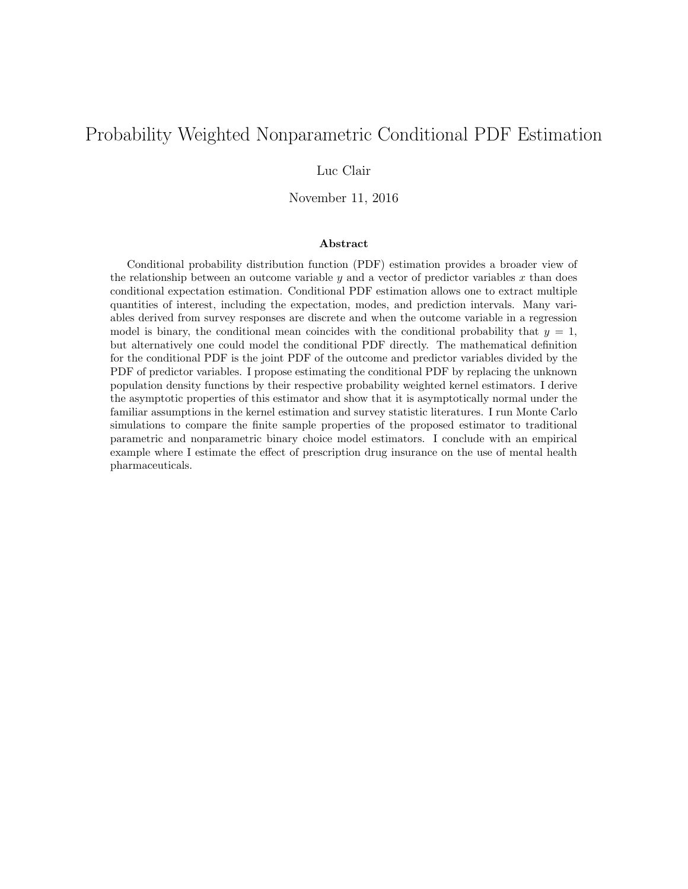# Probability Weighted Nonparametric Conditional PDF Estimation

Luc Clair

November 11, 2016

### Abstract

Conditional probability distribution function (PDF) estimation provides a broader view of the relationship between an outcome variable $y$ and a vector of predictor variables $x$ than does conditional expectation estimation. Conditional PDF estimation allows one to extract multiple quantities of interest, including the expectation, modes, and prediction intervals. Many variables derived from survey responses are discrete and when the outcome variable in a regression model is binary, the conditional mean coincides with the conditional probability that $y = 1$, but alternatively one could model the conditional PDF directly. The mathematical definition for the conditional PDF is the joint PDF of the outcome and predictor variables divided by the PDF of predictor variables. I propose estimating the conditional PDF by replacing the unknown population density functions by their respective probability weighted kernel estimators. I derive the asymptotic properties of this estimator and show that it is asymptotically normal under the familiar assumptions in the kernel estimation and survey statistic literatures. I run Monte Carlo simulations to compare the finite sample properties of the proposed estimator to traditional parametric and nonparametric binary choice model estimators. I conclude with an empirical example where I estimate the effect of prescription drug insurance on the use of mental health pharmaceuticals.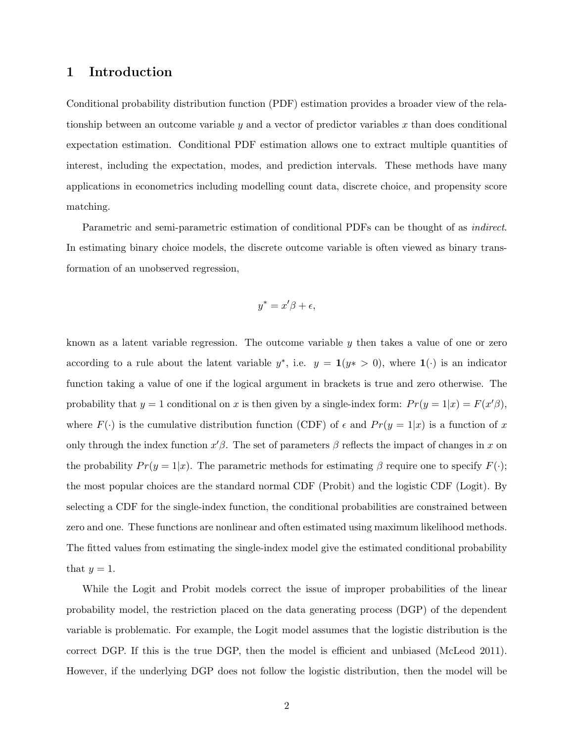# 1 Introduction

Conditional probability distribution function (PDF) estimation provides a broader view of the relationship between an outcome variable $y$ and a vector of predictor variables $x$ than does conditional expectation estimation. Conditional PDF estimation allows one to extract multiple quantities of interest, including the expectation, modes, and prediction intervals. These methods have many applications in econometrics including modelling count data, discrete choice, and propensity score matching.

Parametric and semi-parametric estimation of conditional PDFs can be thought of as *indirect*. In estimating binary choice models, the discrete outcome variable is often viewed as binary transformation of an unobserved regression,

$$y^* = x'\beta + \epsilon,$$

known as a latent variable regression. The outcome variable $y$ then takes a value of one or zero according to a rule about the latent variable $y^*$, i.e. $y = \mathbf{1}(y* > 0)$, where $\mathbf{1}(\cdot)$ is an indicator function taking a value of one if the logical argument in brackets is true and zero otherwise. The probability that $y = 1$ conditional on $x$ is then given by a single-index form: $Pr(y = 1|x) = F(x'\beta)$, where $F(\cdot)$ is the cumulative distribution function (CDF) of $\epsilon$ and $Pr(y = 1|x)$ is a function of $x$ only through the index function $x'\beta$. The set of parameters $\beta$ reflects the impact of changes in $x$ on the probability $Pr(y = 1|x)$. The parametric methods for estimating $\beta$ require one to specify $F(\cdot)$; the most popular choices are the standard normal CDF (Probit) and the logistic CDF (Logit). By selecting a CDF for the single-index function, the conditional probabilities are constrained between zero and one. These functions are nonlinear and often estimated using maximum likelihood methods. The fitted values from estimating the single-index model give the estimated conditional probability that $y = 1$.

While the Logit and Probit models correct the issue of improper probabilities of the linear probability model, the restriction placed on the data generating process (DGP) of the dependent variable is problematic. For example, the Logit model assumes that the logistic distribution is the correct DGP. If this is the true DGP, then the model is efficient and unbiased (McLeod 2011). However, if the underlying DGP does not follow the logistic distribution, then the model will be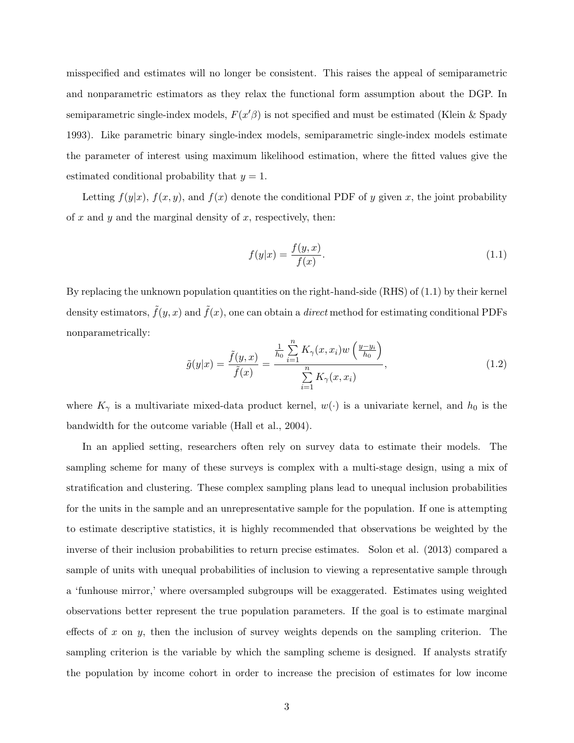misspecified and estimates will no longer be consistent. This raises the appeal of semiparametric and nonparametric estimators as they relax the functional form assumption about the DGP. In semiparametric single-index models, $F(x'\beta)$ is not specified and must be estimated (Klein & Spady 1993). Like parametric binary single-index models, semiparametric single-index models estimate the parameter of interest using maximum likelihood estimation, where the fitted values give the estimated conditional probability that $y = 1$.

Letting $f(y|x)$, $f(x, y)$, and $f(x)$ denote the conditional PDF of $y$ given $x$, the joint probability of $x$ and $y$ and the marginal density of $x$, respectively, then:

$$f(y|x) = \frac{f(y, x)}{f(x)}. \tag{1.1}$$

By replacing the unknown population quantities on the right-hand-side (RHS) of (1.1) by their kernel density estimators, $\tilde{f}(y, x)$ and $\tilde{f}(x)$, one can obtain a *direct* method for estimating conditional PDFs nonparametrically:

$$\tilde{g}(y|x) = \frac{\tilde{f}(y, x)}{\tilde{f}(x)} = \frac{\frac{1}{h_0}\sum_{i=1}^{n} K_\gamma(x, x_i) w\left(\frac{y - y_i}{h_0}\right)}{\sum_{i=1}^{n} K_\gamma(x, x_i)}, \tag{1.2}$$

where $K_\gamma$ is a multivariate mixed-data product kernel, $w(\cdot)$ is a univariate kernel, and $h_0$ is the bandwidth for the outcome variable (Hall et al., 2004).

In an applied setting, researchers often rely on survey data to estimate their models. The sampling scheme for many of these surveys is complex with a multi-stage design, using a mix of stratification and clustering. These complex sampling plans lead to unequal inclusion probabilities for the units in the sample and an unrepresentative sample for the population. If one is attempting to estimate descriptive statistics, it is highly recommended that observations be weighted by the inverse of their inclusion probabilities to return precise estimates. Solon et al. (2013) compared a sample of units with unequal probabilities of inclusion to viewing a representative sample through a 'funhouse mirror,' where oversampled subgroups will be exaggerated. Estimates using weighted observations better represent the true population parameters. If the goal is to estimate marginal effects of $x$ on $y$, then the inclusion of survey weights depends on the sampling criterion. The sampling criterion is the variable by which the sampling scheme is designed. If analysts stratify the population by income cohort in order to increase the precision of estimates for low income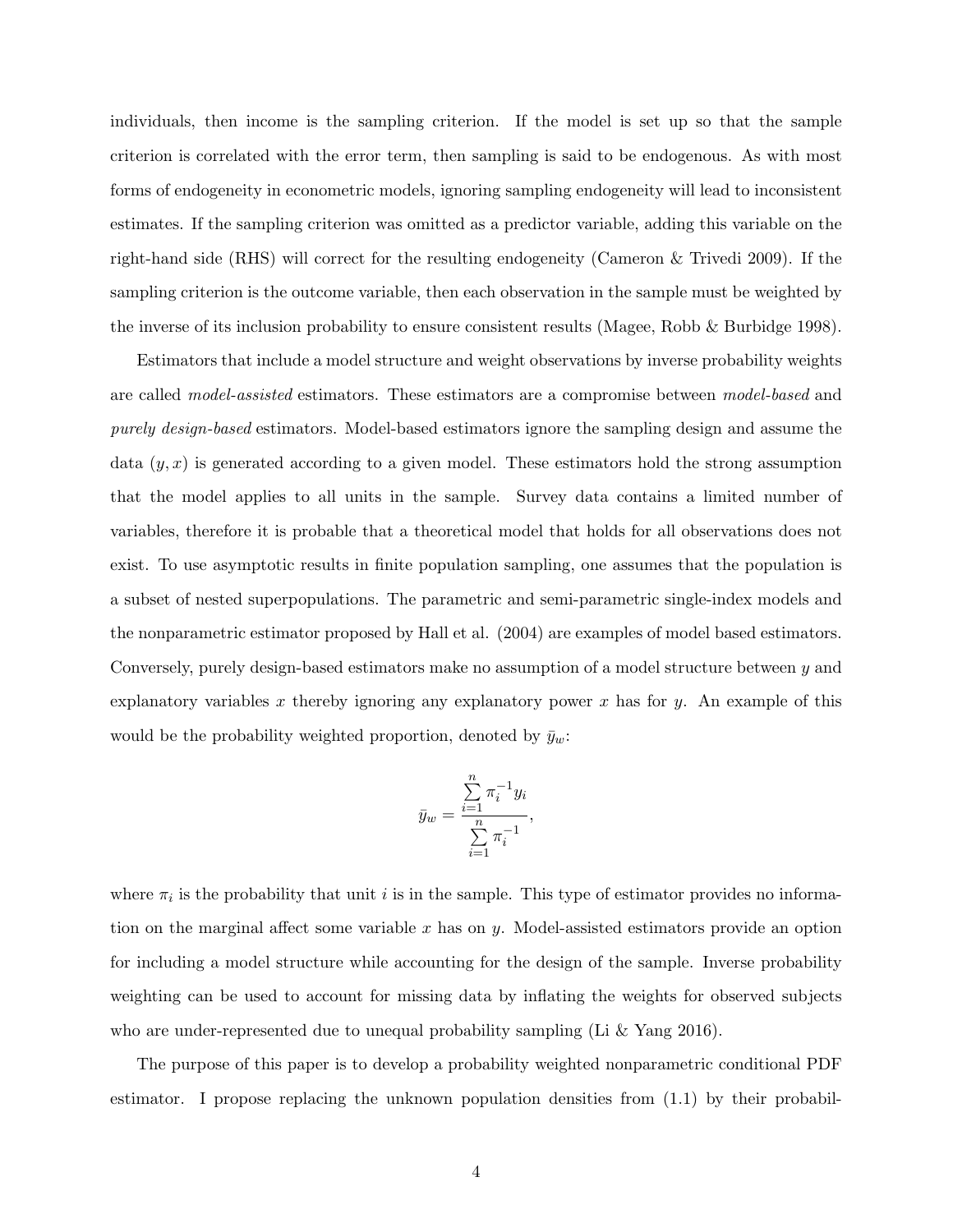individuals, then income is the sampling criterion. If the model is set up so that the sample criterion is correlated with the error term, then sampling is said to be endogenous. As with most forms of endogeneity in econometric models, ignoring sampling endogeneity will lead to inconsistent estimates. If the sampling criterion was omitted as a predictor variable, adding this variable on the right-hand side (RHS) will correct for the resulting endogeneity (Cameron & Trivedi 2009). If the sampling criterion is the outcome variable, then each observation in the sample must be weighted by the inverse of its inclusion probability to ensure consistent results (Magee, Robb & Burbidge 1998).

Estimators that include a model structure and weight observations by inverse probability weights are called *model-assisted* estimators. These estimators are a compromise between *model-based* and *purely design-based* estimators. Model-based estimators ignore the sampling design and assume the data $(y, x)$ is generated according to a given model. These estimators hold the strong assumption that the model applies to all units in the sample. Survey data contains a limited number of variables, therefore it is probable that a theoretical model that holds for all observations does not exist. To use asymptotic results in finite population sampling, one assumes that the population is a subset of nested superpopulations. The parametric and semi-parametric single-index models and the nonparametric estimator proposed by Hall et al. (2004) are examples of model based estimators. Conversely, purely design-based estimators make no assumption of a model structure between $y$ and explanatory variables $x$ thereby ignoring any explanatory power $x$ has for $y$. An example of this would be the probability weighted proportion, denoted by $\bar{y}_w$:

$$\bar{y}_w = \frac{\sum_{i=1}^{n} \pi_i^{-1} y_i}{\sum_{i=1}^{n} \pi_i^{-1}},$$

where $\pi_i$ is the probability that unit $i$ is in the sample. This type of estimator provides no information on the marginal affect some variable $x$ has on $y$. Model-assisted estimators provide an option for including a model structure while accounting for the design of the sample. Inverse probability weighting can be used to account for missing data by inflating the weights for observed subjects who are under-represented due to unequal probability sampling (Li & Yang 2016).

The purpose of this paper is to develop a probability weighted nonparametric conditional PDF estimator. I propose replacing the unknown population densities from (1.1) by their probabil-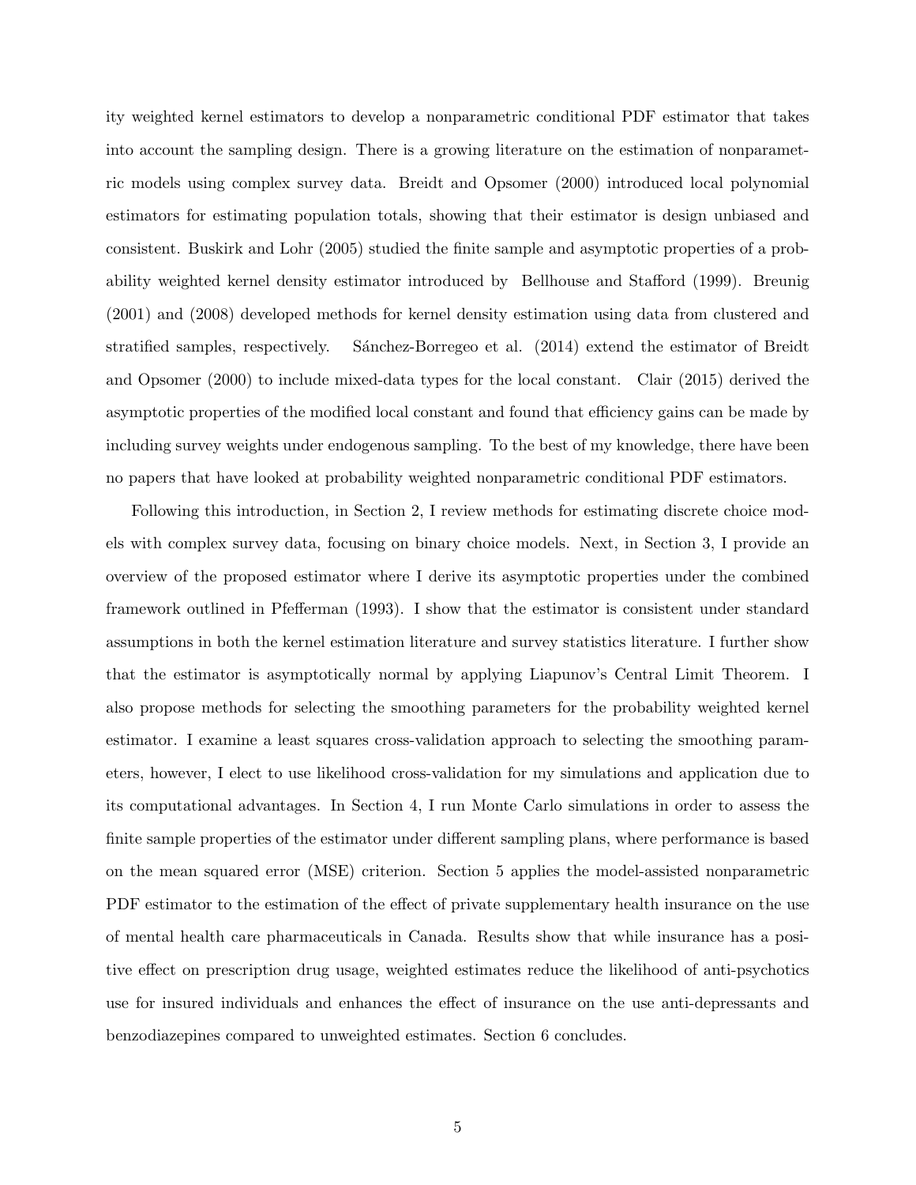ity weighted kernel estimators to develop a nonparametric conditional PDF estimator that takes into account the sampling design. There is a growing literature on the estimation of nonparametric models using complex survey data. Breidt and Opsomer (2000) introduced local polynomial estimators for estimating population totals, showing that their estimator is design unbiased and consistent. Buskirk and Lohr (2005) studied the finite sample and asymptotic properties of a probability weighted kernel density estimator introduced by Bellhouse and Stafford (1999). Breunig (2001) and (2008) developed methods for kernel density estimation using data from clustered and stratified samples, respectively. Sánchez-Borregeo et al. (2014) extend the estimator of Breidt and Opsomer (2000) to include mixed-data types for the local constant. Clair (2015) derived the asymptotic properties of the modified local constant and found that efficiency gains can be made by including survey weights under endogenous sampling. To the best of my knowledge, there have been no papers that have looked at probability weighted nonparametric conditional PDF estimators.

Following this introduction, in Section 2, I review methods for estimating discrete choice models with complex survey data, focusing on binary choice models. Next, in Section 3, I provide an overview of the proposed estimator where I derive its asymptotic properties under the combined framework outlined in Pfefferman (1993). I show that the estimator is consistent under standard assumptions in both the kernel estimation literature and survey statistics literature. I further show that the estimator is asymptotically normal by applying Liapunov's Central Limit Theorem. I also propose methods for selecting the smoothing parameters for the probability weighted kernel estimator. I examine a least squares cross-validation approach to selecting the smoothing parameters, however, I elect to use likelihood cross-validation for my simulations and application due to its computational advantages. In Section 4, I run Monte Carlo simulations in order to assess the finite sample properties of the estimator under different sampling plans, where performance is based on the mean squared error (MSE) criterion. Section 5 applies the model-assisted nonparametric PDF estimator to the estimation of the effect of private supplementary health insurance on the use of mental health care pharmaceuticals in Canada. Results show that while insurance has a positive effect on prescription drug usage, weighted estimates reduce the likelihood of anti-psychotics use for insured individuals and enhances the effect of insurance on the use anti-depressants and benzodiazepines compared to unweighted estimates. Section 6 concludes.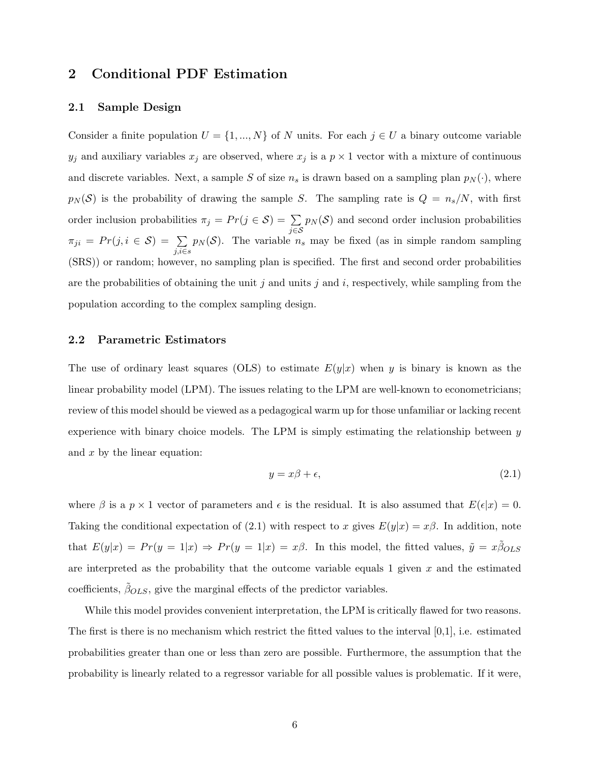## 2 Conditional PDF Estimation

### 2.1 Sample Design

Consider a finite population $U = \{1, ..., N\}$ of $N$ units. For each $j \in U$ a binary outcome variable $y_j$ and auxiliary variables $x_j$ are observed, where $x_j$ is a $p \times 1$ vector with a mixture of continuous and discrete variables. Next, a sample $S$ of size $n_s$ is drawn based on a sampling plan $p_N(\cdot)$, where $p_N(\mathcal{S})$ is the probability of drawing the sample $S$. The sampling rate is $Q = n_s/N$, with first order inclusion probabilities $\pi_j = Pr(j \in \mathcal{S}) = \sum_{j \in \mathcal{S}} p_N(\mathcal{S})$ and second order inclusion probabilities $\pi_{ji} = Pr(j, i \in \mathcal{S}) = \sum_{j,i \in s} p_N(\mathcal{S})$. The variable $n_s$ may be fixed (as in simple random sampling (SRS)) or random; however, no sampling plan is specified. The first and second order probabilities are the probabilities of obtaining the unit $j$ and units $j$ and $i$, respectively, while sampling from the population according to the complex sampling design.

### 2.2 Parametric Estimators

The use of ordinary least squares (OLS) to estimate $E(y|x)$ when $y$ is binary is known as the linear probability model (LPM). The issues relating to the LPM are well-known to econometricians; review of this model should be viewed as a pedagogical warm up for those unfamiliar or lacking recent experience with binary choice models. The LPM is simply estimating the relationship between $y$ and $x$ by the linear equation:

$$y = x\beta + \epsilon, \tag{2.1}$$

where $\beta$ is a $p \times 1$ vector of parameters and $\epsilon$ is the residual. It is also assumed that $E(\epsilon|x) = 0$. Taking the conditional expectation of (2.1) with respect to $x$ gives $E(y|x) = x\beta$. In addition, note that $E(y|x) = Pr(y = 1|x) \Rightarrow Pr(y = 1|x) = x\beta$. In this model, the fitted values, $\tilde{y} = x\tilde{\beta}_{OLS}$ are interpreted as the probability that the outcome variable equals 1 given $x$ and the estimated coefficients, $\tilde{\beta}_{OLS}$, give the marginal effects of the predictor variables.

While this model provides convenient interpretation, the LPM is critically flawed for two reasons. The first is there is no mechanism which restrict the fitted values to the interval [0,1], i.e. estimated probabilities greater than one or less than zero are possible. Furthermore, the assumption that the probability is linearly related to a regressor variable for all possible values is problematic. If it were,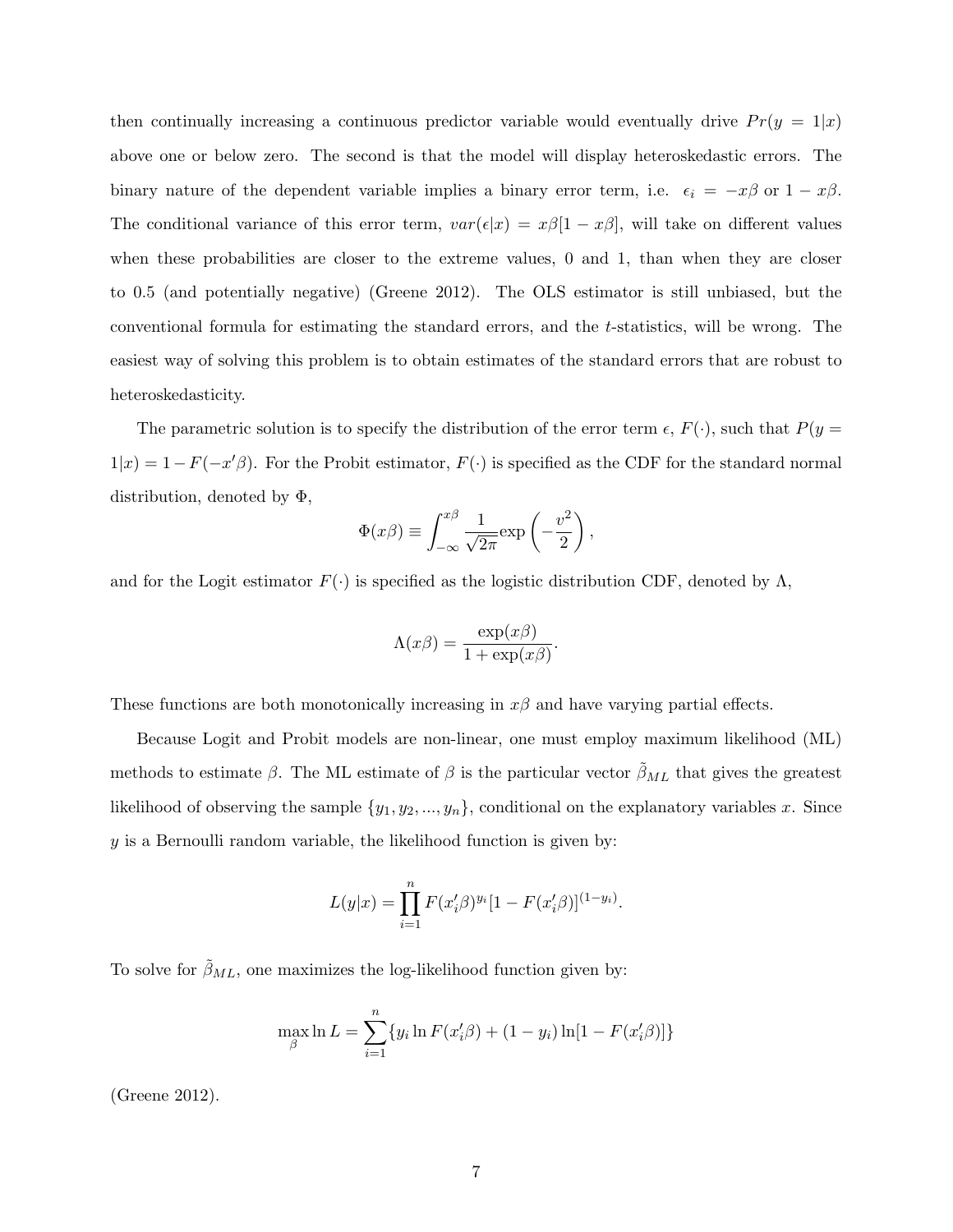then continually increasing a continuous predictor variable would eventually drive $Pr(y = 1|x)$ above one or below zero. The second is that the model will display heteroskedastic errors. The binary nature of the dependent variable implies a binary error term, i.e. $\epsilon_i = -x\beta$ or $1 - x\beta$. The conditional variance of this error term, $var(\epsilon|x) = x\beta[1 - x\beta]$, will take on different values when these probabilities are closer to the extreme values, 0 and 1, than when they are closer to 0.5 (and potentially negative) (Greene 2012). The OLS estimator is still unbiased, but the conventional formula for estimating the standard errors, and the $t$-statistics, will be wrong. The easiest way of solving this problem is to obtain estimates of the standard errors that are robust to heteroskedasticity.

The parametric solution is to specify the distribution of the error term $\epsilon$, $F(\cdot)$, such that $P(y = 1|x) = 1 - F(-x'\beta)$. For the Probit estimator, $F(\cdot)$ is specified as the CDF for the standard normal distribution, denoted by $\Phi$,

$$\Phi(x\beta) \equiv \int_{-\infty}^{x\beta} \frac{1}{\sqrt{2\pi}} \exp\left(-\frac{v^2}{2}\right),$$

and for the Logit estimator $F(\cdot)$ is specified as the logistic distribution CDF, denoted by $\Lambda$,

$$\Lambda(x\beta) = \frac{\exp(x\beta)}{1 + \exp(x\beta)}.$$

These functions are both monotonically increasing in $x\beta$ and have varying partial effects.

Because Logit and Probit models are non-linear, one must employ maximum likelihood (ML) methods to estimate $\beta$. The ML estimate of $\beta$ is the particular vector $\tilde{\beta}_{ML}$ that gives the greatest likelihood of observing the sample $\{y_1, y_2, ..., y_n\}$, conditional on the explanatory variables $x$. Since $y$ is a Bernoulli random variable, the likelihood function is given by:

$$L(y|x) = \prod_{i=1}^{n} F(x_i'\beta)^{y_i} [1 - F(x_i'\beta)]^{(1-y_i)}.$$

To solve for $\tilde{\beta}_{ML}$, one maximizes the log-likelihood function given by:

$$\max_{\beta} \ln L = \sum_{i=1}^{n} \{y_i \ln F(x_i'\beta) + (1 - y_i) \ln[1 - F(x_i'\beta)]\}$$

(Greene 2012).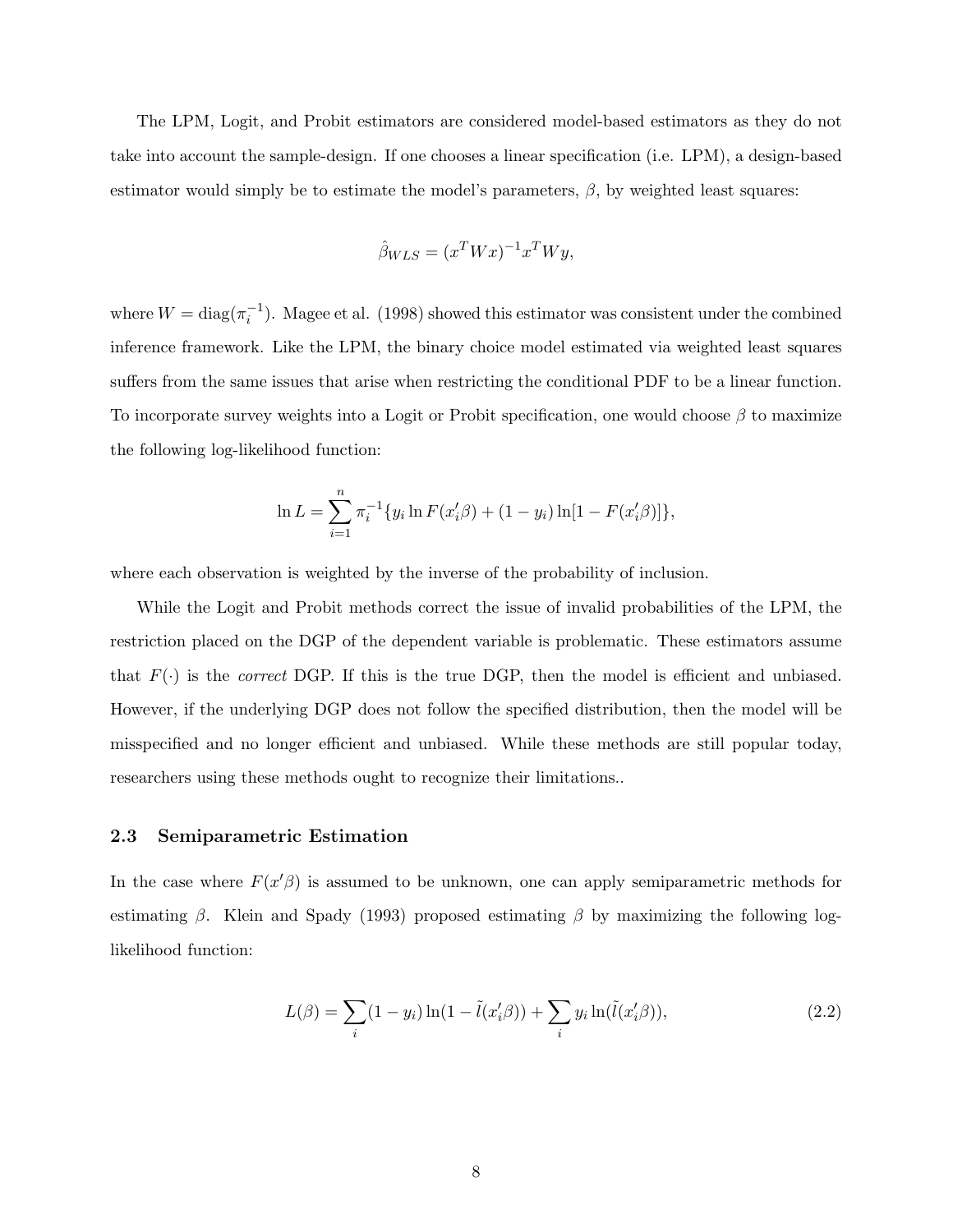The LPM, Logit, and Probit estimators are considered model-based estimators as they do not take into account the sample-design. If one chooses a linear specification (i.e. LPM), a design-based estimator would simply be to estimate the model's parameters, $\beta$, by weighted least squares:

$$\hat{\beta}_{WLS} = (x^T W x)^{-1} x^T W y,$$

where $W = \text{diag}(\pi_i^{-1})$. Magee et al. (1998) showed this estimator was consistent under the combined inference framework. Like the LPM, the binary choice model estimated via weighted least squares suffers from the same issues that arise when restricting the conditional PDF to be a linear function. To incorporate survey weights into a Logit or Probit specification, one would choose $\beta$ to maximize the following log-likelihood function:

$$\ln L = \sum_{i=1}^{n} \pi_i^{-1} \{ y_i \ln F(x_i'\beta) + (1 - y_i) \ln[1 - F(x_i'\beta)] \},$$

where each observation is weighted by the inverse of the probability of inclusion.

While the Logit and Probit methods correct the issue of invalid probabilities of the LPM, the restriction placed on the DGP of the dependent variable is problematic. These estimators assume that $F(\cdot)$ is the *correct* DGP. If this is the true DGP, then the model is efficient and unbiased. However, if the underlying DGP does not follow the specified distribution, then the model will be misspecified and no longer efficient and unbiased. While these methods are still popular today, researchers using these methods ought to recognize their limitations..

### 2.3 Semiparametric Estimation

In the case where $F(x'\beta)$ is assumed to be unknown, one can apply semiparametric methods for estimating $\beta$. Klein and Spady (1993) proposed estimating $\beta$ by maximizing the following log-likelihood function:

$$L(\beta) = \sum_i (1 - y_i) \ln(1 - \tilde{l}(x_i'\beta)) + \sum_i y_i \ln(\tilde{l}(x_i'\beta)), \tag{2.2}$$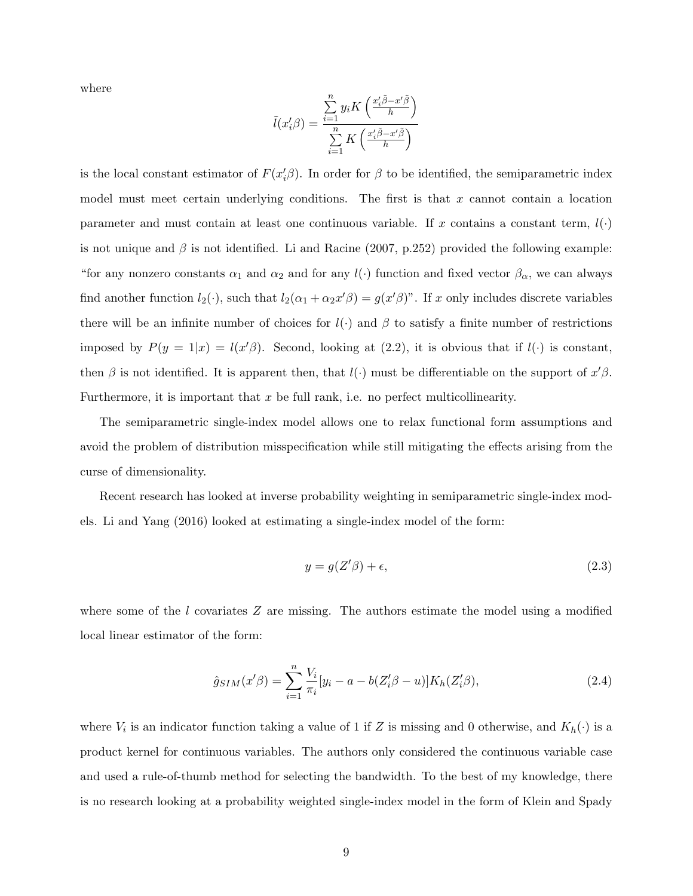where

$$\tilde{l}(x_i'\beta) = \frac{\sum_{i=1}^{n} y_i K\left(\frac{x_i'\tilde{\beta} - x'\tilde{\beta}}{h}\right)}{\sum_{i=1}^{n} K\left(\frac{x_i'\tilde{\beta} - x'\tilde{\beta}}{h}\right)}$$

is the local constant estimator of $F(x_i'\beta)$. In order for $\beta$ to be identified, the semiparametric index model must meet certain underlying conditions. The first is that $x$ cannot contain a location parameter and must contain at least one continuous variable. If $x$ contains a constant term, $l(\cdot)$ is not unique and $\beta$ is not identified. Li and Racine (2007, p.252) provided the following example: "for any nonzero constants $\alpha_1$ and $\alpha_2$ and for any $l(\cdot)$ function and fixed vector $\beta_\alpha$, we can always find another function $l_2(\cdot)$, such that $l_2(\alpha_1 + \alpha_2 x'\beta) = g(x'\beta)$". If $x$ only includes discrete variables there will be an infinite number of choices for $l(\cdot)$ and $\beta$ to satisfy a finite number of restrictions imposed by $P(y = 1|x) = l(x'\beta)$. Second, looking at (2.2), it is obvious that if $l(\cdot)$ is constant, then $\beta$ is not identified. It is apparent then, that $l(\cdot)$ must be differentiable on the support of $x'\beta$. Furthermore, it is important that $x$ be full rank, i.e. no perfect multicollinearity.

The semiparametric single-index model allows one to relax functional form assumptions and avoid the problem of distribution misspecification while still mitigating the effects arising from the curse of dimensionality.

Recent research has looked at inverse probability weighting in semiparametric single-index models. Li and Yang (2016) looked at estimating a single-index model of the form:

$$y = g(Z'\beta) + \epsilon, \tag{2.3}$$

where some of the $l$ covariates $Z$ are missing. The authors estimate the model using a modified local linear estimator of the form:

$$\hat{g}_{SIM}(x'\beta) = \sum_{i=1}^{n} \frac{V_i}{\pi_i}[y_i - a - b(Z_i'\beta - u)]K_h(Z_i'\beta), \tag{2.4}$$

where $V_i$ is an indicator function taking a value of 1 if $Z$ is missing and 0 otherwise, and $K_h(\cdot)$ is a product kernel for continuous variables. The authors only considered the continuous variable case and used a rule-of-thumb method for selecting the bandwidth. To the best of my knowledge, there is no research looking at a probability weighted single-index model in the form of Klein and Spady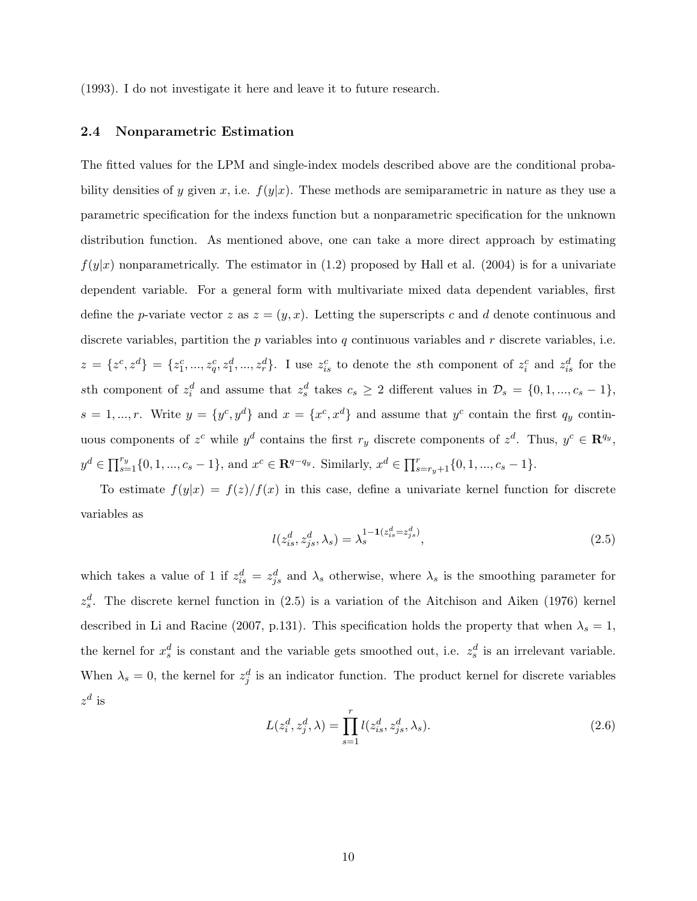(1993). I do not investigate it here and leave it to future research.

### 2.4 Nonparametric Estimation

The fitted values for the LPM and single-index models described above are the conditional probability densities of $y$ given $x$, i.e. $f(y|x)$. These methods are semiparametric in nature as they use a parametric specification for the indexs function but a nonparametric specification for the unknown distribution function. As mentioned above, one can take a more direct approach by estimating $f(y|x)$ nonparametrically. The estimator in (1.2) proposed by Hall et al. (2004) is for a univariate dependent variable. For a general form with multivariate mixed data dependent variables, first define the $p$-variate vector $z$ as $z = (y, x)$. Letting the superscripts $c$ and $d$ denote continuous and discrete variables, partition the $p$ variables into $q$ continuous variables and $r$ discrete variables, i.e. $z = \{z^c, z^d\} = \{z^c_1, ..., z^c_q, z^d_1, ..., z^d_r\}$. I use $z^c_{is}$ to denote the $s$th component of $z^c_i$ and $z^d_{is}$ for the $s$th component of $z^d_i$ and assume that $z^d_s$ takes $c_s \geq 2$ different values in $\mathcal{D}_s = \{0, 1, ..., c_s - 1\}$, $s = 1, ..., r$. Write $y = \{y^c, y^d\}$ and $x = \{x^c, x^d\}$ and assume that $y^c$ contain the first $q_y$ continuous components of $z^c$ while $y^d$ contains the first $r_y$ discrete components of $z^d$. Thus, $y^c \in \mathbf{R}^{q_y}$, $y^d \in \prod_{s=1}^{r_y}\{0, 1, ..., c_s - 1\}$, and $x^c \in \mathbf{R}^{q-q_y}$. Similarly, $x^d \in \prod_{s=r_y+1}^{r}\{0, 1, ..., c_s - 1\}$.

To estimate $f(y|x) = f(z)/f(x)$ in this case, define a univariate kernel function for discrete variables as

$$l(z^d_{is}, z^d_{js}, \lambda_s) = \lambda_s^{1-\mathbf{1}(z^d_{is}=z^d_{js})}, \tag{2.5}$$

which takes a value of 1 if $z^d_{is} = z^d_{js}$ and $\lambda_s$ otherwise, where $\lambda_s$ is the smoothing parameter for $z^d_s$. The discrete kernel function in (2.5) is a variation of the Aitchison and Aiken (1976) kernel described in Li and Racine (2007, p.131). This specification holds the property that when $\lambda_s = 1$, the kernel for $x^d_s$ is constant and the variable gets smoothed out, i.e. $z^d_s$ is an irrelevant variable. When $\lambda_s = 0$, the kernel for $z^d_j$ is an indicator function. The product kernel for discrete variables $z^d$ is

$$L(z^d_i, z^d_j, \lambda) = \prod_{s=1}^{r} l(z^d_{is}, z^d_{js}, \lambda_s). \tag{2.6}$$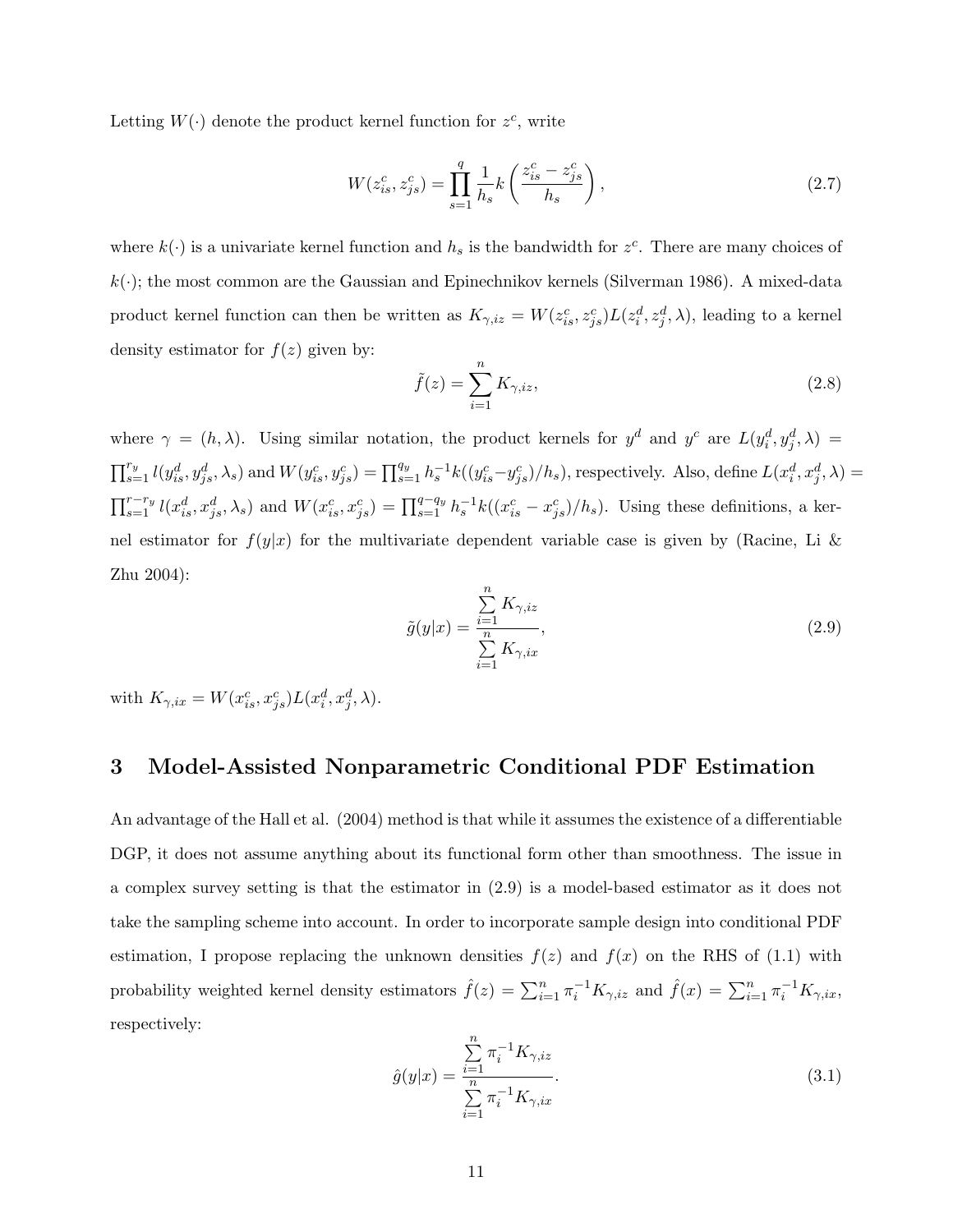Letting $W(\cdot)$ denote the product kernel function for $z^c$, write

$$W(z^c_{is}, z^c_{js}) = \prod_{s=1}^{q} \frac{1}{h_s} k\left(\frac{z^c_{is} - z^c_{js}}{h_s}\right), \tag{2.7}$$

where $k(\cdot)$ is a univariate kernel function and $h_s$ is the bandwidth for $z^c$. There are many choices of $k(\cdot)$; the most common are the Gaussian and Epinechnikov kernels (Silverman 1986). A mixed-data product kernel function can then be written as $K_{\gamma,iz} = W(z^c_{is}, z^c_{js})L(z^d_i, z^d_j, \lambda)$, leading to a kernel density estimator for $f(z)$ given by:

$$\tilde{f}(z) = \sum_{i=1}^{n} K_{\gamma,iz}, \tag{2.8}$$

where $\gamma = (h, \lambda)$. Using similar notation, the product kernels for $y^d$ and $y^c$ are $L(y^d_i, y^d_j, \lambda) = \prod_{s=1}^{r_y} l(y^d_{is}, y^d_{js}, \lambda_s)$ and $W(y^c_{is}, y^c_{js}) = \prod_{s=1}^{q_y} h_s^{-1} k((y^c_{is} - y^c_{js})/h_s)$, respectively. Also, define $L(x^d_i, x^d_j, \lambda) = \prod_{s=1}^{r-r_y} l(x^d_{is}, x^d_{js}, \lambda_s)$ and $W(x^c_{is}, x^c_{js}) = \prod_{s=1}^{q-q_y} h_s^{-1} k((x^c_{is} - x^c_{js})/h_s)$. Using these definitions, a kernel estimator for $f(y|x)$ for the multivariate dependent variable case is given by (Racine, Li & Zhu 2004):

$$\tilde{g}(y|x) = \frac{\sum_{i=1}^{n} K_{\gamma,iz}}{\sum_{i=1}^{n} K_{\gamma,ix}}, \tag{2.9}$$

with $K_{\gamma,ix} = W(x^c_{is}, x^c_{js})L(x^d_i, x^d_j, \lambda)$.

# 3 Model-Assisted Nonparametric Conditional PDF Estimation

An advantage of the Hall et al. (2004) method is that while it assumes the existence of a differentiable DGP, it does not assume anything about its functional form other than smoothness. The issue in a complex survey setting is that the estimator in (2.9) is a model-based estimator as it does not take the sampling scheme into account. In order to incorporate sample design into conditional PDF estimation, I propose replacing the unknown densities $f(z)$ and $f(x)$ on the RHS of (1.1) with probability weighted kernel density estimators $\hat{f}(z) = \sum_{i=1}^{n} \pi_i^{-1} K_{\gamma,iz}$ and $\hat{f}(x) = \sum_{i=1}^{n} \pi_i^{-1} K_{\gamma,ix}$, respectively:

$$\hat{g}(y|x) = \frac{\sum_{i=1}^{n} \pi_i^{-1} K_{\gamma,iz}}{\sum_{i=1}^{n} \pi_i^{-1} K_{\gamma,ix}}. \tag{3.1}$$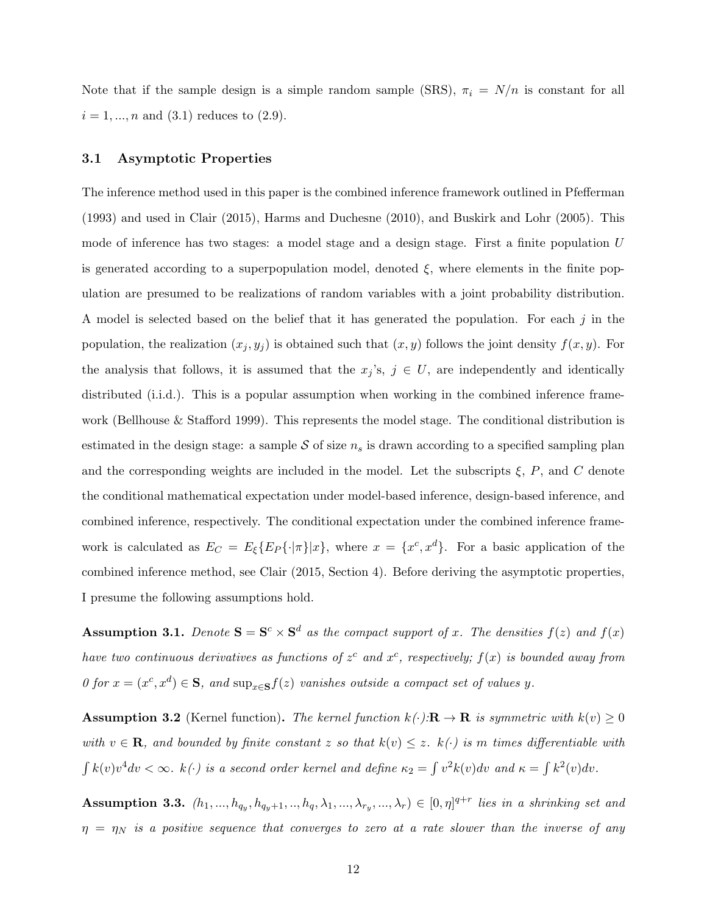Note that if the sample design is a simple random sample (SRS), $\pi_i = N/n$ is constant for all $i = 1, ..., n$ and (3.1) reduces to (2.9).

### 3.1 Asymptotic Properties

The inference method used in this paper is the combined inference framework outlined in Pfefferman (1993) and used in Clair (2015), Harms and Duchesne (2010), and Buskirk and Lohr (2005). This mode of inference has two stages: a model stage and a design stage. First a finite population $U$ is generated according to a superpopulation model, denoted $\xi$, where elements in the finite population are presumed to be realizations of random variables with a joint probability distribution. A model is selected based on the belief that it has generated the population. For each $j$ in the population, the realization $(x_j, y_j)$ is obtained such that $(x, y)$ follows the joint density $f(x, y)$. For the analysis that follows, it is assumed that the $x_j$'s, $j \in U$, are independently and identically distributed (i.i.d.). This is a popular assumption when working in the combined inference framework (Bellhouse & Stafford 1999). This represents the model stage. The conditional distribution is estimated in the design stage: a sample $\mathcal{S}$ of size $n_s$ is drawn according to a specified sampling plan and the corresponding weights are included in the model. Let the subscripts $\xi$, $P$, and $C$ denote the conditional mathematical expectation under model-based inference, design-based inference, and combined inference, respectively. The conditional expectation under the combined inference framework is calculated as $E_C = E_\xi\{E_P\{\cdot|\pi\}|x\}$, where $x = \{x^c, x^d\}$. For a basic application of the combined inference method, see Clair (2015, Section 4). Before deriving the asymptotic properties, I presume the following assumptions hold.

**Assumption 3.1.** *Denote $\mathbf{S} = \mathbf{S}^c \times \mathbf{S}^d$ as the compact support of $x$. The densities $f(z)$ and $f(x)$ have two continuous derivatives as functions of $z^c$ and $x^c$, respectively; $f(x)$ is bounded away from 0 for $x = (x^c, x^d) \in \mathbf{S}$, and $\sup_{x \in \mathbf{S}} f(z)$ vanishes outside a compact set of values $y$.*

**Assumption 3.2** (Kernel function)**.** *The kernel function $k(\cdot)$:$\mathbf{R} \to \mathbf{R}$ is symmetric with $k(v) \geq 0$ with $v \in \mathbf{R}$, and bounded by finite constant $z$ so that $k(v) \leq z$. $k(\cdot)$ is $m$ times differentiable with $\int k(v)v^4 dv < \infty$. $k(\cdot)$ is a second order kernel and define $\kappa_2 = \int v^2 k(v)dv$ and $\kappa = \int k^2(v)dv$.*

**Assumption 3.3.** *$(h_1, ..., h_{q_y}, h_{q_y+1}, .., h_q, \lambda_1, ..., \lambda_{r_y}, ..., \lambda_r) \in [0, \eta]^{q+r}$ lies in a shrinking set and $\eta = \eta_N$ is a positive sequence that converges to zero at a rate slower than the inverse of any*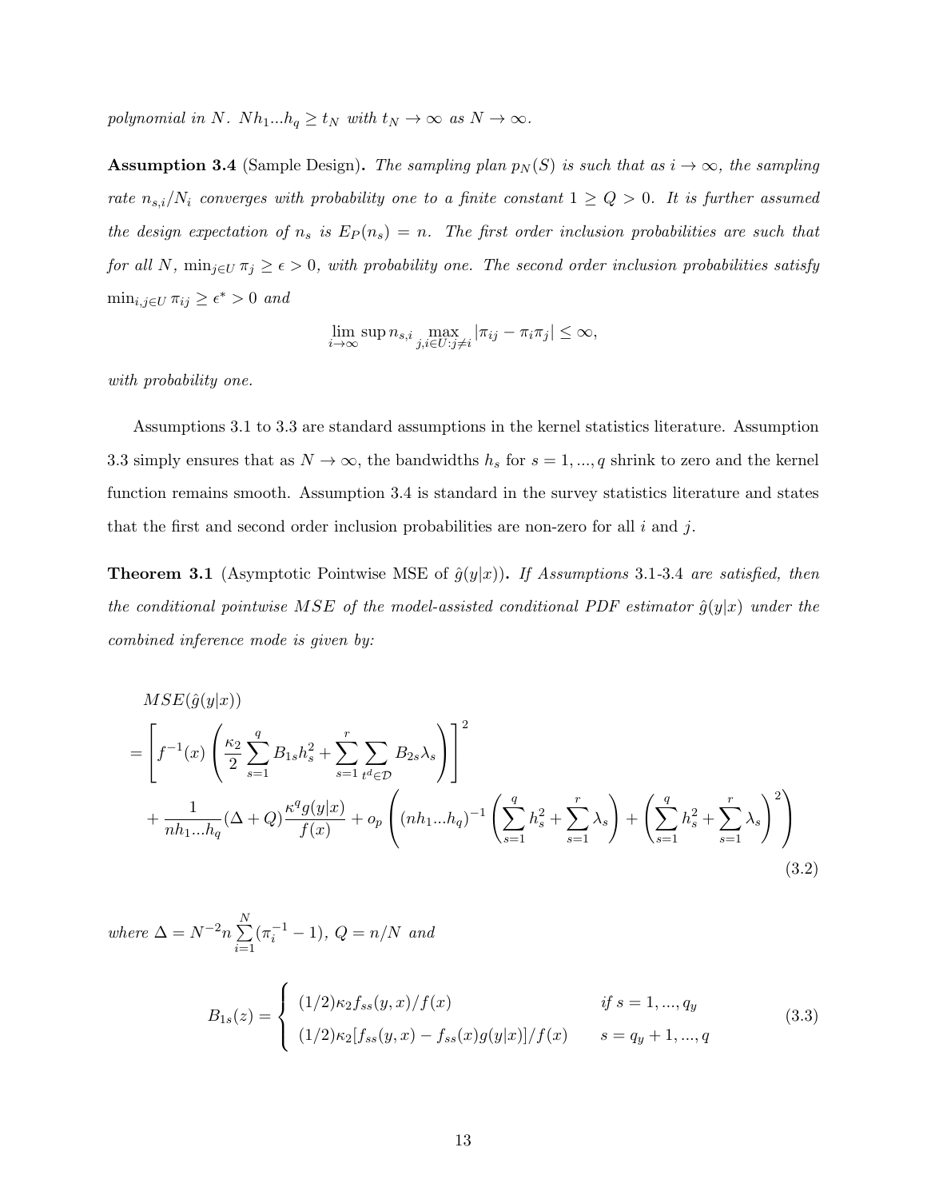*polynomial in N. $Nh_1...h_q \geq t_N$ with $t_N \to \infty$ as $N \to \infty$.*

**Assumption 3.4** (Sample Design)**.** *The sampling plan $p_N(S)$ is such that as $i \to \infty$, the sampling rate $n_{s,i}/N_i$ converges with probability one to a finite constant $1 \geq Q > 0$. It is further assumed the design expectation of $n_s$ is $E_P(n_s) = n$. The first order inclusion probabilities are such that for all $N$, $\min_{j \in U} \pi_j \geq \epsilon > 0$, with probability one. The second order inclusion probabilities satisfy $\min_{i,j \in U} \pi_{ij} \geq \epsilon^* > 0$ and*

$$\lim_{i \to \infty} \sup n_{s,i} \max_{j,i \in U: j \neq i} |\pi_{ij} - \pi_i \pi_j| \leq \infty,$$

*with probability one.*

Assumptions 3.1 to 3.3 are standard assumptions in the kernel statistics literature. Assumption 3.3 simply ensures that as $N \to \infty$, the bandwidths $h_s$ for $s = 1, ..., q$ shrink to zero and the kernel function remains smooth. Assumption 3.4 is standard in the survey statistics literature and states that the first and second order inclusion probabilities are non-zero for all $i$ and $j$.

**Theorem 3.1** (Asymptotic Pointwise MSE of $\hat{g}(y|x)$)**.** *If Assumptions 3.1-3.4 are satisfied, then the conditional pointwise MSE of the model-assisted conditional PDF estimator $\hat{g}(y|x)$ under the combined inference mode is given by:*

$$\begin{aligned}
&MSE(\hat{g}(y|x)) \\
&= \left[ f^{-1}(x) \left( \frac{\kappa_2}{2} \sum_{s=1}^{q} B_{1s} h_s^2 + \sum_{s=1}^{r} \sum_{t^d \in \mathcal{D}} B_{2s} \lambda_s \right) \right]^2 \\
&\quad + \frac{1}{nh_1...h_q} (\Delta + Q) \frac{\kappa^q g(y|x)}{f(x)} + o_p \left( (nh_1...h_q)^{-1} \left( \sum_{s=1}^{q} h_s^2 + \sum_{s=1}^{r} \lambda_s \right) + \left( \sum_{s=1}^{q} h_s^2 + \sum_{s=1}^{r} \lambda_s \right)^2 \right)
\end{aligned} \tag{3.2}$$

*where $\Delta = N^{-2} n \sum_{i=1}^{N} (\pi_i^{-1} - 1)$, $Q = n/N$ and*

$$B_{1s}(z) = \begin{cases} (1/2)\kappa_2 f_{ss}(y, x)/f(x) & \text{if } s = 1, ..., q_y \\ (1/2)\kappa_2 [f_{ss}(y, x) - f_{ss}(x) g(y|x)]/f(x) & s = q_y + 1, ..., q \end{cases} \tag{3.3}$$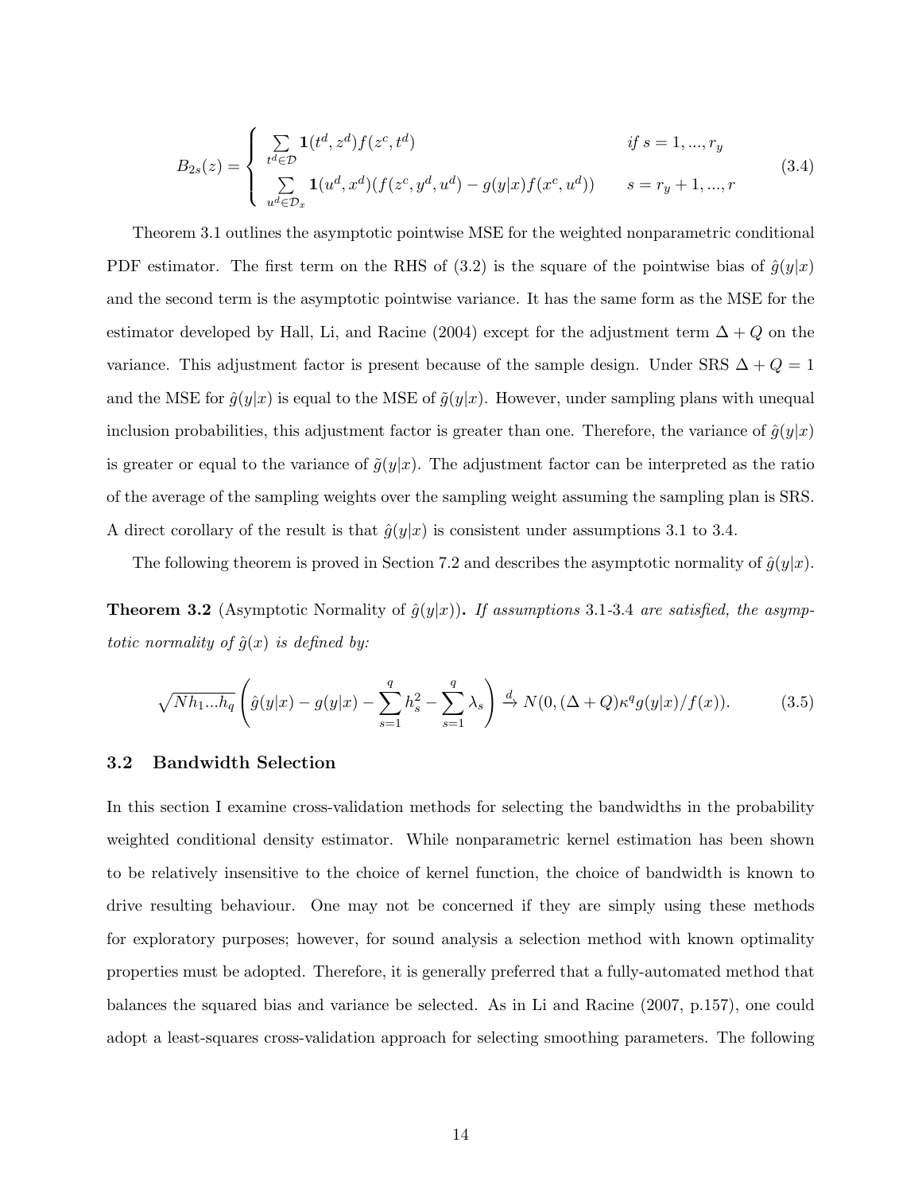$$
B_{2s}(z) = \begin{cases} \sum_{t^d \in \mathcal{D}} \mathbf{1}(t^d, z^d) f(z^c, t^d) & \textit{if } s = 1, ..., r_y \\ \sum_{u^d \in \mathcal{D}_x} \mathbf{1}(u^d, x^d)(f(z^c, y^d, u^d) - g(y|x) f(x^c, u^d)) & s = r_y + 1, ..., r \end{cases} \tag{3.4}
$$

Theorem 3.1 outlines the asymptotic pointwise MSE for the weighted nonparametric conditional PDF estimator. The first term on the RHS of (3.2) is the square of the pointwise bias of $\hat{g}(y|x)$ and the second term is the asymptotic pointwise variance. It has the same form as the MSE for the estimator developed by Hall, Li, and Racine (2004) except for the adjustment term $\Delta + Q$ on the variance. This adjustment factor is present because of the sample design. Under SRS $\Delta + Q = 1$ and the MSE for $\hat{g}(y|x)$ is equal to the MSE of $\tilde{g}(y|x)$. However, under sampling plans with unequal inclusion probabilities, this adjustment factor is greater than one. Therefore, the variance of $\hat{g}(y|x)$ is greater or equal to the variance of $\tilde{g}(y|x)$. The adjustment factor can be interpreted as the ratio of the average of the sampling weights over the sampling weight assuming the sampling plan is SRS. A direct corollary of the result is that $\hat{g}(y|x)$ is consistent under assumptions 3.1 to 3.4.

The following theorem is proved in Section 7.2 and describes the asymptotic normality of $\hat{g}(y|x)$.

**Theorem 3.2** (Asymptotic Normality of $\hat{g}(y|x)$)**.** *If assumptions* 3.1-3.4 *are satisfied, the asymptotic normality of $\hat{g}(x)$ is defined by:*

$$
\sqrt{Nh_1 ... h_q} \left( \hat{g}(y|x) - g(y|x) - \sum_{s=1}^{q} h_s^2 - \sum_{s=1}^{q} \lambda_s \right) \xrightarrow{d} N(0, (\Delta + Q)\kappa^q g(y|x)/f(x)). \tag{3.5}
$$

### 3.2 Bandwidth Selection

In this section I examine cross-validation methods for selecting the bandwidths in the probability weighted conditional density estimator. While nonparametric kernel estimation has been shown to be relatively insensitive to the choice of kernel function, the choice of bandwidth is known to drive resulting behaviour. One may not be concerned if they are simply using these methods for exploratory purposes; however, for sound analysis a selection method with known optimality properties must be adopted. Therefore, it is generally preferred that a fully-automated method that balances the squared bias and variance be selected. As in Li and Racine (2007, p.157), one could adopt a least-squares cross-validation approach for selecting smoothing parameters. The following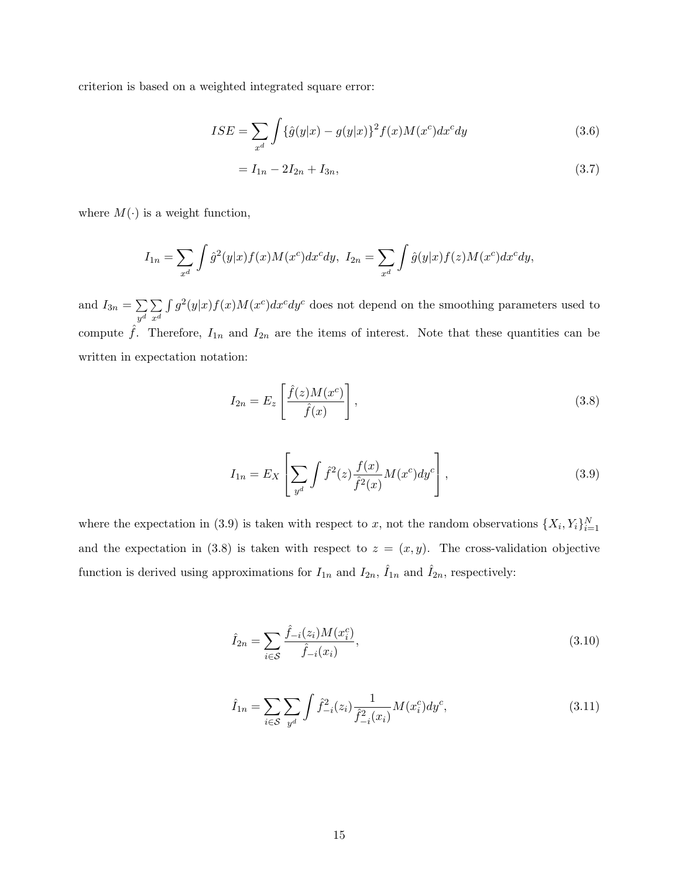criterion is based on a weighted integrated square error:

$$ISE = \sum_{x^d} \int \{\hat{g}(y|x) - g(y|x)\}^2 f(x) M(x^c) dx^c dy \tag{3.6}$$

$$= I_{1n} - 2I_{2n} + I_{3n}, \tag{3.7}$$

where $M(\cdot)$ is a weight function,

$$I_{1n} = \sum_{x^d} \int \hat{g}^2(y|x) f(x) M(x^c) dx^c dy, \; I_{2n} = \sum_{x^d} \int \hat{g}(y|x) f(z) M(x^c) dx^c dy,$$

and $I_{3n} = \sum_{y^d} \sum_{x^d} \int g^2(y|x) f(x) M(x^c) dx^c dy^c$ does not depend on the smoothing parameters used to compute $\hat{f}$. Therefore, $I_{1n}$ and $I_{2n}$ are the items of interest. Note that these quantities can be written in expectation notation:

$$I_{2n} = E_z \left[ \frac{\hat{f}(z) M(x^c)}{\hat{f}(x)} \right], \tag{3.8}$$

$$I_{1n} = E_X \left[ \sum_{y^d} \int \hat{f}^2(z) \frac{f(x)}{\hat{f}^2(x)} M(x^c) dy^c \right], \tag{3.9}$$

where the expectation in (3.9) is taken with respect to $x$, not the random observations $\{X_i, Y_i\}_{i=1}^N$ and the expectation in (3.8) is taken with respect to $z = (x, y)$. The cross-validation objective function is derived using approximations for $I_{1n}$ and $I_{2n}$, $\hat{I}_{1n}$ and $\hat{I}_{2n}$, respectively:

$$\hat{I}_{2n} = \sum_{i \in \mathcal{S}} \frac{\hat{f}_{-i}(z_i) M(x_i^c)}{\hat{f}_{-i}(x_i)}, \tag{3.10}$$

$$\hat{I}_{1n} = \sum_{i \in \mathcal{S}} \sum_{y^d} \int \hat{f}_{-i}^2(z_i) \frac{1}{\hat{f}_{-i}^2(x_i)} M(x_i^c) dy^c, \tag{3.11}$$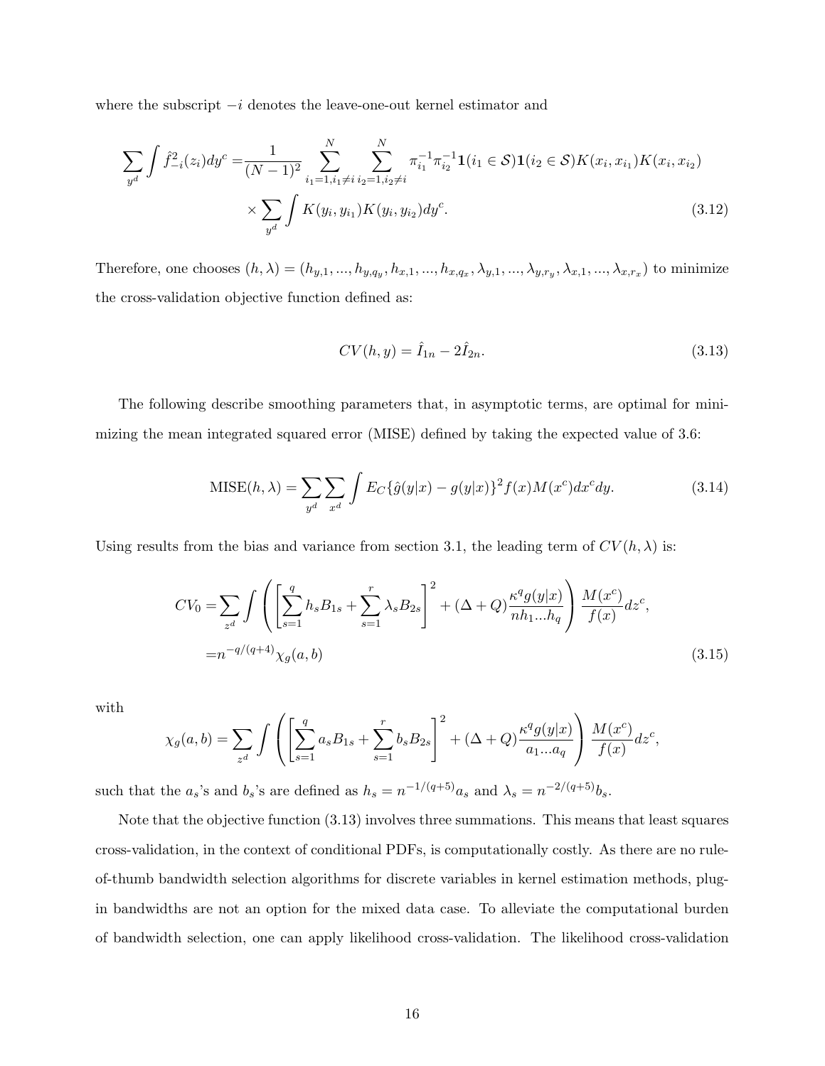where the subscript $-i$ denotes the leave-one-out kernel estimator and

$$\sum_{y^d} \int \hat{f}_{-i}^2(z_i) dy^c = \frac{1}{(N-1)^2} \sum_{i_1=1, i_1 \neq i}^{N} \sum_{i_2=1, i_2 \neq i}^{N} \pi_{i_1}^{-1} \pi_{i_2}^{-1} \mathbf{1}(i_1 \in \mathcal{S}) \mathbf{1}(i_2 \in \mathcal{S}) K(x_i, x_{i_1}) K(x_i, x_{i_2}) \times \sum_{y^d} \int K(y_i, y_{i_1}) K(y_i, y_{i_2}) dy^c. \tag{3.12}$$

Therefore, one chooses $(h, \lambda) = (h_{y,1}, ..., h_{y,q_y}, h_{x,1}, ..., h_{x,q_x}, \lambda_{y,1}, ..., \lambda_{y,r_y}, \lambda_{x,1}, ..., \lambda_{x,r_x})$ to minimize the cross-validation objective function defined as:

$$CV(h, y) = \hat{I}_{1n} - 2\hat{I}_{2n}. \tag{3.13}$$

The following describe smoothing parameters that, in asymptotic terms, are optimal for minimizing the mean integrated squared error (MISE) defined by taking the expected value of 3.6:

$$\text{MISE}(h, \lambda) = \sum_{y^d} \sum_{x^d} \int E_C\{\hat{g}(y|x) - g(y|x)\}^2 f(x) M(x^c) dx^c dy. \tag{3.14}$$

Using results from the bias and variance from section 3.1, the leading term of $CV(h, \lambda)$ is:

$$\begin{aligned} CV_0 =& \sum_{z^d} \int \left( \left[ \sum_{s=1}^{q} h_s B_{1s} + \sum_{s=1}^{r} \lambda_s B_{2s} \right]^2 + (\Delta + Q) \frac{\kappa^q g(y|x)}{nh_1 ... h_q} \right) \frac{M(x^c)}{f(x)} dz^c, \\ =& n^{-q/(q+4)} \chi_g(a, b) \end{aligned} \tag{3.15}$$

with

$$\chi_g(a, b) = \sum_{z^d} \int \left( \left[ \sum_{s=1}^{q} a_s B_{1s} + \sum_{s=1}^{r} b_s B_{2s} \right]^2 + (\Delta + Q) \frac{\kappa^q g(y|x)}{a_1 ... a_q} \right) \frac{M(x^c)}{f(x)} dz^c,$$

such that the $a_s$'s and $b_s$'s are defined as $h_s = n^{-1/(q+5)} a_s$ and $\lambda_s = n^{-2/(q+5)} b_s$.

Note that the objective function (3.13) involves three summations. This means that least squares cross-validation, in the context of conditional PDFs, is computationally costly. As there are no rule-of-thumb bandwidth selection algorithms for discrete variables in kernel estimation methods, plug-in bandwidths are not an option for the mixed data case. To alleviate the computational burden of bandwidth selection, one can apply likelihood cross-validation. The likelihood cross-validation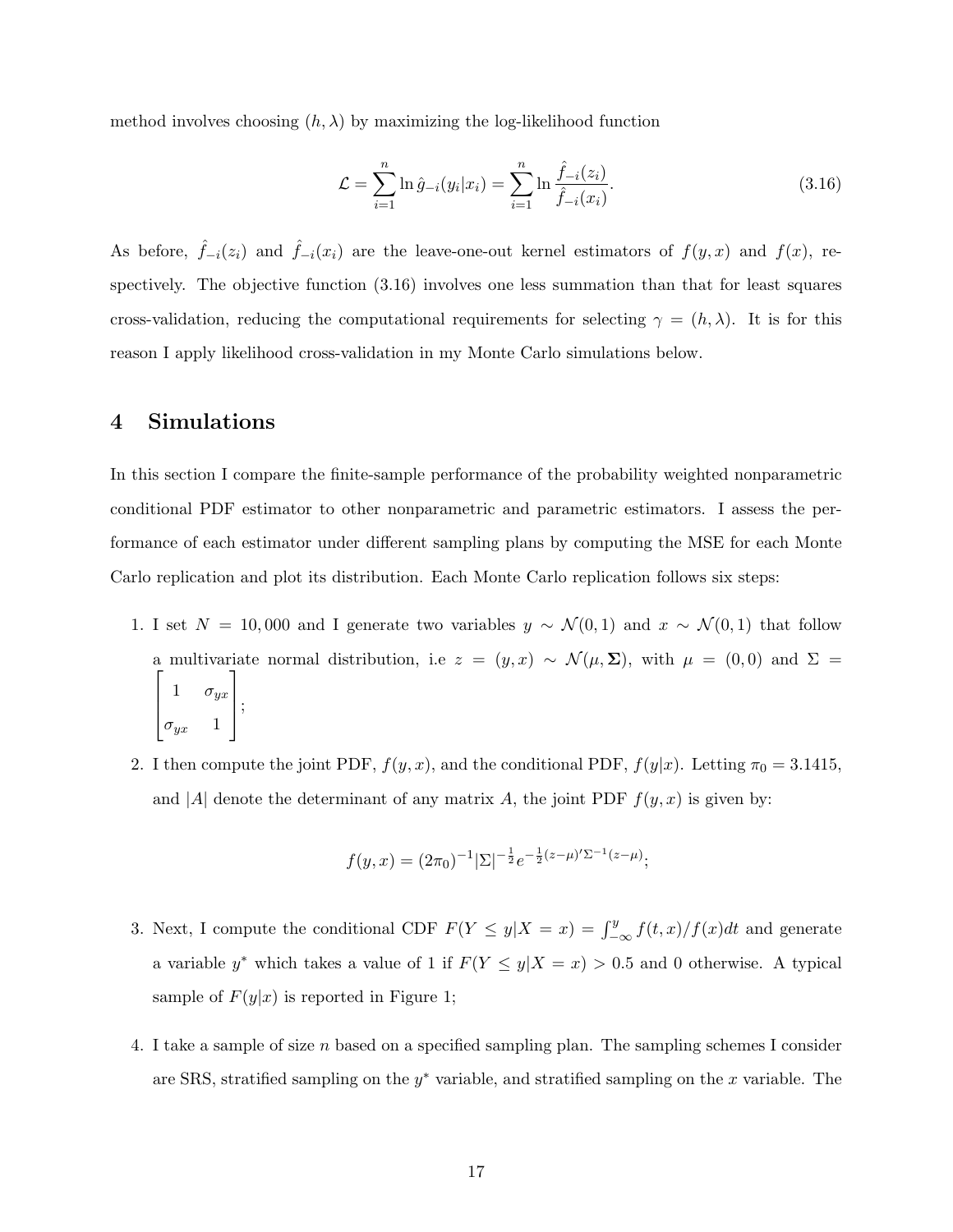method involves choosing $(h, \lambda)$ by maximizing the log-likelihood function

$$\mathcal{L} = \sum_{i=1}^{n} \ln \hat{g}_{-i}(y_i|x_i) = \sum_{i=1}^{n} \ln \frac{\hat{f}_{-i}(z_i)}{\hat{f}_{-i}(x_i)}. \tag{3.16}$$

As before, $\hat{f}_{-i}(z_i)$ and $\hat{f}_{-i}(x_i)$ are the leave-one-out kernel estimators of $f(y, x)$ and $f(x)$, respectively. The objective function (3.16) involves one less summation than that for least squares cross-validation, reducing the computational requirements for selecting $\gamma = (h, \lambda)$. It is for this reason I apply likelihood cross-validation in my Monte Carlo simulations below.

## 4 Simulations

In this section I compare the finite-sample performance of the probability weighted nonparametric conditional PDF estimator to other nonparametric and parametric estimators. I assess the performance of each estimator under different sampling plans by computing the MSE for each Monte Carlo replication and plot its distribution. Each Monte Carlo replication follows six steps:

1. I set $N = 10,000$ and I generate two variables $y \sim \mathcal{N}(0, 1)$ and $x \sim \mathcal{N}(0, 1)$ that follow a multivariate normal distribution, i.e $z = (y, x) \sim \mathcal{N}(\mu, \mathbf{\Sigma})$, with $\mu = (0, 0)$ and $\Sigma = \begin{bmatrix} 1 & \sigma_{yx} \\ \sigma_{yx} & 1 \end{bmatrix}$;

2. I then compute the joint PDF, $f(y, x)$, and the conditional PDF, $f(y|x)$. Letting $\pi_0 = 3.1415$, and $|A|$ denote the determinant of any matrix $A$, the joint PDF $f(y, x)$ is given by:

$$f(y, x) = (2\pi_0)^{-1}|\Sigma|^{-\frac{1}{2}} e^{-\frac{1}{2}(z-\mu)'\Sigma^{-1}(z-\mu)};$$

3. Next, I compute the conditional CDF $F(Y \leq y|X = x) = \int_{-\infty}^{y} f(t, x)/f(x)dt$ and generate a variable $y^*$ which takes a value of 1 if $F(Y \leq y|X = x) > 0.5$ and 0 otherwise. A typical sample of $F(y|x)$ is reported in Figure 1;

4. I take a sample of size $n$ based on a specified sampling plan. The sampling schemes I consider are SRS, stratified sampling on the $y^*$ variable, and stratified sampling on the $x$ variable. The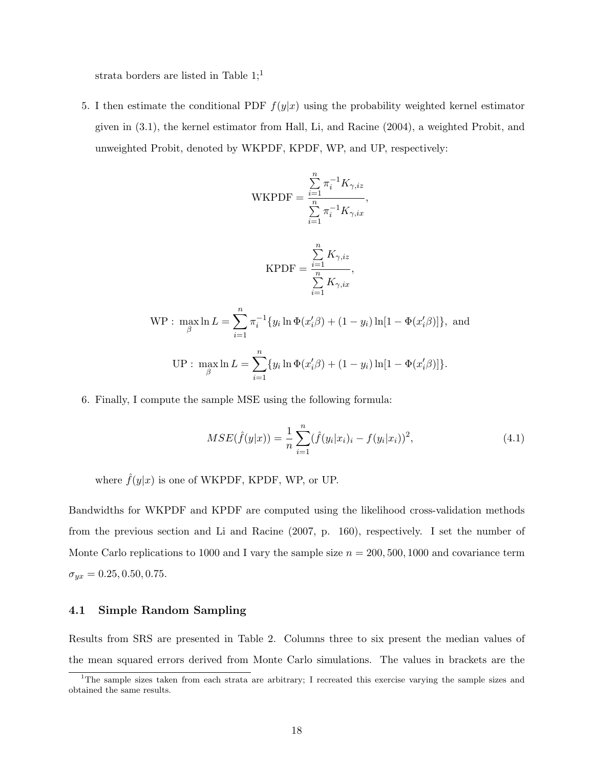strata borders are listed in Table 1;[1]

5. I then estimate the conditional PDF $f(y|x)$ using the probability weighted kernel estimator given in (3.1), the kernel estimator from Hall, Li, and Racine (2004), a weighted Probit, and unweighted Probit, denoted by WKPDF, KPDF, WP, and UP, respectively:

$$\text{WKPDF} = \frac{\sum_{i=1}^{n} \pi_i^{-1} K_{\gamma,iz}}{\sum_{i=1}^{n} \pi_i^{-1} K_{\gamma,ix}},$$

$$\text{KPDF} = \frac{\sum_{i=1}^{n} K_{\gamma,iz}}{\sum_{i=1}^{n} K_{\gamma,ix}},$$

$$\text{WP}: \max_{\beta} \ln L = \sum_{i=1}^{n} \pi_i^{-1} \{ y_i \ln \Phi(x_i'\beta) + (1 - y_i) \ln[1 - \Phi(x_i'\beta)] \}, \text{ and}$$

$$\text{UP}: \max_{\beta} \ln L = \sum_{i=1}^{n} \{ y_i \ln \Phi(x_i'\beta) + (1 - y_i) \ln[1 - \Phi(x_i'\beta)] \}.$$

6. Finally, I compute the sample MSE using the following formula:

$$MSE(\hat{f}(y|x)) = \frac{1}{n} \sum_{i=1}^{n} (\hat{f}(y_i|x_i)_i - f(y_i|x_i))^2, \tag{4.1}$$

where $\hat{f}(y|x)$ is one of WKPDF, KPDF, WP, or UP.

Bandwidths for WKPDF and KPDF are computed using the likelihood cross-validation methods from the previous section and Li and Racine (2007, p. 160), respectively. I set the number of Monte Carlo replications to 1000 and I vary the sample size $n = 200, 500, 1000$ and covariance term $\sigma_{yx} = 0.25, 0.50, 0.75$.

### 4.1 Simple Random Sampling

Results from SRS are presented in Table 2. Columns three to six present the median values of the mean squared errors derived from Monte Carlo simulations. The values in brackets are the

[1] The sample sizes taken from each strata are arbitrary; I recreated this exercise varying the sample sizes and obtained the same results.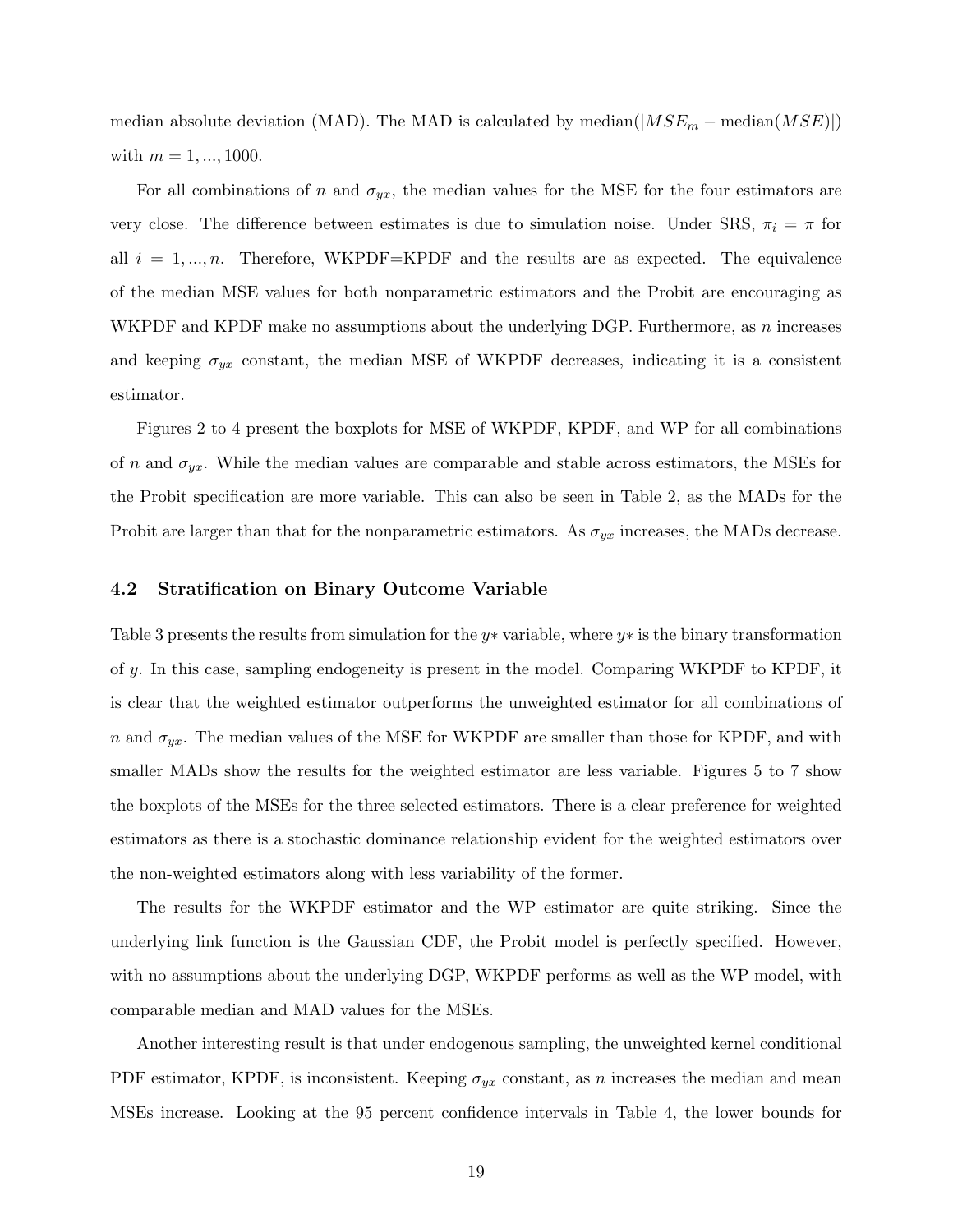median absolute deviation (MAD). The MAD is calculated by median($|MSE_m - \text{median}(MSE)|$) with $m = 1, ..., 1000$.

For all combinations of $n$ and $\sigma_{yx}$, the median values for the MSE for the four estimators are very close. The difference between estimates is due to simulation noise. Under SRS, $\pi_i = \pi$ for all $i = 1, ..., n$. Therefore, WKPDF=KPDF and the results are as expected. The equivalence of the median MSE values for both nonparametric estimators and the Probit are encouraging as WKPDF and KPDF make no assumptions about the underlying DGP. Furthermore, as $n$ increases and keeping $\sigma_{yx}$ constant, the median MSE of WKPDF decreases, indicating it is a consistent estimator.

Figures 2 to 4 present the boxplots for MSE of WKPDF, KPDF, and WP for all combinations of $n$ and $\sigma_{yx}$. While the median values are comparable and stable across estimators, the MSEs for the Probit specification are more variable. This can also be seen in Table 2, as the MADs for the Probit are larger than that for the nonparametric estimators. As $\sigma_{yx}$ increases, the MADs decrease.

### 4.2 Stratification on Binary Outcome Variable

Table 3 presents the results from simulation for the $y*$ variable, where $y*$ is the binary transformation of $y$. In this case, sampling endogeneity is present in the model. Comparing WKPDF to KPDF, it is clear that the weighted estimator outperforms the unweighted estimator for all combinations of $n$ and $\sigma_{yx}$. The median values of the MSE for WKPDF are smaller than those for KPDF, and with smaller MADs show the results for the weighted estimator are less variable. Figures 5 to 7 show the boxplots of the MSEs for the three selected estimators. There is a clear preference for weighted estimators as there is a stochastic dominance relationship evident for the weighted estimators over the non-weighted estimators along with less variability of the former.

The results for the WKPDF estimator and the WP estimator are quite striking. Since the underlying link function is the Gaussian CDF, the Probit model is perfectly specified. However, with no assumptions about the underlying DGP, WKPDF performs as well as the WP model, with comparable median and MAD values for the MSEs.

Another interesting result is that under endogenous sampling, the unweighted kernel conditional PDF estimator, KPDF, is inconsistent. Keeping $\sigma_{yx}$ constant, as $n$ increases the median and mean MSEs increase. Looking at the 95 percent confidence intervals in Table 4, the lower bounds for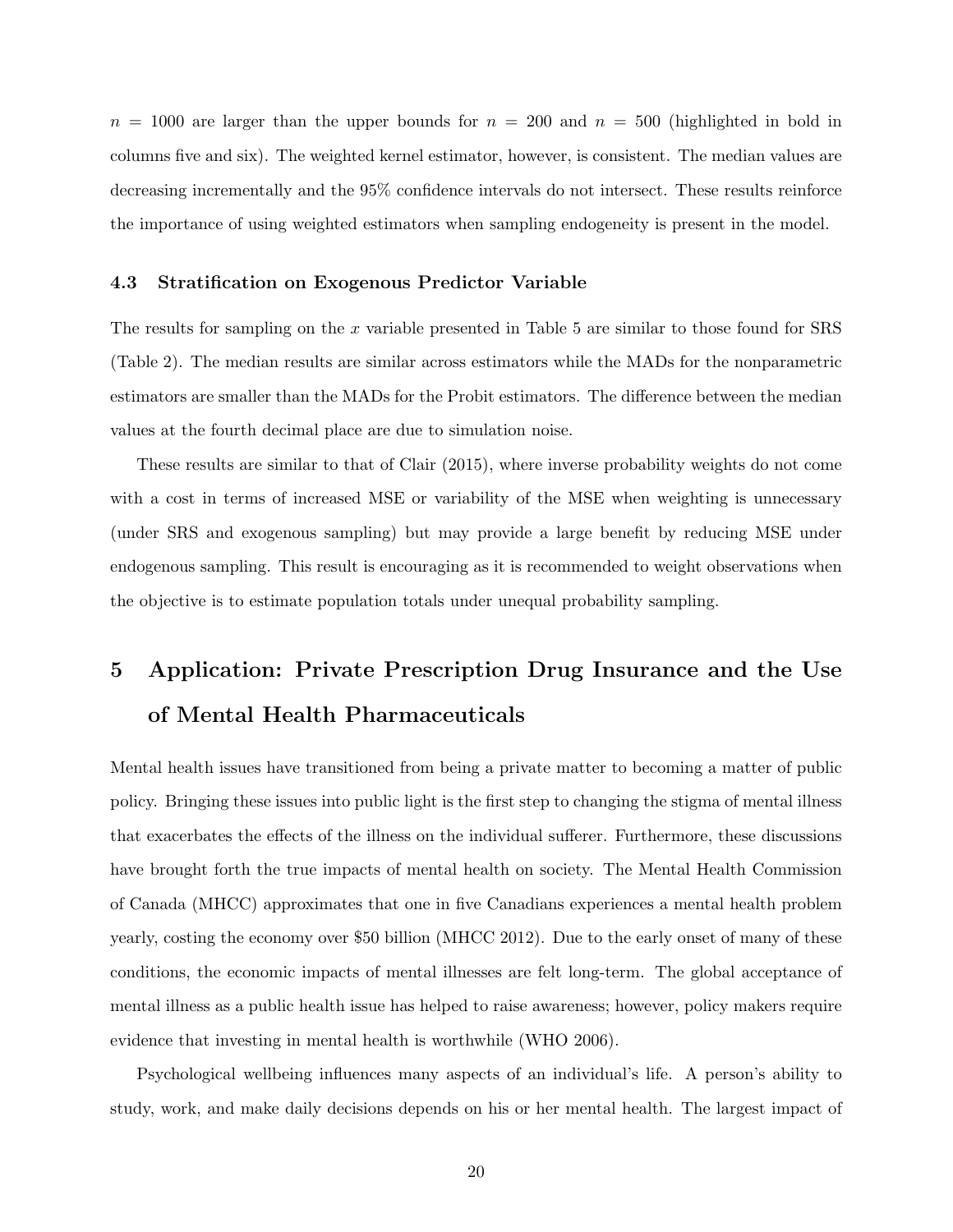$n = 1000$ are larger than the upper bounds for $n = 200$ and $n = 500$ (highlighted in bold in columns five and six). The weighted kernel estimator, however, is consistent. The median values are decreasing incrementally and the 95% confidence intervals do not intersect. These results reinforce the importance of using weighted estimators when sampling endogeneity is present in the model.

### 4.3 Stratification on Exogenous Predictor Variable

The results for sampling on the $x$ variable presented in Table 5 are similar to those found for SRS (Table 2). The median results are similar across estimators while the MADs for the nonparametric estimators are smaller than the MADs for the Probit estimators. The difference between the median values at the fourth decimal place are due to simulation noise.

These results are similar to that of Clair (2015), where inverse probability weights do not come with a cost in terms of increased MSE or variability of the MSE when weighting is unnecessary (under SRS and exogenous sampling) but may provide a large benefit by reducing MSE under endogenous sampling. This result is encouraging as it is recommended to weight observations when the objective is to estimate population totals under unequal probability sampling.

## 5 Application: Private Prescription Drug Insurance and the Use of Mental Health Pharmaceuticals

Mental health issues have transitioned from being a private matter to becoming a matter of public policy. Bringing these issues into public light is the first step to changing the stigma of mental illness that exacerbates the effects of the illness on the individual sufferer. Furthermore, these discussions have brought forth the true impacts of mental health on society. The Mental Health Commission of Canada (MHCC) approximates that one in five Canadians experiences a mental health problem yearly, costing the economy over $50 billion (MHCC 2012). Due to the early onset of many of these conditions, the economic impacts of mental illnesses are felt long-term. The global acceptance of mental illness as a public health issue has helped to raise awareness; however, policy makers require evidence that investing in mental health is worthwhile (WHO 2006).

Psychological wellbeing influences many aspects of an individual's life. A person's ability to study, work, and make daily decisions depends on his or her mental health. The largest impact of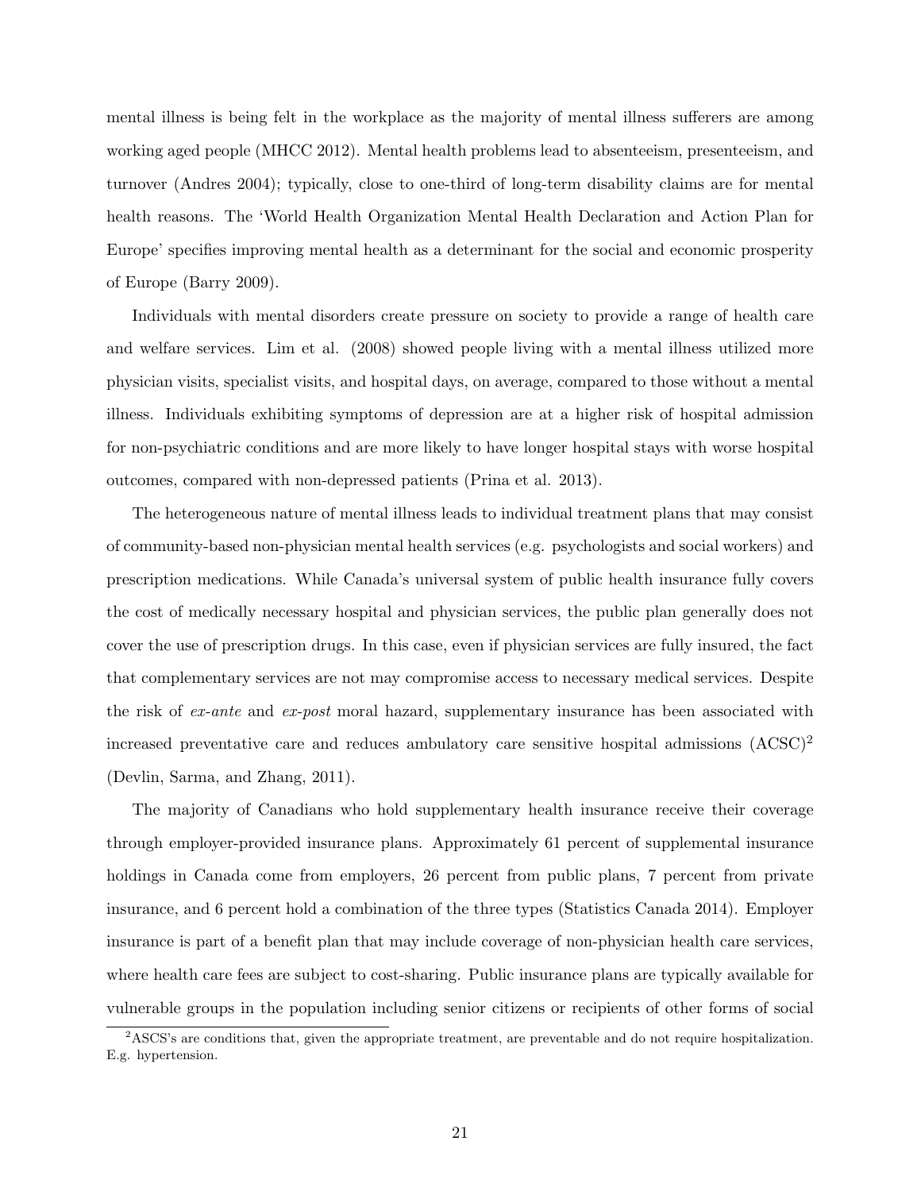mental illness is being felt in the workplace as the majority of mental illness sufferers are among working aged people (MHCC 2012). Mental health problems lead to absenteeism, presenteeism, and turnover (Andres 2004); typically, close to one-third of long-term disability claims are for mental health reasons. The 'World Health Organization Mental Health Declaration and Action Plan for Europe' specifies improving mental health as a determinant for the social and economic prosperity of Europe (Barry 2009).

Individuals with mental disorders create pressure on society to provide a range of health care and welfare services. Lim et al. (2008) showed people living with a mental illness utilized more physician visits, specialist visits, and hospital days, on average, compared to those without a mental illness. Individuals exhibiting symptoms of depression are at a higher risk of hospital admission for non-psychiatric conditions and are more likely to have longer hospital stays with worse hospital outcomes, compared with non-depressed patients (Prina et al. 2013).

The heterogeneous nature of mental illness leads to individual treatment plans that may consist of community-based non-physician mental health services (e.g. psychologists and social workers) and prescription medications. While Canada's universal system of public health insurance fully covers the cost of medically necessary hospital and physician services, the public plan generally does not cover the use of prescription drugs. In this case, even if physician services are fully insured, the fact that complementary services are not may compromise access to necessary medical services. Despite the risk of *ex-ante* and *ex-post* moral hazard, supplementary insurance has been associated with increased preventative care and reduces ambulatory care sensitive hospital admissions (ACSC)[2] (Devlin, Sarma, and Zhang, 2011).

The majority of Canadians who hold supplementary health insurance receive their coverage through employer-provided insurance plans. Approximately 61 percent of supplemental insurance holdings in Canada come from employers, 26 percent from public plans, 7 percent from private insurance, and 6 percent hold a combination of the three types (Statistics Canada 2014). Employer insurance is part of a benefit plan that may include coverage of non-physician health care services, where health care fees are subject to cost-sharing. Public insurance plans are typically available for vulnerable groups in the population including senior citizens or recipients of other forms of social

[2]ASCS's are conditions that, given the appropriate treatment, are preventable and do not require hospitalization. E.g. hypertension.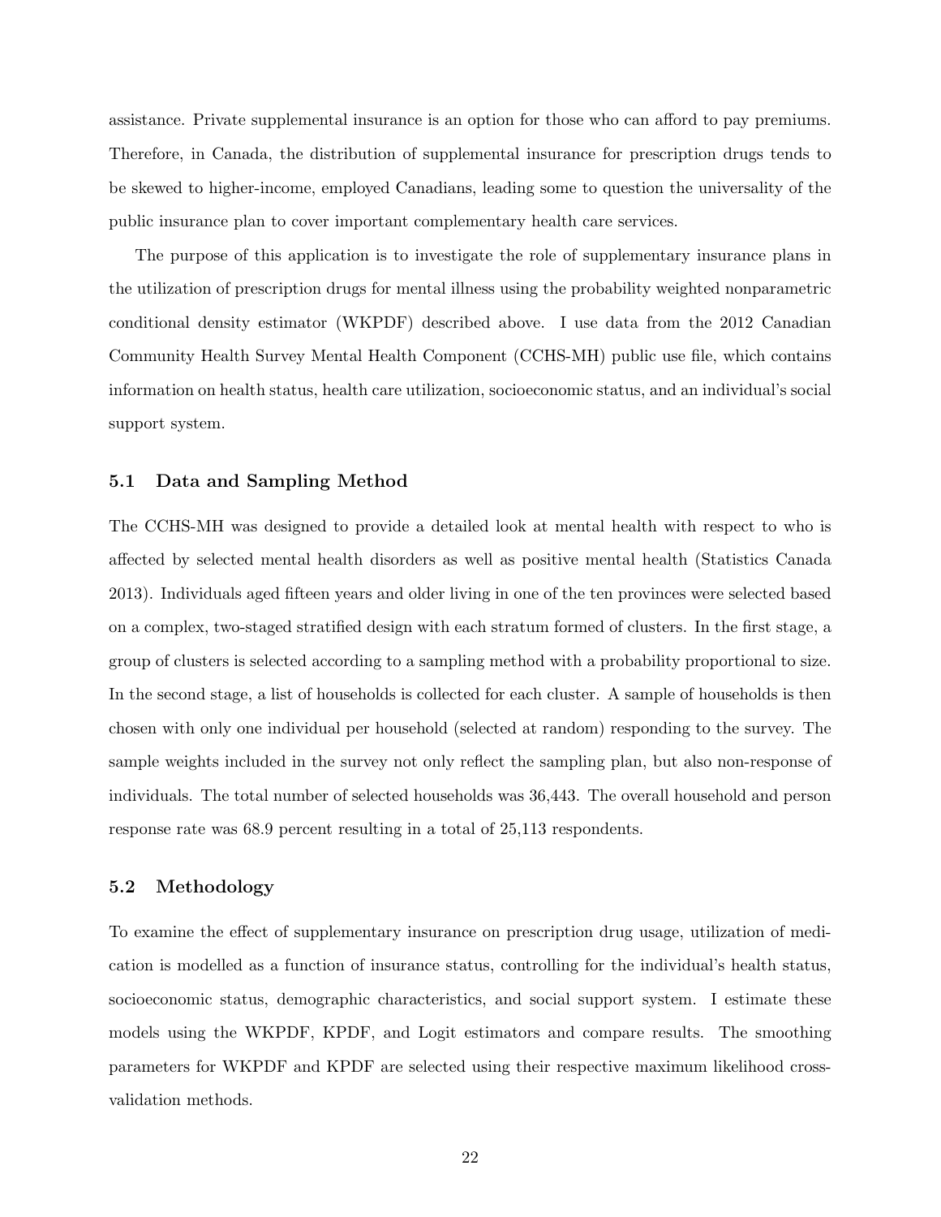assistance. Private supplemental insurance is an option for those who can afford to pay premiums. Therefore, in Canada, the distribution of supplemental insurance for prescription drugs tends to be skewed to higher-income, employed Canadians, leading some to question the universality of the public insurance plan to cover important complementary health care services.

The purpose of this application is to investigate the role of supplementary insurance plans in the utilization of prescription drugs for mental illness using the probability weighted nonparametric conditional density estimator (WKPDF) described above. I use data from the 2012 Canadian Community Health Survey Mental Health Component (CCHS-MH) public use file, which contains information on health status, health care utilization, socioeconomic status, and an individual's social support system.

### 5.1 Data and Sampling Method

The CCHS-MH was designed to provide a detailed look at mental health with respect to who is affected by selected mental health disorders as well as positive mental health (Statistics Canada 2013). Individuals aged fifteen years and older living in one of the ten provinces were selected based on a complex, two-staged stratified design with each stratum formed of clusters. In the first stage, a group of clusters is selected according to a sampling method with a probability proportional to size. In the second stage, a list of households is collected for each cluster. A sample of households is then chosen with only one individual per household (selected at random) responding to the survey. The sample weights included in the survey not only reflect the sampling plan, but also non-response of individuals. The total number of selected households was 36,443. The overall household and person response rate was 68.9 percent resulting in a total of 25,113 respondents.

### 5.2 Methodology

To examine the effect of supplementary insurance on prescription drug usage, utilization of medication is modelled as a function of insurance status, controlling for the individual's health status, socioeconomic status, demographic characteristics, and social support system. I estimate these models using the WKPDF, KPDF, and Logit estimators and compare results. The smoothing parameters for WKPDF and KPDF are selected using their respective maximum likelihood cross-validation methods.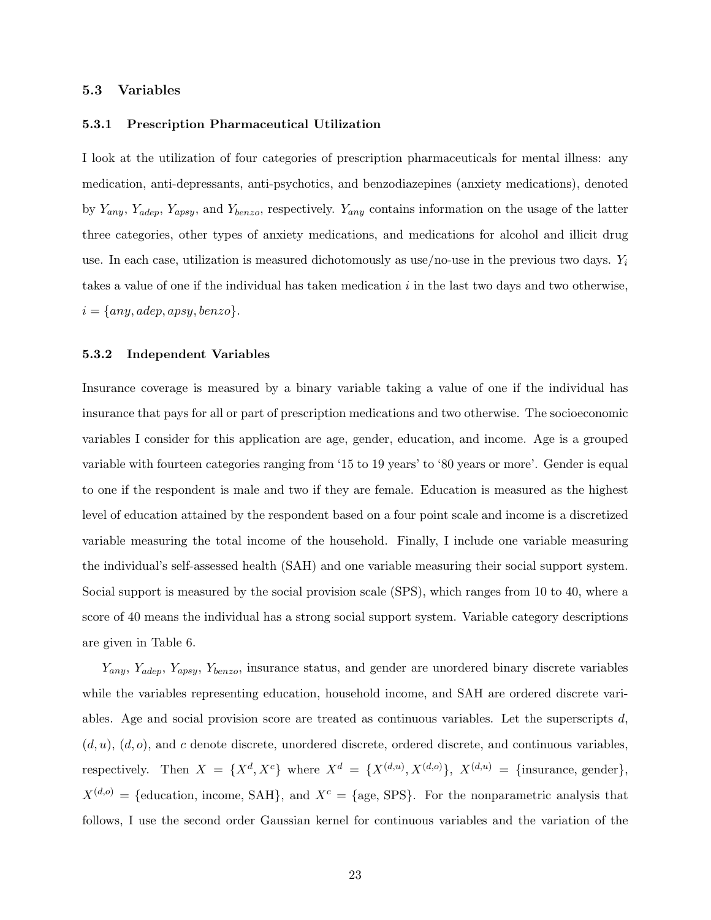### 5.3 Variables

#### 5.3.1 Prescription Pharmaceutical Utilization

I look at the utilization of four categories of prescription pharmaceuticals for mental illness: any medication, anti-depressants, anti-psychotics, and benzodiazepines (anxiety medications), denoted by $Y_{any}$, $Y_{adep}$, $Y_{apsy}$, and $Y_{benzo}$, respectively. $Y_{any}$ contains information on the usage of the latter three categories, other types of anxiety medications, and medications for alcohol and illicit drug use. In each case, utilization is measured dichotomously as use/no-use in the previous two days. $Y_i$ takes a value of one if the individual has taken medication $i$ in the last two days and two otherwise, $i = \{any, adep, apsy, benzo\}$.

#### 5.3.2 Independent Variables

Insurance coverage is measured by a binary variable taking a value of one if the individual has insurance that pays for all or part of prescription medications and two otherwise. The socioeconomic variables I consider for this application are age, gender, education, and income. Age is a grouped variable with fourteen categories ranging from '15 to 19 years' to '80 years or more'. Gender is equal to one if the respondent is male and two if they are female. Education is measured as the highest level of education attained by the respondent based on a four point scale and income is a discretized variable measuring the total income of the household. Finally, I include one variable measuring the individual's self-assessed health (SAH) and one variable measuring their social support system. Social support is measured by the social provision scale (SPS), which ranges from 10 to 40, where a score of 40 means the individual has a strong social support system. Variable category descriptions are given in Table 6.

$Y_{any}$, $Y_{adep}$, $Y_{apsy}$, $Y_{benzo}$, insurance status, and gender are unordered binary discrete variables while the variables representing education, household income, and SAH are ordered discrete variables. Age and social provision score are treated as continuous variables. Let the superscripts $d$, $(d, u)$, $(d, o)$, and $c$ denote discrete, unordered discrete, ordered discrete, and continuous variables, respectively. Then $X = \{X^d, X^c\}$ where $X^d = \{X^{(d,u)}, X^{(d,o)}\}$, $X^{(d,u)} = \{\text{insurance, gender}\}$, $X^{(d,o)} = \{\text{education, income, SAH}\}$, and $X^c = \{\text{age, SPS}\}$. For the nonparametric analysis that follows, I use the second order Gaussian kernel for continuous variables and the variation of the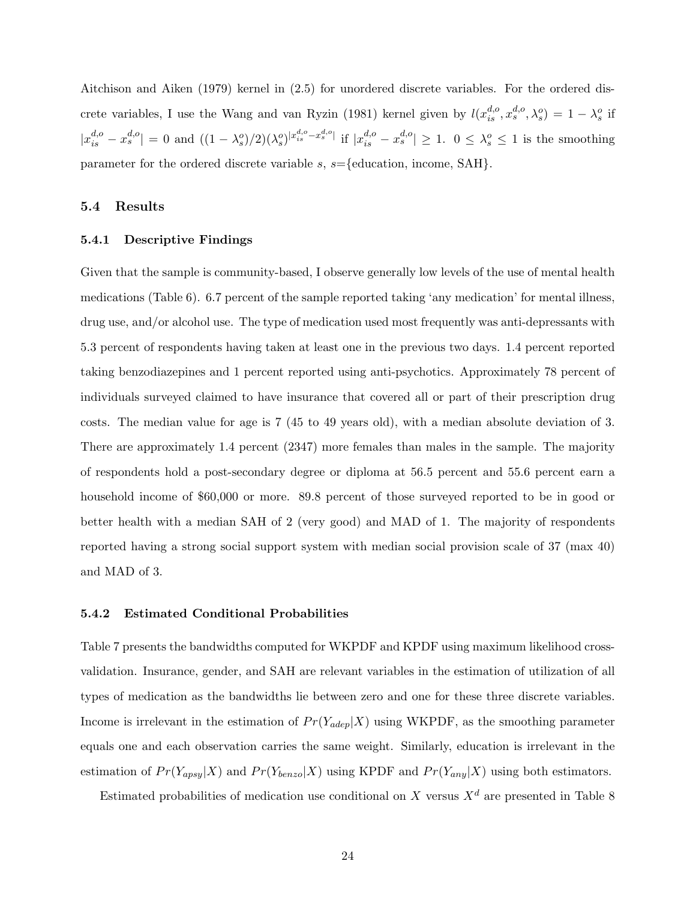Aitchison and Aiken (1979) kernel in (2.5) for unordered discrete variables. For the ordered discrete variables, I use the Wang and van Ryzin (1981) kernel given by $l(x_{is}^{d,o}, x_s^{d,o}, \lambda_s^o) = 1 - \lambda_s^o$ if $|x_{is}^{d,o} - x_s^{d,o}| = 0$ and $((1 - \lambda_s^o)/2)(\lambda_s^o)^{|x_{is}^{d,o} - x_s^{d,o}|}$ if $|x_{is}^{d,o} - x_s^{d,o}| \geq 1$. $0 \leq \lambda_s^o \leq 1$ is the smoothing parameter for the ordered discrete variable $s$, $s$={education, income, SAH}.

### 5.4 Results

#### 5.4.1 Descriptive Findings

Given that the sample is community-based, I observe generally low levels of the use of mental health medications (Table 6). 6.7 percent of the sample reported taking 'any medication' for mental illness, drug use, and/or alcohol use. The type of medication used most frequently was anti-depressants with 5.3 percent of respondents having taken at least one in the previous two days. 1.4 percent reported taking benzodiazepines and 1 percent reported using anti-psychotics. Approximately 78 percent of individuals surveyed claimed to have insurance that covered all or part of their prescription drug costs. The median value for age is 7 (45 to 49 years old), with a median absolute deviation of 3. There are approximately 1.4 percent (2347) more females than males in the sample. The majority of respondents hold a post-secondary degree or diploma at 56.5 percent and 55.6 percent earn a household income of \$60,000 or more. 89.8 percent of those surveyed reported to be in good or better health with a median SAH of 2 (very good) and MAD of 1. The majority of respondents reported having a strong social support system with median social provision scale of 37 (max 40) and MAD of 3.

#### 5.4.2 Estimated Conditional Probabilities

Table 7 presents the bandwidths computed for WKPDF and KPDF using maximum likelihood cross-validation. Insurance, gender, and SAH are relevant variables in the estimation of utilization of all types of medication as the bandwidths lie between zero and one for these three discrete variables. Income is irrelevant in the estimation of $Pr(Y_{adep}|X)$ using WKPDF, as the smoothing parameter equals one and each observation carries the same weight. Similarly, education is irrelevant in the estimation of $Pr(Y_{apsy}|X)$ and $Pr(Y_{benzo}|X)$ using KPDF and $Pr(Y_{any}|X)$ using both estimators.

Estimated probabilities of medication use conditional on $X$ versus $X^d$ are presented in Table 8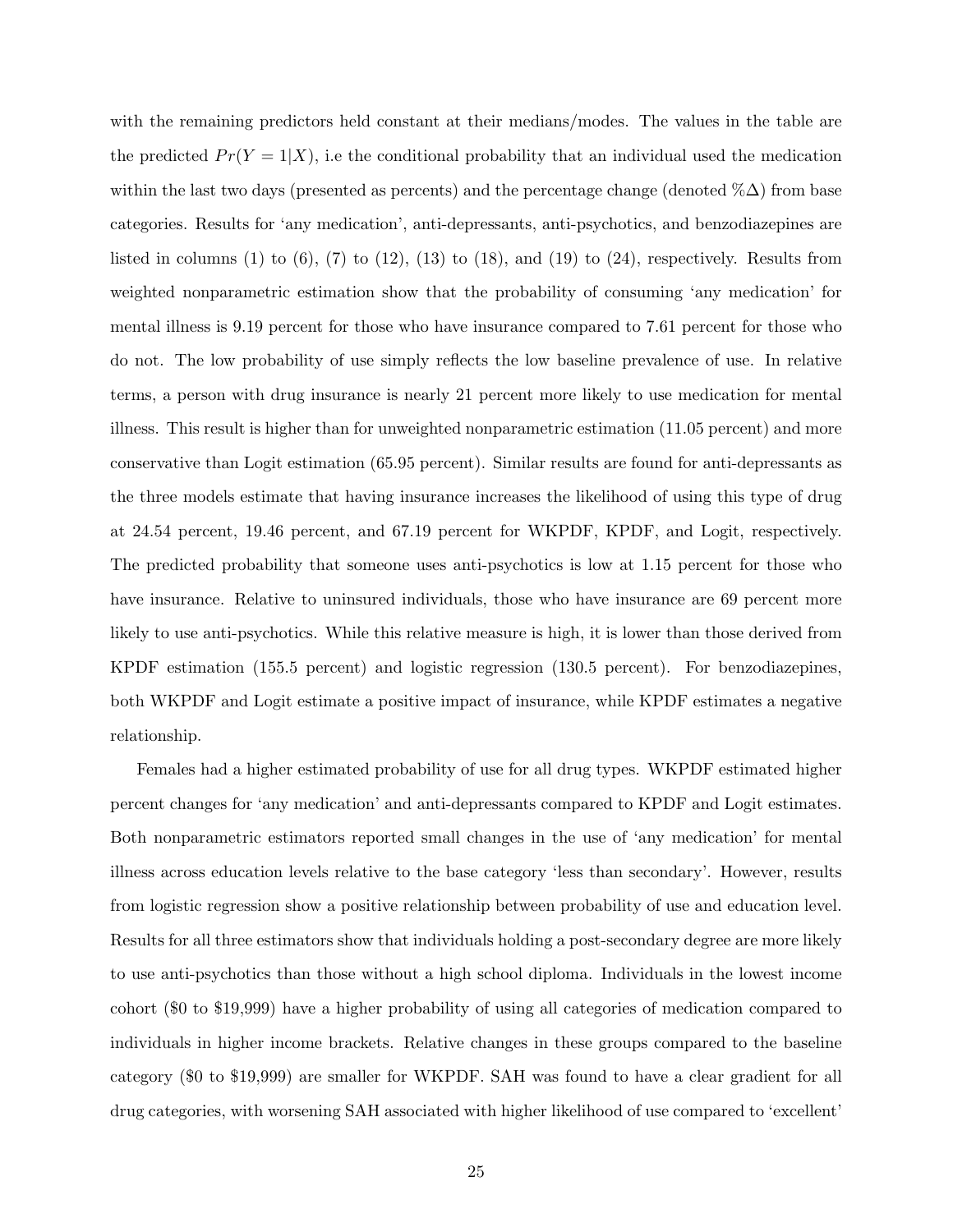with the remaining predictors held constant at their medians/modes. The values in the table are the predicted $Pr(Y = 1|X)$, i.e the conditional probability that an individual used the medication within the last two days (presented as percents) and the percentage change (denoted $\%\Delta$) from base categories. Results for 'any medication', anti-depressants, anti-psychotics, and benzodiazepines are listed in columns (1) to (6), (7) to (12), (13) to (18), and (19) to (24), respectively. Results from weighted nonparametric estimation show that the probability of consuming 'any medication' for mental illness is 9.19 percent for those who have insurance compared to 7.61 percent for those who do not. The low probability of use simply reflects the low baseline prevalence of use. In relative terms, a person with drug insurance is nearly 21 percent more likely to use medication for mental illness. This result is higher than for unweighted nonparametric estimation (11.05 percent) and more conservative than Logit estimation (65.95 percent). Similar results are found for anti-depressants as the three models estimate that having insurance increases the likelihood of using this type of drug at 24.54 percent, 19.46 percent, and 67.19 percent for WKPDF, KPDF, and Logit, respectively. The predicted probability that someone uses anti-psychotics is low at 1.15 percent for those who have insurance. Relative to uninsured individuals, those who have insurance are 69 percent more likely to use anti-psychotics. While this relative measure is high, it is lower than those derived from KPDF estimation (155.5 percent) and logistic regression (130.5 percent). For benzodiazepines, both WKPDF and Logit estimate a positive impact of insurance, while KPDF estimates a negative relationship.

Females had a higher estimated probability of use for all drug types. WKPDF estimated higher percent changes for 'any medication' and anti-depressants compared to KPDF and Logit estimates. Both nonparametric estimators reported small changes in the use of 'any medication' for mental illness across education levels relative to the base category 'less than secondary'. However, results from logistic regression show a positive relationship between probability of use and education level. Results for all three estimators show that individuals holding a post-secondary degree are more likely to use anti-psychotics than those without a high school diploma. Individuals in the lowest income cohort ($0 to $19,999) have a higher probability of using all categories of medication compared to individuals in higher income brackets. Relative changes in these groups compared to the baseline category ($0 to $19,999) are smaller for WKPDF. SAH was found to have a clear gradient for all drug categories, with worsening SAH associated with higher likelihood of use compared to 'excellent'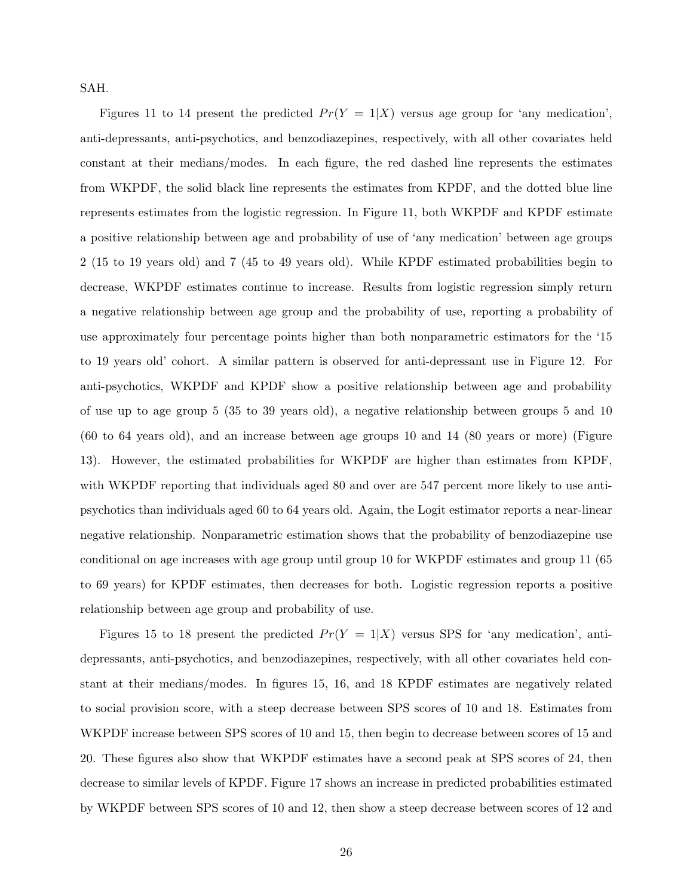SAH.

Figures 11 to 14 present the predicted $Pr(Y = 1|X)$ versus age group for 'any medication', anti-depressants, anti-psychotics, and benzodiazepines, respectively, with all other covariates held constant at their medians/modes. In each figure, the red dashed line represents the estimates from WKPDF, the solid black line represents the estimates from KPDF, and the dotted blue line represents estimates from the logistic regression. In Figure 11, both WKPDF and KPDF estimate a positive relationship between age and probability of use of 'any medication' between age groups 2 (15 to 19 years old) and 7 (45 to 49 years old). While KPDF estimated probabilities begin to decrease, WKPDF estimates continue to increase. Results from logistic regression simply return a negative relationship between age group and the probability of use, reporting a probability of use approximately four percentage points higher than both nonparametric estimators for the '15 to 19 years old' cohort. A similar pattern is observed for anti-depressant use in Figure 12. For anti-psychotics, WKPDF and KPDF show a positive relationship between age and probability of use up to age group 5 (35 to 39 years old), a negative relationship between groups 5 and 10 (60 to 64 years old), and an increase between age groups 10 and 14 (80 years or more) (Figure 13). However, the estimated probabilities for WKPDF are higher than estimates from KPDF, with WKPDF reporting that individuals aged 80 and over are 547 percent more likely to use anti-psychotics than individuals aged 60 to 64 years old. Again, the Logit estimator reports a near-linear negative relationship. Nonparametric estimation shows that the probability of benzodiazepine use conditional on age increases with age group until group 10 for WKPDF estimates and group 11 (65 to 69 years) for KPDF estimates, then decreases for both. Logistic regression reports a positive relationship between age group and probability of use.

Figures 15 to 18 present the predicted $Pr(Y = 1|X)$ versus SPS for 'any medication', anti-depressants, anti-psychotics, and benzodiazepines, respectively, with all other covariates held constant at their medians/modes. In figures 15, 16, and 18 KPDF estimates are negatively related to social provision score, with a steep decrease between SPS scores of 10 and 18. Estimates from WKPDF increase between SPS scores of 10 and 15, then begin to decrease between scores of 15 and 20. These figures also show that WKPDF estimates have a second peak at SPS scores of 24, then decrease to similar levels of KPDF. Figure 17 shows an increase in predicted probabilities estimated by WKPDF between SPS scores of 10 and 12, then show a steep decrease between scores of 12 and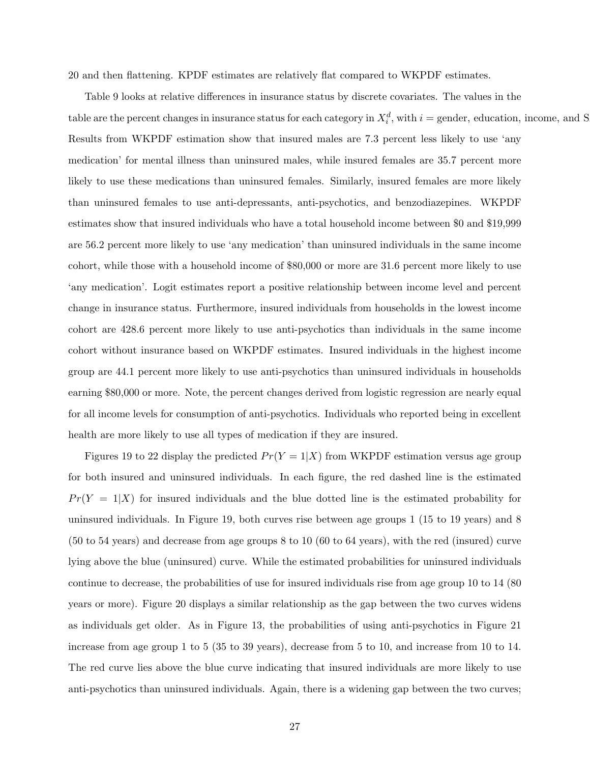20 and then flattening. KPDF estimates are relatively flat compared to WKPDF estimates.

Table 9 looks at relative differences in insurance status by discrete covariates. The values in the table are the percent changes in insurance status for each category in $X_i^d$, with $i$ = gender, education, income, and S Results from WKPDF estimation show that insured males are 7.3 percent less likely to use 'any medication' for mental illness than uninsured males, while insured females are 35.7 percent more likely to use these medications than uninsured females. Similarly, insured females are more likely than uninsured females to use anti-depressants, anti-psychotics, and benzodiazepines. WKPDF estimates show that insured individuals who have a total household income between \$0 and \$19,999 are 56.2 percent more likely to use 'any medication' than uninsured individuals in the same income cohort, while those with a household income of \$80,000 or more are 31.6 percent more likely to use 'any medication'. Logit estimates report a positive relationship between income level and percent change in insurance status. Furthermore, insured individuals from households in the lowest income cohort are 428.6 percent more likely to use anti-psychotics than individuals in the same income cohort without insurance based on WKPDF estimates. Insured individuals in the highest income group are 44.1 percent more likely to use anti-psychotics than uninsured individuals in households earning \$80,000 or more. Note, the percent changes derived from logistic regression are nearly equal for all income levels for consumption of anti-psychotics. Individuals who reported being in excellent health are more likely to use all types of medication if they are insured.

Figures 19 to 22 display the predicted $Pr(Y = 1|X)$ from WKPDF estimation versus age group for both insured and uninsured individuals. In each figure, the red dashed line is the estimated $Pr(Y = 1|X)$ for insured individuals and the blue dotted line is the estimated probability for uninsured individuals. In Figure 19, both curves rise between age groups 1 (15 to 19 years) and 8 (50 to 54 years) and decrease from age groups 8 to 10 (60 to 64 years), with the red (insured) curve lying above the blue (uninsured) curve. While the estimated probabilities for uninsured individuals continue to decrease, the probabilities of use for insured individuals rise from age group 10 to 14 (80 years or more). Figure 20 displays a similar relationship as the gap between the two curves widens as individuals get older. As in Figure 13, the probabilities of using anti-psychotics in Figure 21 increase from age group 1 to 5 (35 to 39 years), decrease from 5 to 10, and increase from 10 to 14. The red curve lies above the blue curve indicating that insured individuals are more likely to use anti-psychotics than uninsured individuals. Again, there is a widening gap between the two curves;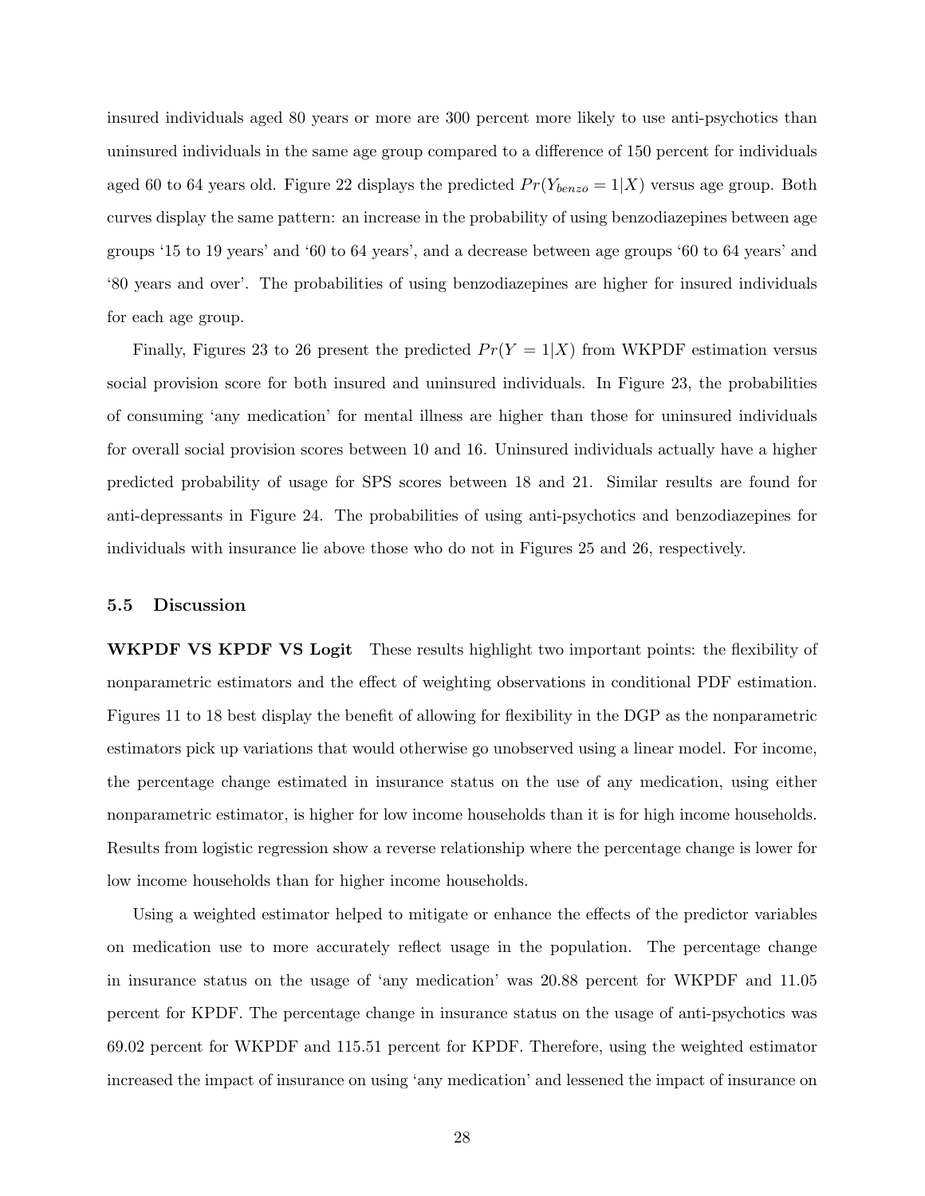insured individuals aged 80 years or more are 300 percent more likely to use anti-psychotics than uninsured individuals in the same age group compared to a difference of 150 percent for individuals aged 60 to 64 years old. Figure 22 displays the predicted $Pr(Y_{benzo} = 1|X)$ versus age group. Both curves display the same pattern: an increase in the probability of using benzodiazepines between age groups '15 to 19 years' and '60 to 64 years', and a decrease between age groups '60 to 64 years' and '80 years and over'. The probabilities of using benzodiazepines are higher for insured individuals for each age group.

Finally, Figures 23 to 26 present the predicted $Pr(Y = 1|X)$ from WKPDF estimation versus social provision score for both insured and uninsured individuals. In Figure 23, the probabilities of consuming 'any medication' for mental illness are higher than those for uninsured individuals for overall social provision scores between 10 and 16. Uninsured individuals actually have a higher predicted probability of usage for SPS scores between 18 and 21. Similar results are found for anti-depressants in Figure 24. The probabilities of using anti-psychotics and benzodiazepines for individuals with insurance lie above those who do not in Figures 25 and 26, respectively.

### 5.5 Discussion

**WKPDF VS KPDF VS Logit** These results highlight two important points: the flexibility of nonparametric estimators and the effect of weighting observations in conditional PDF estimation. Figures 11 to 18 best display the benefit of allowing for flexibility in the DGP as the nonparametric estimators pick up variations that would otherwise go unobserved using a linear model. For income, the percentage change estimated in insurance status on the use of any medication, using either nonparametric estimator, is higher for low income households than it is for high income households. Results from logistic regression show a reverse relationship where the percentage change is lower for low income households than for higher income households.

Using a weighted estimator helped to mitigate or enhance the effects of the predictor variables on medication use to more accurately reflect usage in the population. The percentage change in insurance status on the usage of 'any medication' was 20.88 percent for WKPDF and 11.05 percent for KPDF. The percentage change in insurance status on the usage of anti-psychotics was 69.02 percent for WKPDF and 115.51 percent for KPDF. Therefore, using the weighted estimator increased the impact of insurance on using 'any medication' and lessened the impact of insurance on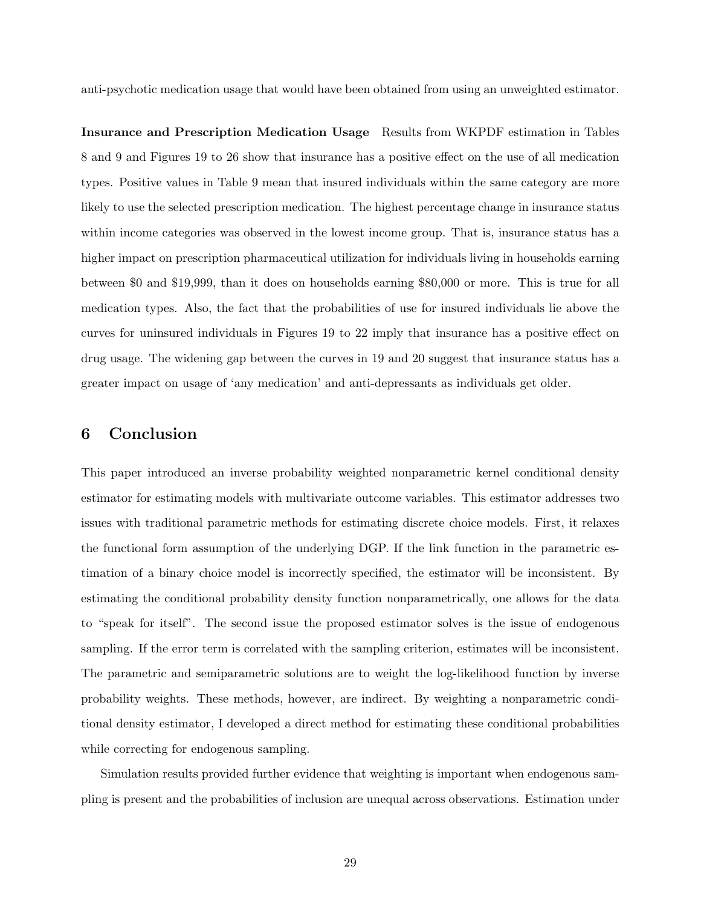anti-psychotic medication usage that would have been obtained from using an unweighted estimator.

**Insurance and Prescription Medication Usage** Results from WKPDF estimation in Tables 8 and 9 and Figures 19 to 26 show that insurance has a positive effect on the use of all medication types. Positive values in Table 9 mean that insured individuals within the same category are more likely to use the selected prescription medication. The highest percentage change in insurance status within income categories was observed in the lowest income group. That is, insurance status has a higher impact on prescription pharmaceutical utilization for individuals living in households earning between \$0 and \$19,999, than it does on households earning \$80,000 or more. This is true for all medication types. Also, the fact that the probabilities of use for insured individuals lie above the curves for uninsured individuals in Figures 19 to 22 imply that insurance has a positive effect on drug usage. The widening gap between the curves in 19 and 20 suggest that insurance status has a greater impact on usage of 'any medication' and anti-depressants as individuals get older.

## 6 Conclusion

This paper introduced an inverse probability weighted nonparametric kernel conditional density estimator for estimating models with multivariate outcome variables. This estimator addresses two issues with traditional parametric methods for estimating discrete choice models. First, it relaxes the functional form assumption of the underlying DGP. If the link function in the parametric estimation of a binary choice model is incorrectly specified, the estimator will be inconsistent. By estimating the conditional probability density function nonparametrically, one allows for the data to "speak for itself". The second issue the proposed estimator solves is the issue of endogenous sampling. If the error term is correlated with the sampling criterion, estimates will be inconsistent. The parametric and semiparametric solutions are to weight the log-likelihood function by inverse probability weights. These methods, however, are indirect. By weighting a nonparametric conditional density estimator, I developed a direct method for estimating these conditional probabilities while correcting for endogenous sampling.

Simulation results provided further evidence that weighting is important when endogenous sampling is present and the probabilities of inclusion are unequal across observations. Estimation under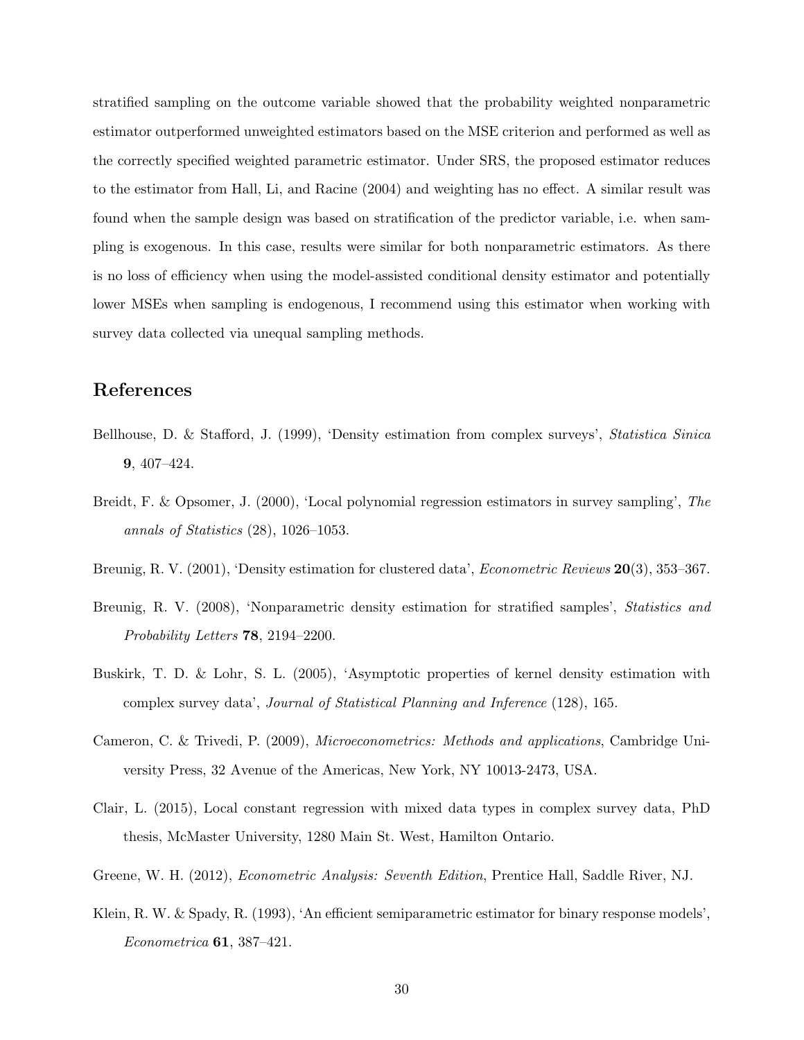stratified sampling on the outcome variable showed that the probability weighted nonparametric estimator outperformed unweighted estimators based on the MSE criterion and performed as well as the correctly specified weighted parametric estimator. Under SRS, the proposed estimator reduces to the estimator from Hall, Li, and Racine (2004) and weighting has no effect. A similar result was found when the sample design was based on stratification of the predictor variable, i.e. when sampling is exogenous. In this case, results were similar for both nonparametric estimators. As there is no loss of efficiency when using the model-assisted conditional density estimator and potentially lower MSEs when sampling is endogenous, I recommend using this estimator when working with survey data collected via unequal sampling methods.

## References

Bellhouse, D. & Stafford, J. (1999), 'Density estimation from complex surveys', *Statistica Sinica* **9**, 407–424.

Breidt, F. & Opsomer, J. (2000), 'Local polynomial regression estimators in survey sampling', *The annals of Statistics* (28), 1026–1053.

Breunig, R. V. (2001), 'Density estimation for clustered data', *Econometric Reviews* **20**(3), 353–367.

Breunig, R. V. (2008), 'Nonparametric density estimation for stratified samples', *Statistics and Probability Letters* **78**, 2194–2200.

Buskirk, T. D. & Lohr, S. L. (2005), 'Asymptotic properties of kernel density estimation with complex survey data', *Journal of Statistical Planning and Inference* (128), 165.

Cameron, C. & Trivedi, P. (2009), *Microeconometrics: Methods and applications*, Cambridge University Press, 32 Avenue of the Americas, New York, NY 10013-2473, USA.

Clair, L. (2015), Local constant regression with mixed data types in complex survey data, PhD thesis, McMaster University, 1280 Main St. West, Hamilton Ontario.

Greene, W. H. (2012), *Econometric Analysis: Seventh Edition*, Prentice Hall, Saddle River, NJ.

Klein, R. W. & Spady, R. (1993), 'An efficient semiparametric estimator for binary response models', *Econometrica* **61**, 387–421.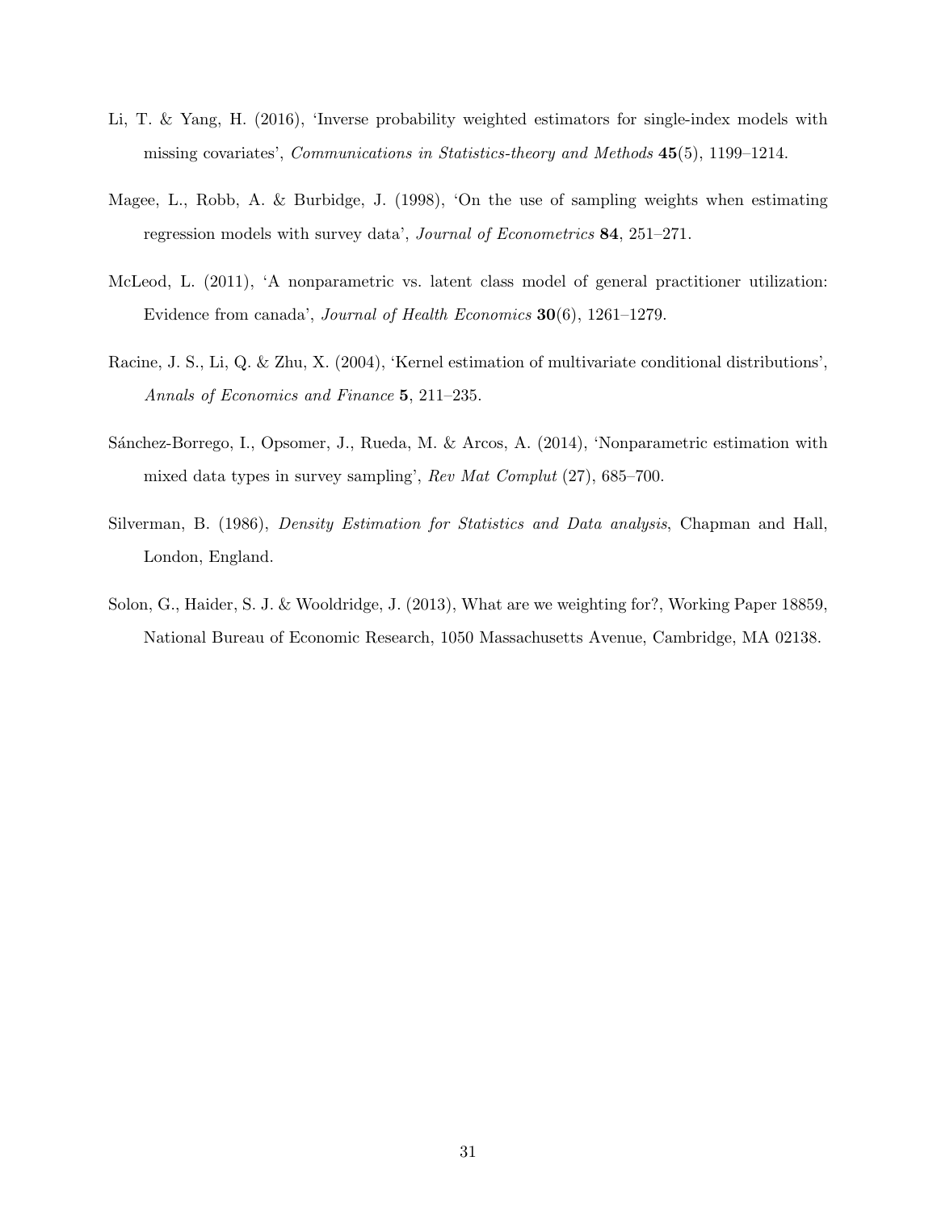Li, T. & Yang, H. (2016), 'Inverse probability weighted estimators for single-index models with missing covariates', *Communications in Statistics-theory and Methods* **45**(5), 1199–1214.

Magee, L., Robb, A. & Burbidge, J. (1998), 'On the use of sampling weights when estimating regression models with survey data', *Journal of Econometrics* **84**, 251–271.

McLeod, L. (2011), 'A nonparametric vs. latent class model of general practitioner utilization: Evidence from canada', *Journal of Health Economics* **30**(6), 1261–1279.

Racine, J. S., Li, Q. & Zhu, X. (2004), 'Kernel estimation of multivariate conditional distributions', *Annals of Economics and Finance* **5**, 211–235.

Sánchez-Borrego, I., Opsomer, J., Rueda, M. & Arcos, A. (2014), 'Nonparametric estimation with mixed data types in survey sampling', *Rev Mat Complut* (27), 685–700.

Silverman, B. (1986), *Density Estimation for Statistics and Data analysis*, Chapman and Hall, London, England.

Solon, G., Haider, S. J. & Wooldridge, J. (2013), What are we weighting for?, Working Paper 18859, National Bureau of Economic Research, 1050 Massachusetts Avenue, Cambridge, MA 02138.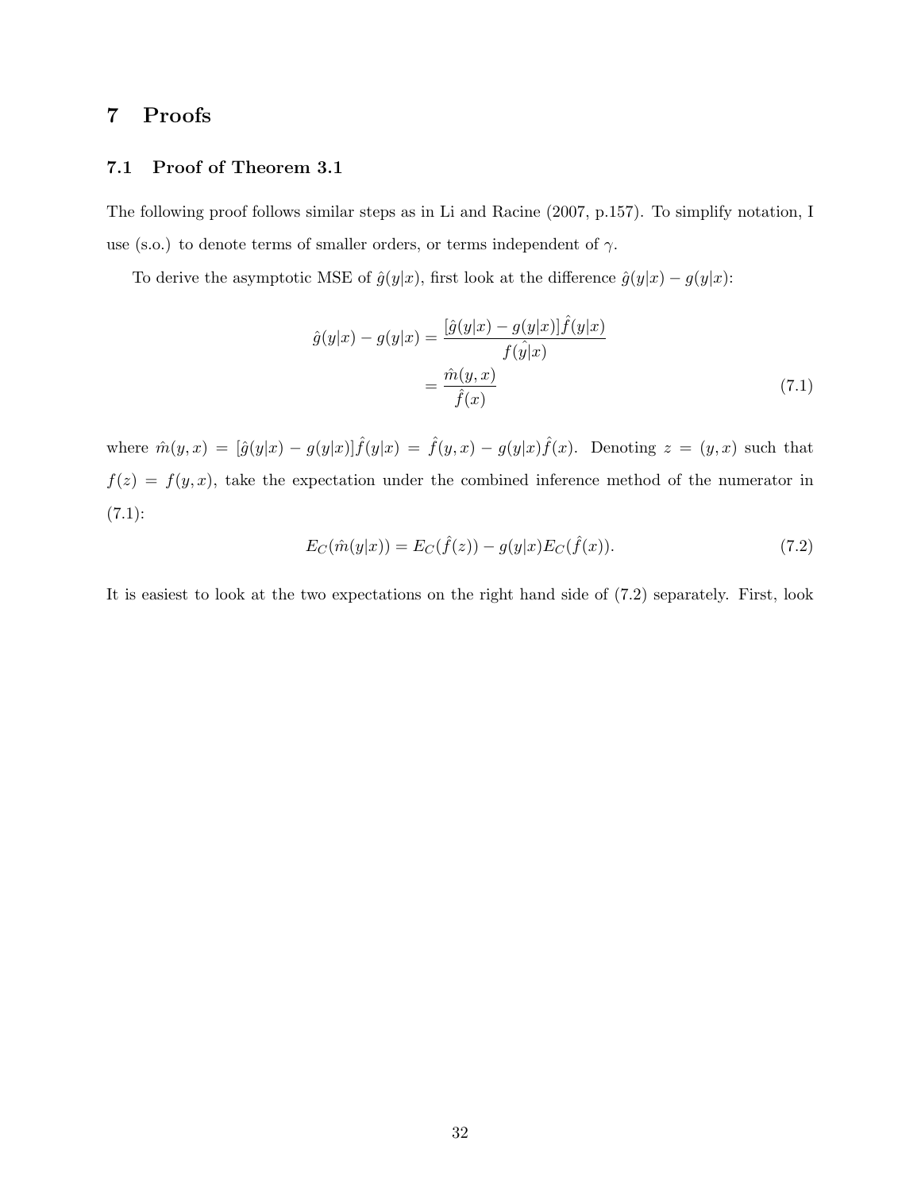# 7 Proofs

## 7.1 Proof of Theorem 3.1

The following proof follows similar steps as in Li and Racine (2007, p.157). To simplify notation, I use (s.o.) to denote terms of smaller orders, or terms independent of $\gamma$.

To derive the asymptotic MSE of $\hat{g}(y|x)$, first look at the difference $\hat{g}(y|x) - g(y|x)$:

$$\begin{aligned}
\hat{g}(y|x) - g(y|x) &= \frac{[\hat{g}(y|x) - g(y|x)]\hat{f}(y|x)}{f(\hat{y|}x)} \\
&= \frac{\hat{m}(y,x)}{\hat{f}(x)}
\end{aligned} \tag{7.1}$$

where $\hat{m}(y,x) = [\hat{g}(y|x) - g(y|x)]\hat{f}(y|x) = \hat{f}(y,x) - g(y|x)\hat{f}(x)$. Denoting $z = (y,x)$ such that $f(z) = f(y,x)$, take the expectation under the combined inference method of the numerator in (7.1):

$$E_C(\hat{m}(y|x)) = E_C(\hat{f}(z)) - g(y|x)E_C(\hat{f}(x)). \tag{7.2}$$

It is easiest to look at the two expectations on the right hand side of (7.2) separately. First, look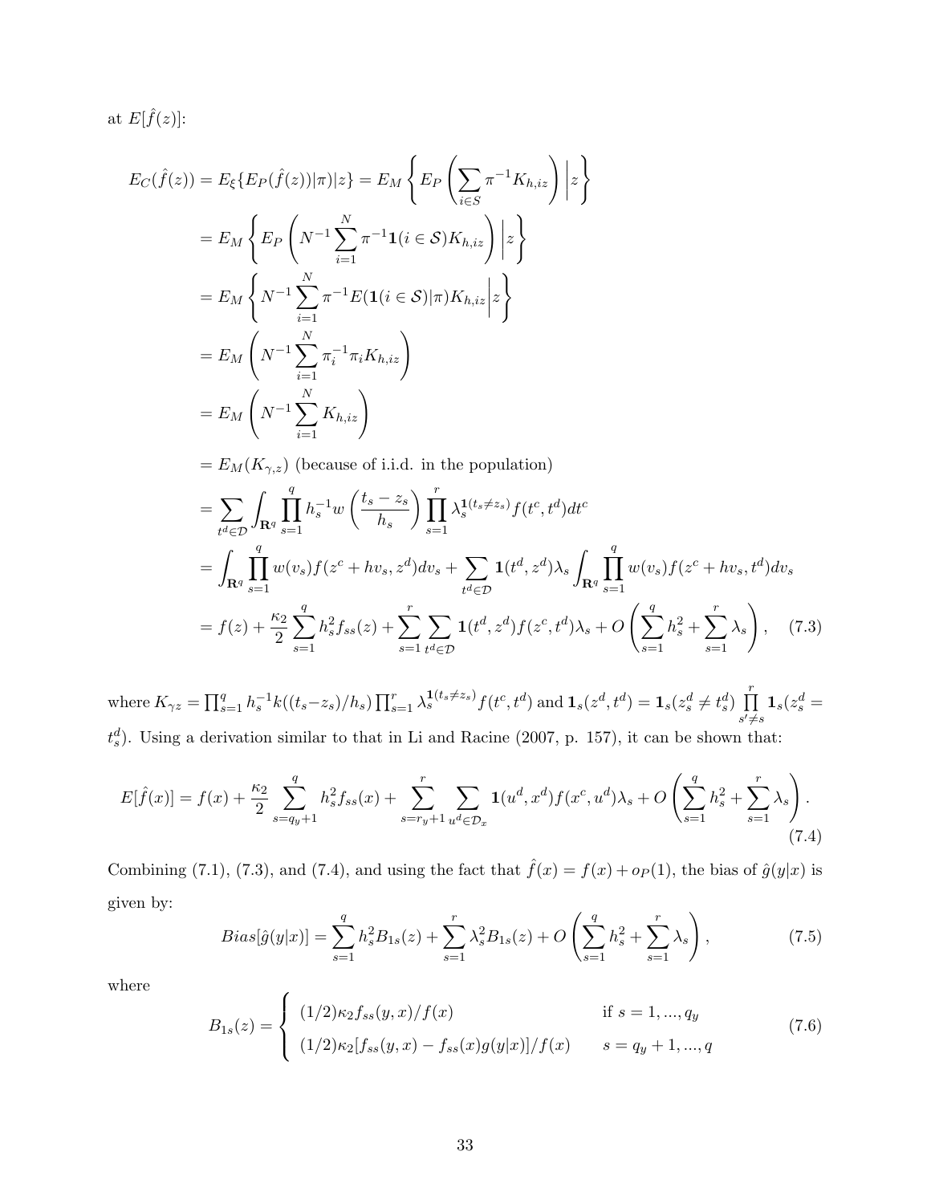at $E[\hat{f}(z)]$:

$$
\begin{aligned}
E_C(\hat{f}(z)) &= E_\xi\{E_P(\hat{f}(z))|\pi)|z\} = E_M\left\{E_P\left(\sum_{i\in S}\pi^{-1}K_{h,iz}\right)\bigg|z\right\} \\
&= E_M\left\{E_P\left(N^{-1}\sum_{i=1}^{N}\pi^{-1}\mathbf{1}(i\in\mathcal{S})K_{h,iz}\right)\bigg|z\right\} \\
&= E_M\left\{N^{-1}\sum_{i=1}^{N}\pi^{-1}E(\mathbf{1}(i\in\mathcal{S})|\pi)K_{h,iz}\bigg|z\right\} \\
&= E_M\left(N^{-1}\sum_{i=1}^{N}\pi_i^{-1}\pi_i K_{h,iz}\right) \\
&= E_M\left(N^{-1}\sum_{i=1}^{N}K_{h,iz}\right) \\
&= E_M(K_{\gamma,z}) \text{ (because of i.i.d. in the population)} \\
&= \sum_{t^d\in\mathcal{D}}\int_{\mathbf{R}^q}\prod_{s=1}^{q}h_s^{-1}w\left(\frac{t_s-z_s}{h_s}\right)\prod_{s=1}^{r}\lambda_s^{\mathbf{1}(t_s\neq z_s)}f(t^c,t^d)dt^c \\
&= \int_{\mathbf{R}^q}\prod_{s=1}^{q}w(v_s)f(z^c+hv_s,z^d)dv_s + \sum_{t^d\in\mathcal{D}}\mathbf{1}(t^d,z^d)\lambda_s\int_{\mathbf{R}^q}\prod_{s=1}^{q}w(v_s)f(z^c+hv_s,t^d)dv_s \\
&= f(z)+\frac{\kappa_2}{2}\sum_{s=1}^{q}h_s^2 f_{ss}(z)+\sum_{s=1}^{r}\sum_{t^d\in\mathcal{D}}\mathbf{1}(t^d,z^d)f(z^c,t^d)\lambda_s + O\left(\sum_{s=1}^{q}h_s^2+\sum_{s=1}^{r}\lambda_s\right), \qquad (7.3)
\end{aligned}
$$

where $K_{\gamma z}=\prod_{s=1}^{q}h_s^{-1}k((t_s-z_s)/h_s)\prod_{s=1}^{r}\lambda_s^{\mathbf{1}(t_s\neq z_s)}f(t^c,t^d)$ and $\mathbf{1}_s(z^d,t^d)=\mathbf{1}_s(z_s^d\neq t_s^d)\prod_{s'\neq s}^{r}\mathbf{1}_s(z_s^d=t_s^d)$. Using a derivation similar to that in Li and Racine (2007, p. 157), it can be shown that:

$$
E[\hat{f}(x)] = f(x)+\frac{\kappa_2}{2}\sum_{s=q_y+1}^{q}h_s^2 f_{ss}(x)+\sum_{s=r_y+1}^{r}\sum_{u^d\in\mathcal{D}_x}\mathbf{1}(u^d,x^d)f(x^c,u^d)\lambda_s+O\left(\sum_{s=1}^{q}h_s^2+\sum_{s=1}^{r}\lambda_s\right). \qquad (7.4)
$$

Combining (7.1), (7.3), and (7.4), and using the fact that $\hat{f}(x)=f(x)+o_P(1)$, the bias of $\hat{g}(y|x)$ is given by:

$$
Bias[\hat{g}(y|x)] = \sum_{s=1}^{q}h_s^2 B_{1s}(z)+\sum_{s=1}^{r}\lambda_s^2 B_{1s}(z)+O\left(\sum_{s=1}^{q}h_s^2+\sum_{s=1}^{r}\lambda_s\right), \qquad (7.5)
$$

where

$$
B_{1s}(z) = \begin{cases} (1/2)\kappa_2 f_{ss}(y,x)/f(x) & \text{if } s=1,...,q_y \\ (1/2)\kappa_2[f_{ss}(y,x)-f_{ss}(x)g(y|x)]/f(x) & s=q_y+1,...,q \end{cases} \qquad (7.6)
$$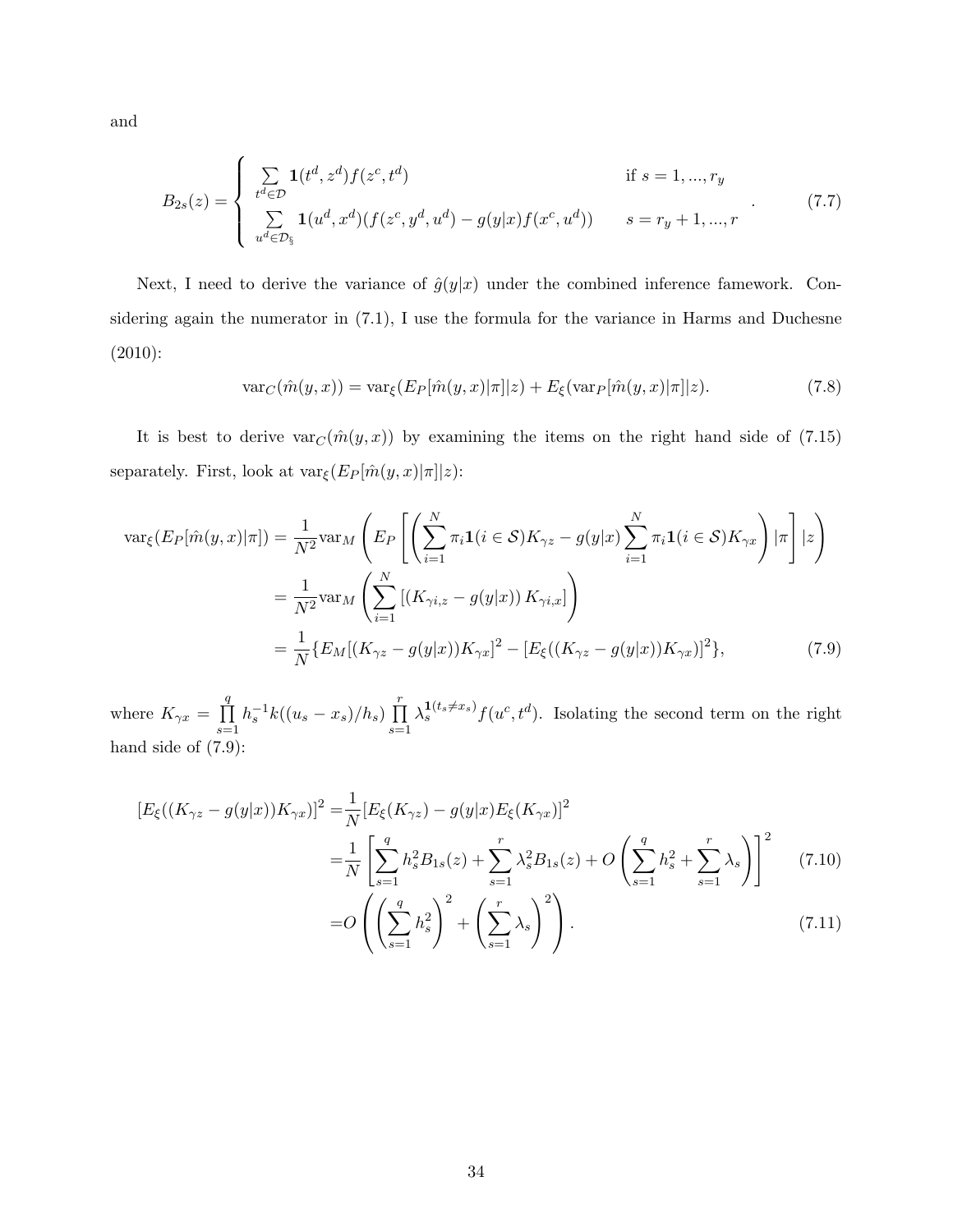and

$$B_{2s}(z) = \begin{cases} \sum\limits_{t^d \in \mathcal{D}} \mathbf{1}(t^d, z^d) f(z^c, t^d) & \text{if } s = 1, ..., r_y \\ \sum\limits_{u^d \in \mathcal{D}_{\S}} \mathbf{1}(u^d, x^d)(f(z^c, y^d, u^d) - g(y|x) f(x^c, u^d)) & s = r_y + 1, ..., r \end{cases} . \tag{7.7}$$

Next, I need to derive the variance of $\hat{g}(y|x)$ under the combined inference famework. Considering again the numerator in (7.1), I use the formula for the variance in Harms and Duchesne (2010):

$$\text{var}_C(\hat{m}(y,x)) = \text{var}_\xi(E_P[\hat{m}(y,x)|\pi]|z) + E_\xi(\text{var}_P[\hat{m}(y,x)|\pi]|z). \tag{7.8}$$

It is best to derive $\text{var}_C(\hat{m}(y,x))$ by examining the items on the right hand side of (7.15) separately. First, look at $\text{var}_\xi(E_P[\hat{m}(y,x)|\pi]|z)$:

$$\begin{aligned}
\text{var}_\xi(E_P[\hat{m}(y,x)|\pi]) &= \frac{1}{N^2}\text{var}_M\left(E_P\left[\left(\sum_{i=1}^N \pi_i \mathbf{1}(i \in \mathcal{S}) K_{\gamma z} - g(y|x)\sum_{i=1}^N \pi_i \mathbf{1}(i \in \mathcal{S}) K_{\gamma x}\right)|\pi\right]|z\right) \\
&= \frac{1}{N^2}\text{var}_M\left(\sum_{i=1}^N \left[\left(K_{\gamma i,z} - g(y|x)\right) K_{\gamma i,x}\right]\right) \\
&= \frac{1}{N}\{E_M[(K_{\gamma z} - g(y|x))K_{\gamma x}]^2 - [E_\xi((K_{\gamma z} - g(y|x))K_{\gamma x})]^2\},
\end{aligned} \tag{7.9}$$

where $K_{\gamma x} = \prod_{s=1}^q h_s^{-1} k((u_s - x_s)/h_s) \prod_{s=1}^r \lambda_s^{\mathbf{1}(t_s \neq x_s)} f(u^c, t^d)$. Isolating the second term on the right hand side of (7.9):

$$\begin{aligned}
[E_\xi((K_{\gamma z} - g(y|x))K_{\gamma x})]^2 =& \frac{1}{N}[E_\xi(K_{\gamma z}) - g(y|x)E_\xi(K_{\gamma x})]^2 \\
=& \frac{1}{N}\left[\sum_{s=1}^q h_s^2 B_{1s}(z) + \sum_{s=1}^r \lambda_s^2 B_{1s}(z) + O\left(\sum_{s=1}^q h_s^2 + \sum_{s=1}^r \lambda_s\right)\right]^2 \qquad (7.10) \\
=& O\left(\left(\sum_{s=1}^q h_s^2\right)^2 + \left(\sum_{s=1}^r \lambda_s\right)^2\right). \qquad (7.11)
\end{aligned}$$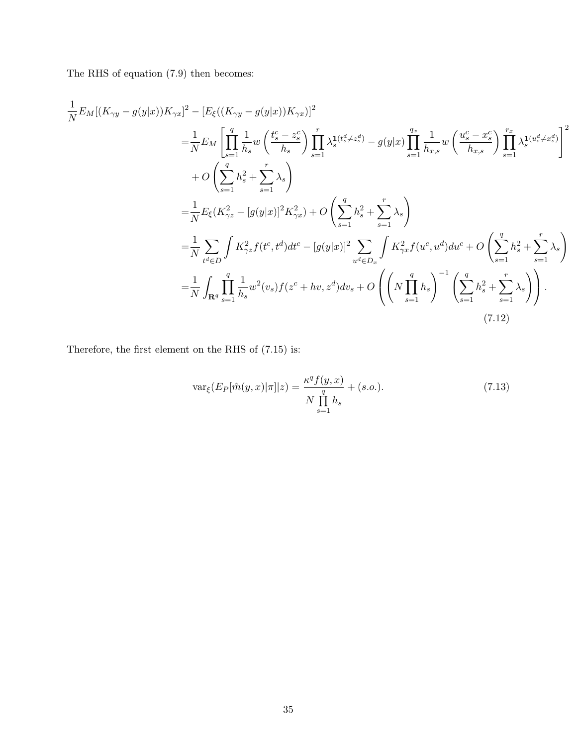The RHS of equation (7.9) then becomes:

$$
\begin{aligned}
&\frac{1}{N} E_M[(K_{\gamma y} - g(y|x))K_{\gamma x}]^2 - [E_\xi((K_{\gamma y} - g(y|x))K_{\gamma x})]^2 \\
&= \frac{1}{N} E_M \left[ \prod_{s=1}^{q} \frac{1}{h_s} w\left(\frac{t_s^c - z_s^c}{h_s}\right) \prod_{s=1}^{r} \lambda_s^{\mathbf{1}(t_s^d \neq z_s^d)} - g(y|x) \prod_{s=1}^{q_x} \frac{1}{h_{x,s}} w\left(\frac{u_s^c - x_s^c}{h_{x,s}}\right) \prod_{s=1}^{r_x} \lambda_s^{\mathbf{1}(u_s^d \neq x_s^d)} \right]^2 \\
&\quad + O\left(\sum_{s=1}^{q} h_s^2 + \sum_{s=1}^{r} \lambda_s\right) \\
&= \frac{1}{N} E_\xi (K_{\gamma z}^2 - [g(y|x)]^2 K_{\gamma x}^2) + O\left(\sum_{s=1}^{q} h_s^2 + \sum_{s=1}^{r} \lambda_s\right) \\
&= \frac{1}{N} \sum_{t^d \in D} \int K_{\gamma z}^2 f(t^c, t^d) dt^c - [g(y|x)]^2 \sum_{u^d \in D_x} \int K_{\gamma x}^2 f(u^c, u^d) du^c + O\left(\sum_{s=1}^{q} h_s^2 + \sum_{s=1}^{r} \lambda_s\right) \\
&= \frac{1}{N} \int_{\mathbf{R}^q} \prod_{s=1}^{q} \frac{1}{h_s} w^2(v_s) f(z^c + hv, z^d) dv_s + O\left( \left( N \prod_{s=1}^{q} h_s \right)^{-1} \left( \sum_{s=1}^{q} h_s^2 + \sum_{s=1}^{r} \lambda_s \right) \right).
\end{aligned}
\tag{7.12}
$$

Therefore, the first element on the RHS of (7.15) is:

$$
\mathrm{var}_\xi(E_P[\hat{m}(y,x)|\pi]|z) = \frac{\kappa^q f(y,x)}{N \prod_{s=1}^{q} h_s} + (s.o.). \tag{7.13}
$$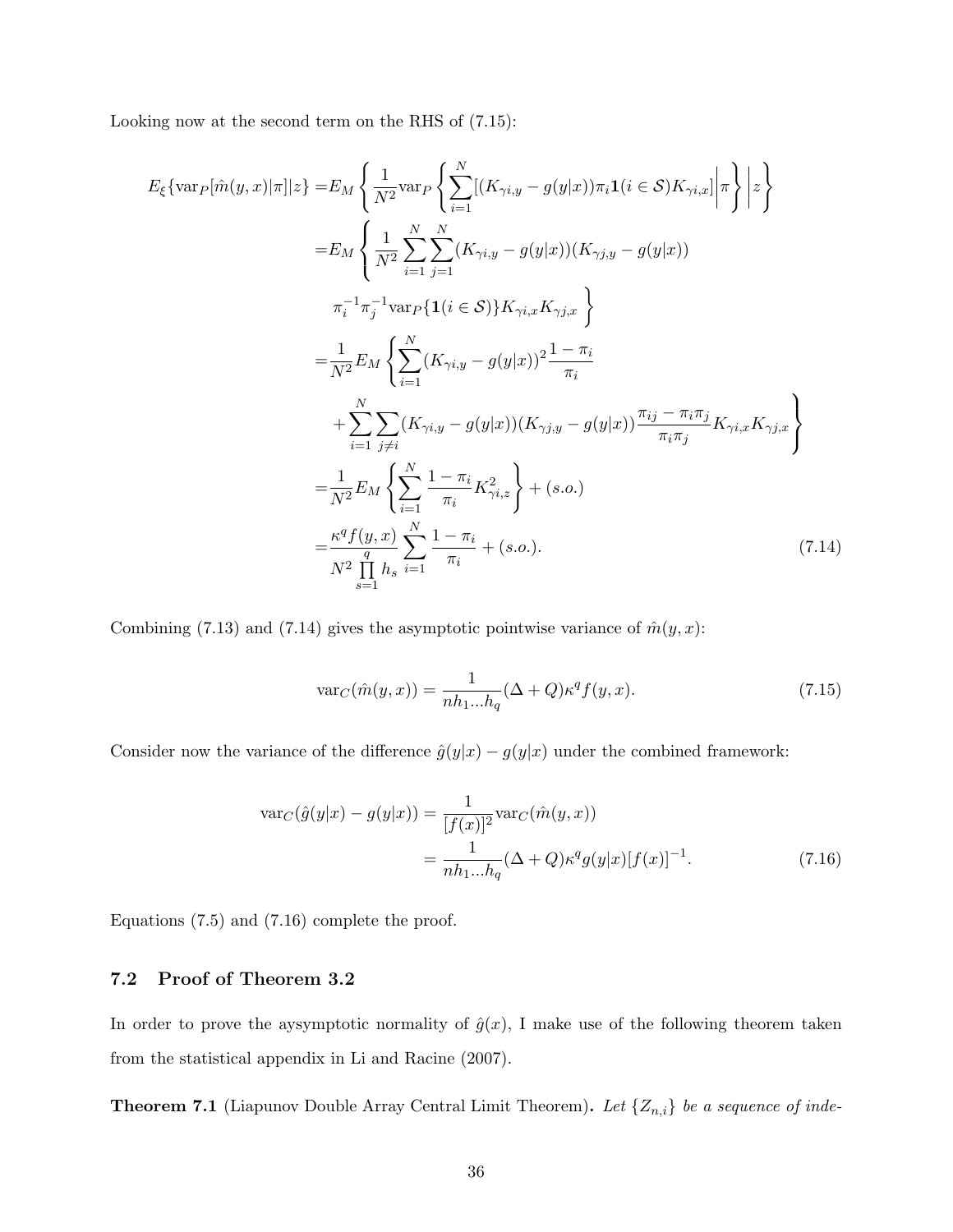Looking now at the second term on the RHS of (7.15):

$$
\begin{aligned}
E_\xi\{\text{var}_P[\hat{m}(y,x)|\pi]|z\} =& E_M\left\{\frac{1}{N^2}\text{var}_P\left\{\sum_{i=1}^{N}[(K_{\gamma i,y}-g(y|x))\pi_i\mathbf{1}(i\in\mathcal{S})K_{\gamma i,x}]\bigg|\pi\right\}\bigg|z\right\} \\
=& E_M\left\{\frac{1}{N^2}\sum_{i=1}^{N}\sum_{j=1}^{N}(K_{\gamma i,y}-g(y|x))(K_{\gamma j,y}-g(y|x))\right. \\
&\left.\pi_i^{-1}\pi_j^{-1}\text{var}_P\{\mathbf{1}(i\in\mathcal{S})\}K_{\gamma i,x}K_{\gamma j,x}\right\} \\
=& \frac{1}{N^2}E_M\left\{\sum_{i=1}^{N}(K_{\gamma i,y}-g(y|x))^2\frac{1-\pi_i}{\pi_i}\right. \\
&\left.+\sum_{i=1}^{N}\sum_{j\neq i}(K_{\gamma i,y}-g(y|x))(K_{\gamma j,y}-g(y|x))\frac{\pi_{ij}-\pi_i\pi_j}{\pi_i\pi_j}K_{\gamma i,x}K_{\gamma j,x}\right\} \\
=& \frac{1}{N^2}E_M\left\{\sum_{i=1}^{N}\frac{1-\pi_i}{\pi_i}K_{\gamma i,z}^2\right\}+(s.o.) \\
=& \frac{\kappa^q f(y,x)}{N^2\prod_{s=1}^{q}h_s}\sum_{i=1}^{N}\frac{1-\pi_i}{\pi_i}+(s.o.).
\end{aligned}
\tag{7.14}
$$

Combining (7.13) and (7.14) gives the asymptotic pointwise variance of $\hat{m}(y,x)$:

$$
\text{var}_C(\hat{m}(y,x)) = \frac{1}{nh_1...h_q}(\Delta+Q)\kappa^q f(y,x). \tag{7.15}
$$

Consider now the variance of the difference $\hat{g}(y|x)-g(y|x)$ under the combined framework:

$$
\begin{aligned}
\text{var}_C(\hat{g}(y|x)-g(y|x)) &= \frac{1}{[f(x)]^2}\text{var}_C(\hat{m}(y,x)) \\
&= \frac{1}{nh_1...h_q}(\Delta+Q)\kappa^q g(y|x)[f(x)]^{-1}.
\end{aligned}
\tag{7.16}
$$

Equations (7.5) and (7.16) complete the proof.

### 7.2 Proof of Theorem 3.2

In order to prove the aysymptotic normality of $\hat{g}(x)$, I make use of the following theorem taken from the statistical appendix in Li and Racine (2007).

**Theorem 7.1** (Liapunov Double Array Central Limit Theorem)**.** *Let $\{Z_{n,i}\}$ be a sequence of inde-*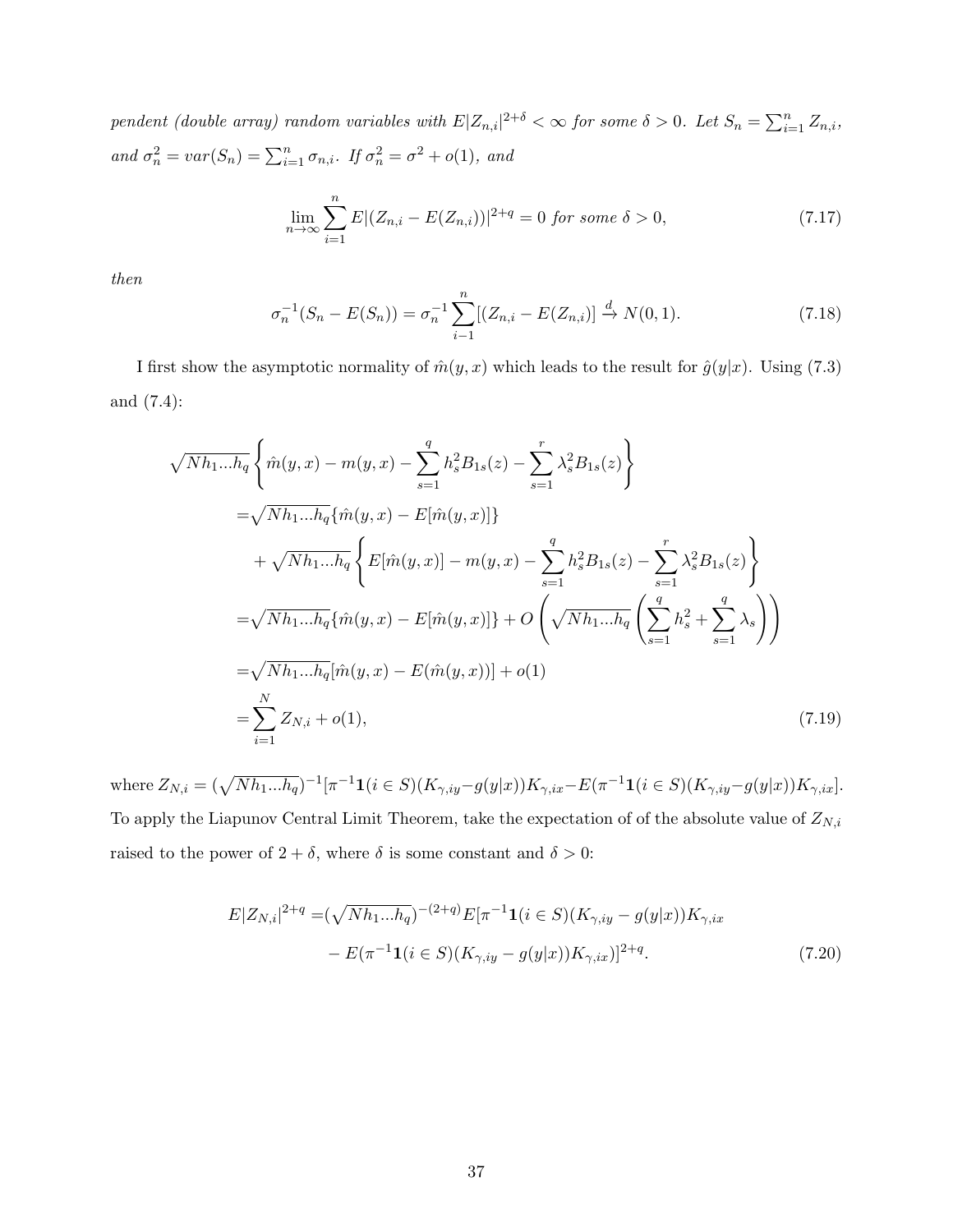*pendent (double array) random variables with $E|Z_{n,i}|^{2+\delta} < \infty$ for some $\delta > 0$. Let $S_n = \sum_{i=1}^{n} Z_{n,i}$, and $\sigma_n^2 = var(S_n) = \sum_{i=1}^{n} \sigma_{n,i}$. If $\sigma_n^2 = \sigma^2 + o(1)$, and*

$$\lim_{n\to\infty} \sum_{i=1}^{n} E|(Z_{n,i} - E(Z_{n,i}))|^{2+q} = 0 \text{ for some } \delta > 0, \tag{7.17}$$

*then*

$$\sigma_n^{-1}(S_n - E(S_n)) = \sigma_n^{-1} \sum_{i-1}^{n} [(Z_{n,i} - E(Z_{n,i})] \xrightarrow{d} N(0,1). \tag{7.18}$$

I first show the asymptotic normality of $\hat{m}(y,x)$ which leads to the result for $\hat{g}(y|x)$. Using (7.3) and (7.4):

$$\begin{aligned}
&\sqrt{Nh_1...h_q}\left\{\hat{m}(y,x) - m(y,x) - \sum_{s=1}^{q} h_s^2 B_{1s}(z) - \sum_{s=1}^{r} \lambda_s^2 B_{1s}(z)\right\} \\
=&\sqrt{Nh_1...h_q}\{\hat{m}(y,x) - E[\hat{m}(y,x)]\} \\
&+ \sqrt{Nh_1...h_q}\left\{E[\hat{m}(y,x)] - m(y,x) - \sum_{s=1}^{q} h_s^2 B_{1s}(z) - \sum_{s=1}^{r} \lambda_s^2 B_{1s}(z)\right\} \\
=&\sqrt{Nh_1...h_q}\{\hat{m}(y,x) - E[\hat{m}(y,x)]\} + O\left(\sqrt{Nh_1...h_q}\left(\sum_{s=1}^{q} h_s^2 + \sum_{s=1}^{q} \lambda_s\right)\right) \\
=&\sqrt{Nh_1...h_q}[\hat{m}(y,x) - E(\hat{m}(y,x))] + o(1) \\
=&\sum_{i=1}^{N} Z_{N,i} + o(1),
\end{aligned} \tag{7.19}$$

where $Z_{N,i} = (\sqrt{Nh_1...h_q})^{-1}[\pi^{-1}\mathbf{1}(i \in S)(K_{\gamma,iy} - g(y|x))K_{\gamma,ix} - E(\pi^{-1}\mathbf{1}(i \in S)(K_{\gamma,iy} - g(y|x))K_{\gamma,ix}]$. To apply the Liapunov Central Limit Theorem, take the expectation of of the absolute value of $Z_{N,i}$ raised to the power of $2+\delta$, where $\delta$ is some constant and $\delta > 0$:

$$\begin{aligned}
E|Z_{N,i}|^{2+q} =&(\sqrt{Nh_1...h_q})^{-(2+q)} E[\pi^{-1}\mathbf{1}(i \in S)(K_{\gamma,iy} - g(y|x))K_{\gamma,ix} \\
&- E(\pi^{-1}\mathbf{1}(i \in S)(K_{\gamma,iy} - g(y|x))K_{\gamma,ix})]^{2+q}.
\end{aligned} \tag{7.20}$$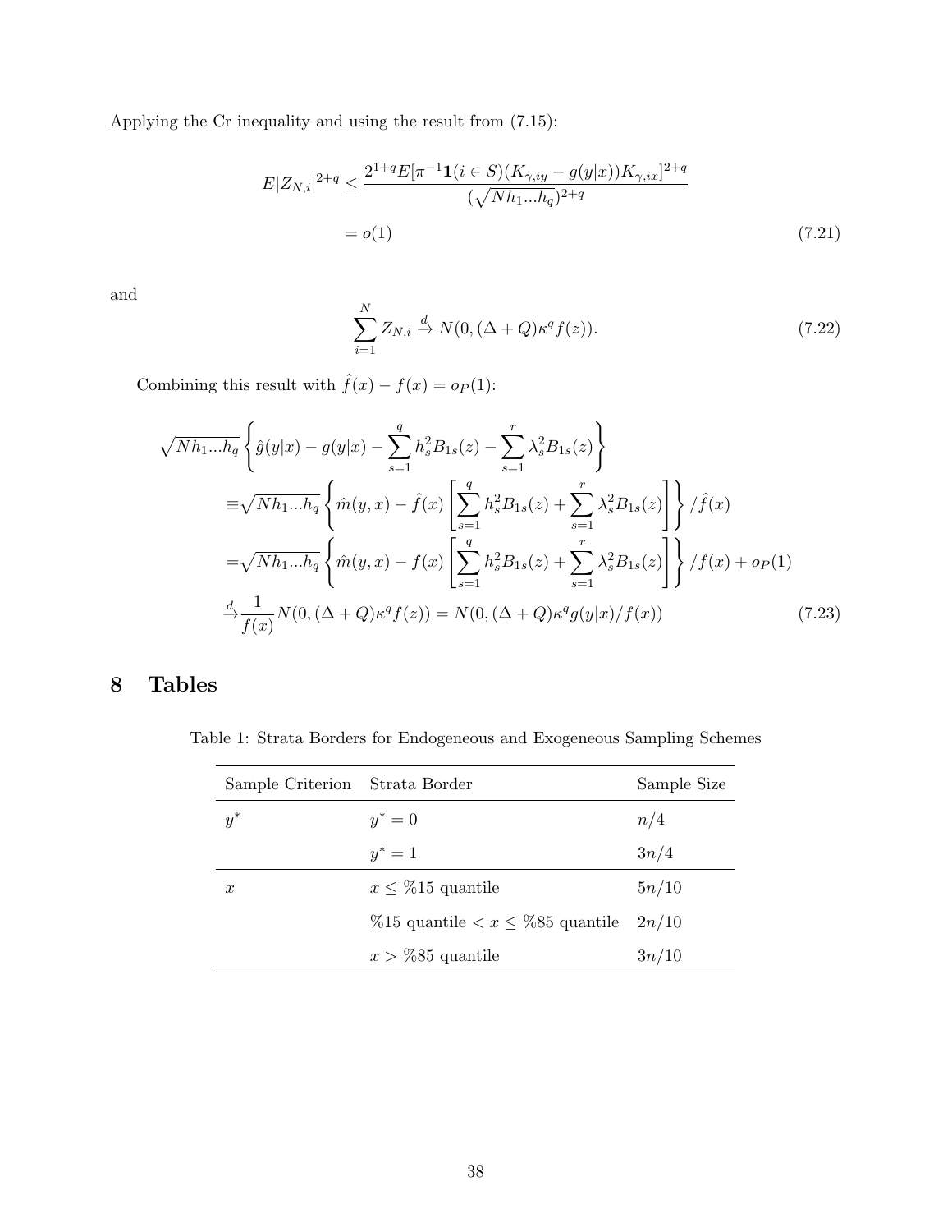Applying the Cr inequality and using the result from (7.15):

$$
\begin{aligned}
E|Z_{N,i}|^{2+q} &\leq \frac{2^{1+q}E[\pi^{-1}\mathbf{1}(i \in S)(K_{\gamma,iy} - g(y|x))K_{\gamma,ix}]^{2+q}}{(\sqrt{Nh_1...h_q})^{2+q}} \\
&= o(1)
\end{aligned}
\tag{7.21}
$$

and

$$
\sum_{i=1}^{N} Z_{N,i} \xrightarrow{d} N(0, (\Delta + Q)\kappa^q f(z)). \tag{7.22}
$$

Combining this result with $\hat{f}(x) - f(x) = o_P(1)$:

$$
\begin{aligned}
&\sqrt{Nh_1...h_q}\left\{\hat{g}(y|x) - g(y|x) - \sum_{s=1}^{q} h_s^2 B_{1s}(z) - \sum_{s=1}^{r} \lambda_s^2 B_{1s}(z)\right\} \\
&\equiv \sqrt{Nh_1...h_q}\left\{\hat{m}(y,x) - \hat{f}(x)\left[\sum_{s=1}^{q} h_s^2 B_{1s}(z) + \sum_{s=1}^{r} \lambda_s^2 B_{1s}(z)\right]\right\} / \hat{f}(x) \\
&= \sqrt{Nh_1...h_q}\left\{\hat{m}(y,x) - f(x)\left[\sum_{s=1}^{q} h_s^2 B_{1s}(z) + \sum_{s=1}^{r} \lambda_s^2 B_{1s}(z)\right]\right\} / f(x) + o_P(1) \\
&\xrightarrow{d} \frac{1}{f(x)} N(0, (\Delta + Q)\kappa^q f(z)) = N(0, (\Delta + Q)\kappa^q g(y|x)/f(x))
\end{aligned}
\tag{7.23}
$$

# 8 Tables

Table 1: Strata Borders for Endogeneous and Exogeneous Sampling Schemes

| Sample Criterion | Strata Border | Sample Size |
|---|---|---|
| $y^*$ | $y^* = 0$ | $n/4$ |
| | $y^* = 1$ | $3n/4$ |
| $x$ | $x \leq$ %15 quantile | $5n/10$ |
| | %15 quantile $< x \leq$ %85 quantile | $2n/10$ |
| | $x >$ %85 quantile | $3n/10$ |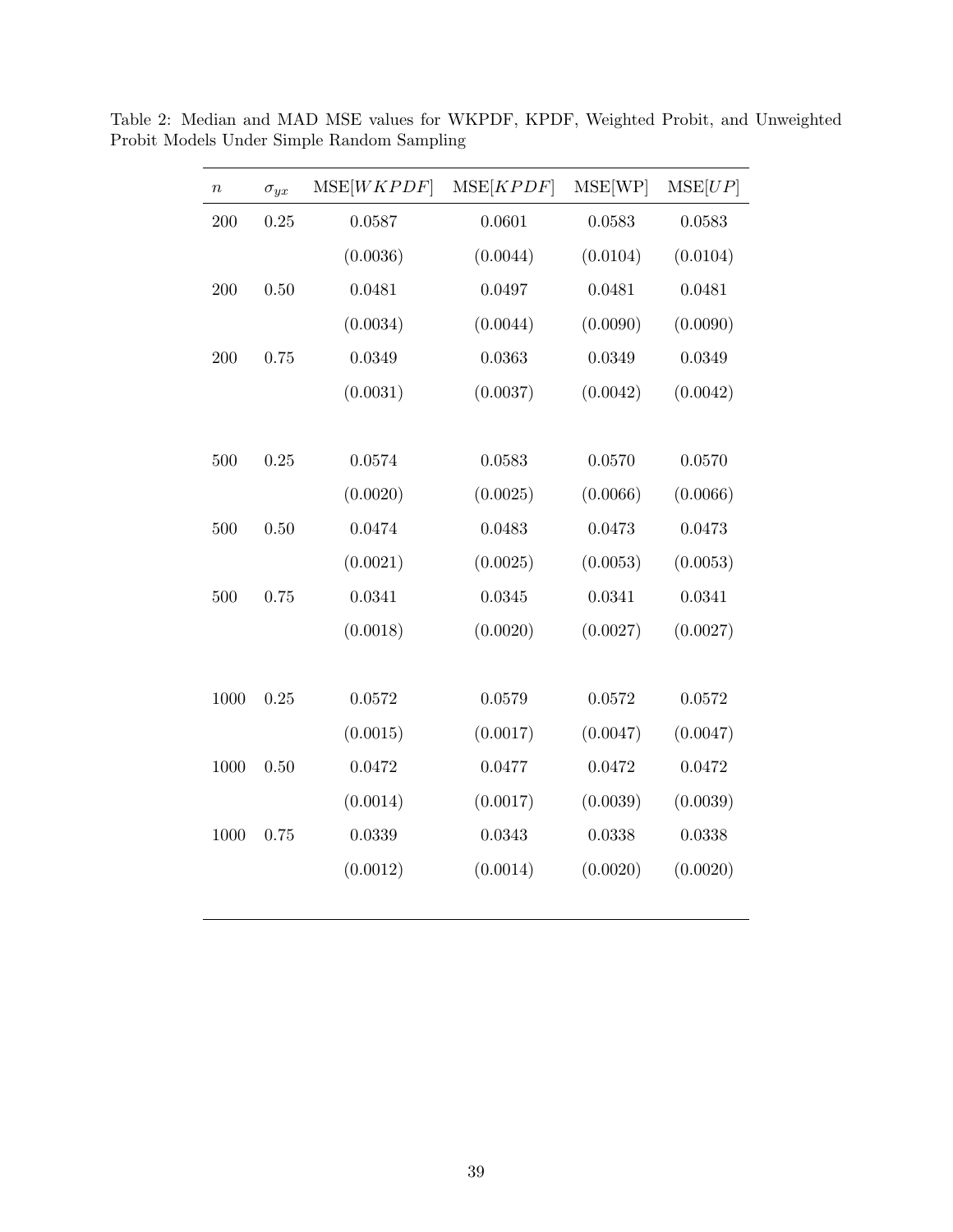Table 2: Median and MAD MSE values for WKPDF, KPDF, Weighted Probit, and Unweighted Probit Models Under Simple Random Sampling

| $n$ | $\sigma_{yx}$ | MSE[$WKPDF$] | MSE[$KPDF$] | MSE[WP] | MSE[$UP$] |
|---|---|---|---|---|---|
| 200 | 0.25 | 0.0587 | 0.0601 | 0.0583 | 0.0583 |
| | | (0.0036) | (0.0044) | (0.0104) | (0.0104) |
| 200 | 0.50 | 0.0481 | 0.0497 | 0.0481 | 0.0481 |
| | | (0.0034) | (0.0044) | (0.0090) | (0.0090) |
| 200 | 0.75 | 0.0349 | 0.0363 | 0.0349 | 0.0349 |
| | | (0.0031) | (0.0037) | (0.0042) | (0.0042) |
| 500 | 0.25 | 0.0574 | 0.0583 | 0.0570 | 0.0570 |
| | | (0.0020) | (0.0025) | (0.0066) | (0.0066) |
| 500 | 0.50 | 0.0474 | 0.0483 | 0.0473 | 0.0473 |
| | | (0.0021) | (0.0025) | (0.0053) | (0.0053) |
| 500 | 0.75 | 0.0341 | 0.0345 | 0.0341 | 0.0341 |
| | | (0.0018) | (0.0020) | (0.0027) | (0.0027) |
| 1000 | 0.25 | 0.0572 | 0.0579 | 0.0572 | 0.0572 |
| | | (0.0015) | (0.0017) | (0.0047) | (0.0047) |
| 1000 | 0.50 | 0.0472 | 0.0477 | 0.0472 | 0.0472 |
| | | (0.0014) | (0.0017) | (0.0039) | (0.0039) |
| 1000 | 0.75 | 0.0339 | 0.0343 | 0.0338 | 0.0338 |
| | | (0.0012) | (0.0014) | (0.0020) | (0.0020) |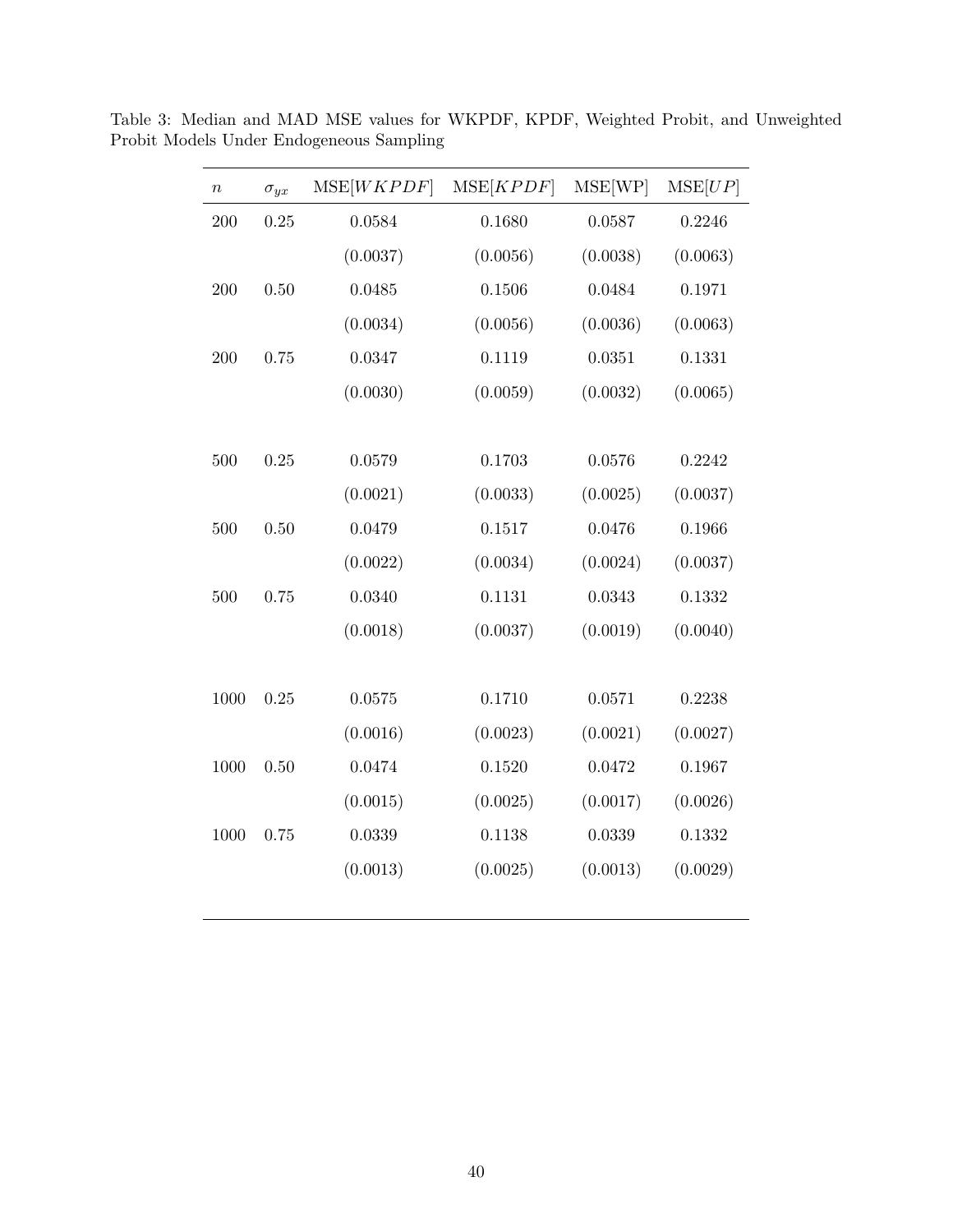Table 3: Median and MAD MSE values for WKPDF, KPDF, Weighted Probit, and Unweighted Probit Models Under Endogeneous Sampling

| $n$ | $\sigma_{yx}$ | MSE[$WKPDF$] | MSE[$KPDF$] | MSE[WP] | MSE[$UP$] |
|---|---|---|---|---|---|
| 200 | 0.25 | 0.0584 | 0.1680 | 0.0587 | 0.2246 |
| | | (0.0037) | (0.0056) | (0.0038) | (0.0063) |
| 200 | 0.50 | 0.0485 | 0.1506 | 0.0484 | 0.1971 |
| | | (0.0034) | (0.0056) | (0.0036) | (0.0063) |
| 200 | 0.75 | 0.0347 | 0.1119 | 0.0351 | 0.1331 |
| | | (0.0030) | (0.0059) | (0.0032) | (0.0065) |
| 500 | 0.25 | 0.0579 | 0.1703 | 0.0576 | 0.2242 |
| | | (0.0021) | (0.0033) | (0.0025) | (0.0037) |
| 500 | 0.50 | 0.0479 | 0.1517 | 0.0476 | 0.1966 |
| | | (0.0022) | (0.0034) | (0.0024) | (0.0037) |
| 500 | 0.75 | 0.0340 | 0.1131 | 0.0343 | 0.1332 |
| | | (0.0018) | (0.0037) | (0.0019) | (0.0040) |
| 1000 | 0.25 | 0.0575 | 0.1710 | 0.0571 | 0.2238 |
| | | (0.0016) | (0.0023) | (0.0021) | (0.0027) |
| 1000 | 0.50 | 0.0474 | 0.1520 | 0.0472 | 0.1967 |
| | | (0.0015) | (0.0025) | (0.0017) | (0.0026) |
| 1000 | 0.75 | 0.0339 | 0.1138 | 0.0339 | 0.1332 |
| | | (0.0013) | (0.0025) | (0.0013) | (0.0029) |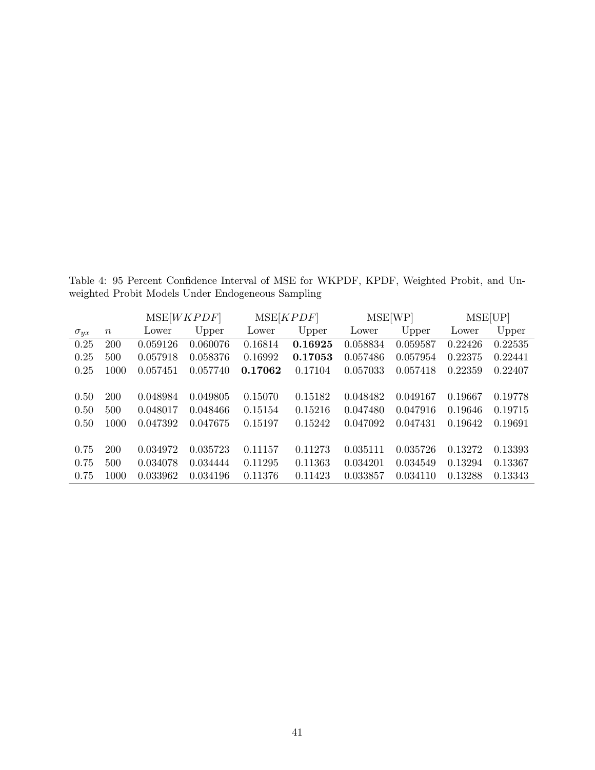Table 4: 95 Percent Confidence Interval of MSE for WKPDF, KPDF, Weighted Probit, and Unweighted Probit Models Under Endogeneous Sampling

| | | MSE[$WKPDF$] | | MSE[$KPDF$] | | MSE[WP] | | MSE[UP] | |
|---|---|---|---|---|---|---|---|---|---|
| $\sigma_{yx}$ | $n$ | Lower | Upper | Lower | Upper | Lower | Upper | Lower | Upper |
| 0.25 | 200 | 0.059126 | 0.060076 | 0.16814 | **0.16925** | 0.058834 | 0.059587 | 0.22426 | 0.22535 |
| 0.25 | 500 | 0.057918 | 0.058376 | 0.16992 | **0.17053** | 0.057486 | 0.057954 | 0.22375 | 0.22441 |
| 0.25 | 1000 | 0.057451 | 0.057740 | **0.17062** | 0.17104 | 0.057033 | 0.057418 | 0.22359 | 0.22407 |
| | | | | | | | | | |
| 0.50 | 200 | 0.048984 | 0.049805 | 0.15070 | 0.15182 | 0.048482 | 0.049167 | 0.19667 | 0.19778 |
| 0.50 | 500 | 0.048017 | 0.048466 | 0.15154 | 0.15216 | 0.047480 | 0.047916 | 0.19646 | 0.19715 |
| 0.50 | 1000 | 0.047392 | 0.047675 | 0.15197 | 0.15242 | 0.047092 | 0.047431 | 0.19642 | 0.19691 |
| | | | | | | | | | |
| 0.75 | 200 | 0.034972 | 0.035723 | 0.11157 | 0.11273 | 0.035111 | 0.035726 | 0.13272 | 0.13393 |
| 0.75 | 500 | 0.034078 | 0.034444 | 0.11295 | 0.11363 | 0.034201 | 0.034549 | 0.13294 | 0.13367 |
| 0.75 | 1000 | 0.033962 | 0.034196 | 0.11376 | 0.11423 | 0.033857 | 0.034110 | 0.13288 | 0.13343 |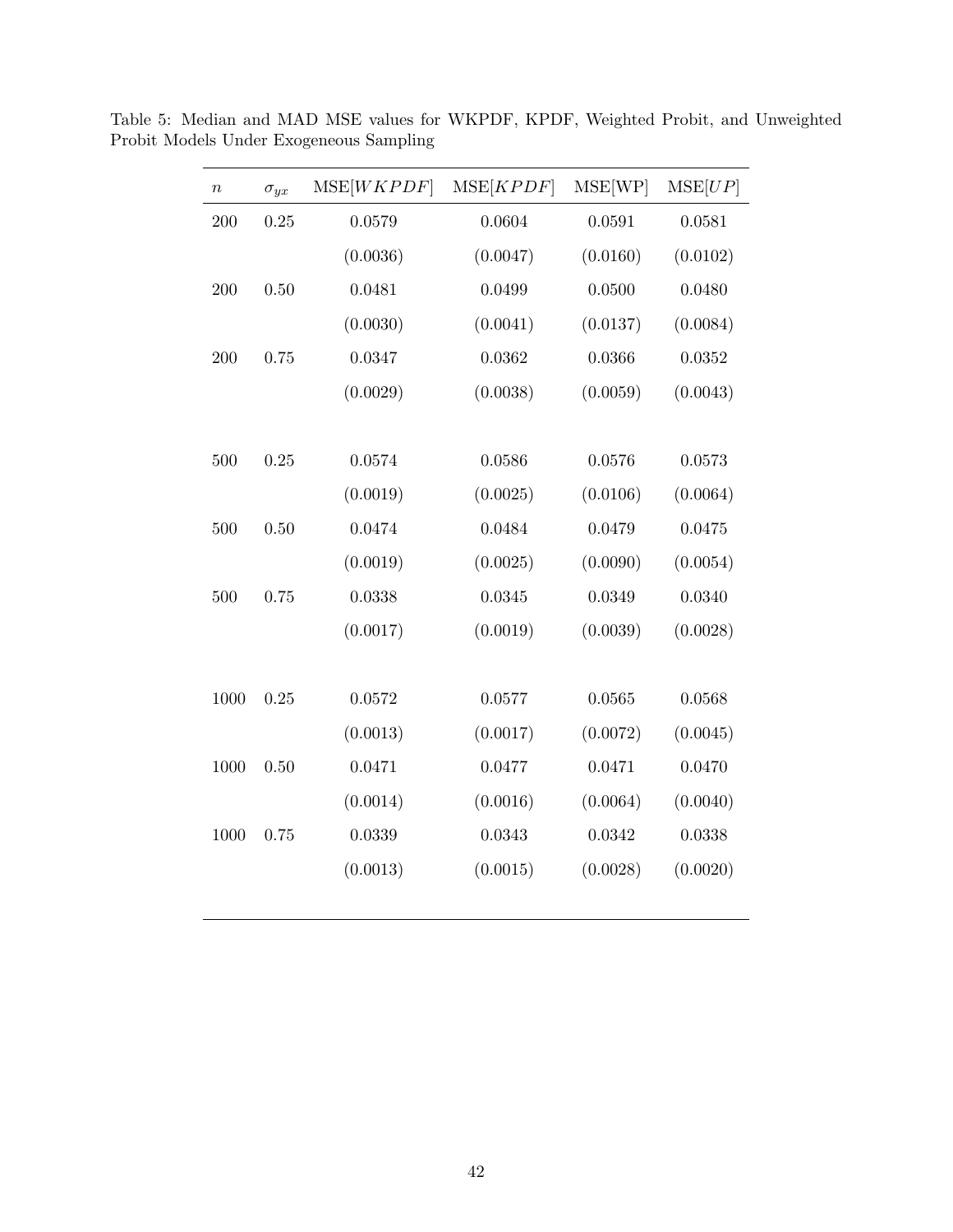Table 5: Median and MAD MSE values for WKPDF, KPDF, Weighted Probit, and Unweighted Probit Models Under Exogeneous Sampling

| $n$ | $\sigma_{yx}$ | MSE[$WKPDF$] | MSE[$KPDF$] | MSE[WP] | MSE[$UP$] |
|---|---|---|---|---|---|
| 200 | 0.25 | 0.0579 | 0.0604 | 0.0591 | 0.0581 |
| | | (0.0036) | (0.0047) | (0.0160) | (0.0102) |
| 200 | 0.50 | 0.0481 | 0.0499 | 0.0500 | 0.0480 |
| | | (0.0030) | (0.0041) | (0.0137) | (0.0084) |
| 200 | 0.75 | 0.0347 | 0.0362 | 0.0366 | 0.0352 |
| | | (0.0029) | (0.0038) | (0.0059) | (0.0043) |
| 500 | 0.25 | 0.0574 | 0.0586 | 0.0576 | 0.0573 |
| | | (0.0019) | (0.0025) | (0.0106) | (0.0064) |
| 500 | 0.50 | 0.0474 | 0.0484 | 0.0479 | 0.0475 |
| | | (0.0019) | (0.0025) | (0.0090) | (0.0054) |
| 500 | 0.75 | 0.0338 | 0.0345 | 0.0349 | 0.0340 |
| | | (0.0017) | (0.0019) | (0.0039) | (0.0028) |
| 1000 | 0.25 | 0.0572 | 0.0577 | 0.0565 | 0.0568 |
| | | (0.0013) | (0.0017) | (0.0072) | (0.0045) |
| 1000 | 0.50 | 0.0471 | 0.0477 | 0.0471 | 0.0470 |
| | | (0.0014) | (0.0016) | (0.0064) | (0.0040) |
| 1000 | 0.75 | 0.0339 | 0.0343 | 0.0342 | 0.0338 |
| | | (0.0013) | (0.0015) | (0.0028) | (0.0020) |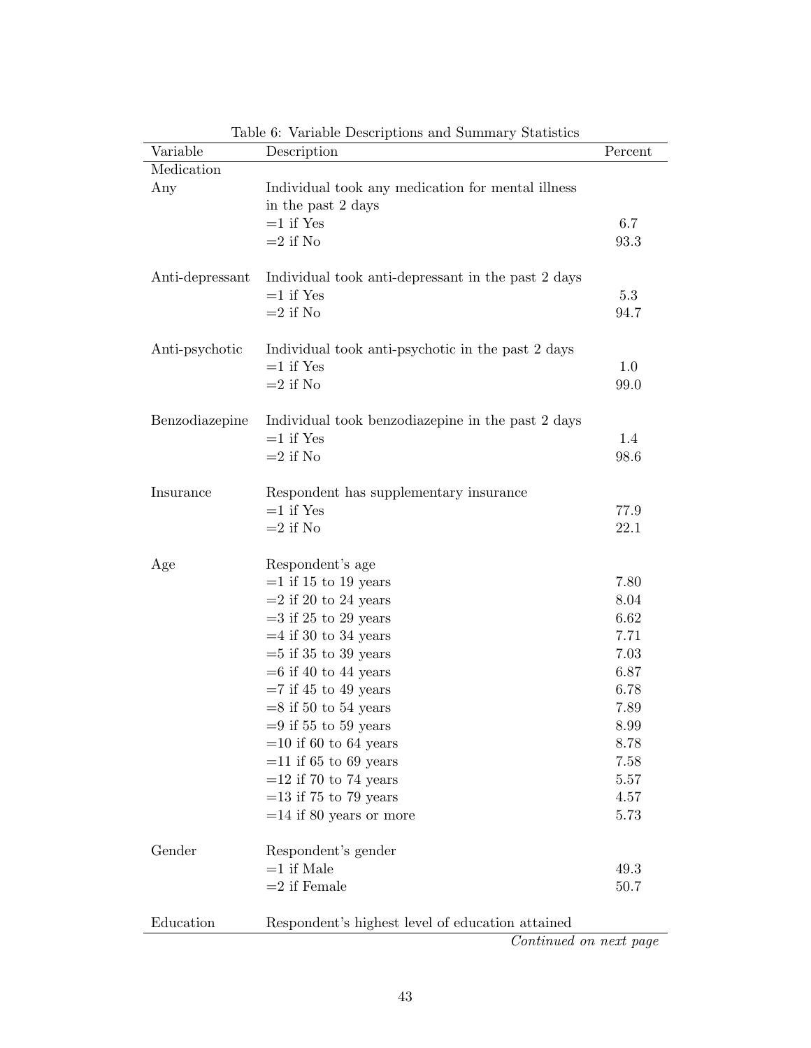Table 6: Variable Descriptions and Summary Statistics

| Variable | Description | Percent |
|---|---|---|
| Medication | | |
| Any | Individual took any medication for mental illness in the past 2 days | |
| | =1 if Yes | 6.7 |
| | =2 if No | 93.3 |
| | | |
| Anti-depressant | Individual took anti-depressant in the past 2 days | |
| | =1 if Yes | 5.3 |
| | =2 if No | 94.7 |
| | | |
| Anti-psychotic | Individual took anti-psychotic in the past 2 days | |
| | =1 if Yes | 1.0 |
| | =2 if No | 99.0 |
| | | |
| Benzodiazepine | Individual took benzodiazepine in the past 2 days | |
| | =1 if Yes | 1.4 |
| | =2 if No | 98.6 |
| | | |
| Insurance | Respondent has supplementary insurance | |
| | =1 if Yes | 77.9 |
| | =2 if No | 22.1 |
| | | |
| Age | Respondent's age | |
| | =1 if 15 to 19 years | 7.80 |
| | =2 if 20 to 24 years | 8.04 |
| | =3 if 25 to 29 years | 6.62 |
| | =4 if 30 to 34 years | 7.71 |
| | =5 if 35 to 39 years | 7.03 |
| | =6 if 40 to 44 years | 6.87 |
| | =7 if 45 to 49 years | 6.78 |
| | =8 if 50 to 54 years | 7.89 |
| | =9 if 55 to 59 years | 8.99 |
| | =10 if 60 to 64 years | 8.78 |
| | =11 if 65 to 69 years | 7.58 |
| | =12 if 70 to 74 years | 5.57 |
| | =13 if 75 to 79 years | 4.57 |
| | =14 if 80 years or more | 5.73 |
| | | |
| Gender | Respondent's gender | |
| | =1 if Male | 49.3 |
| | =2 if Female | 50.7 |
| | | |
| Education | Respondent's highest level of education attained | |

*Continued on next page*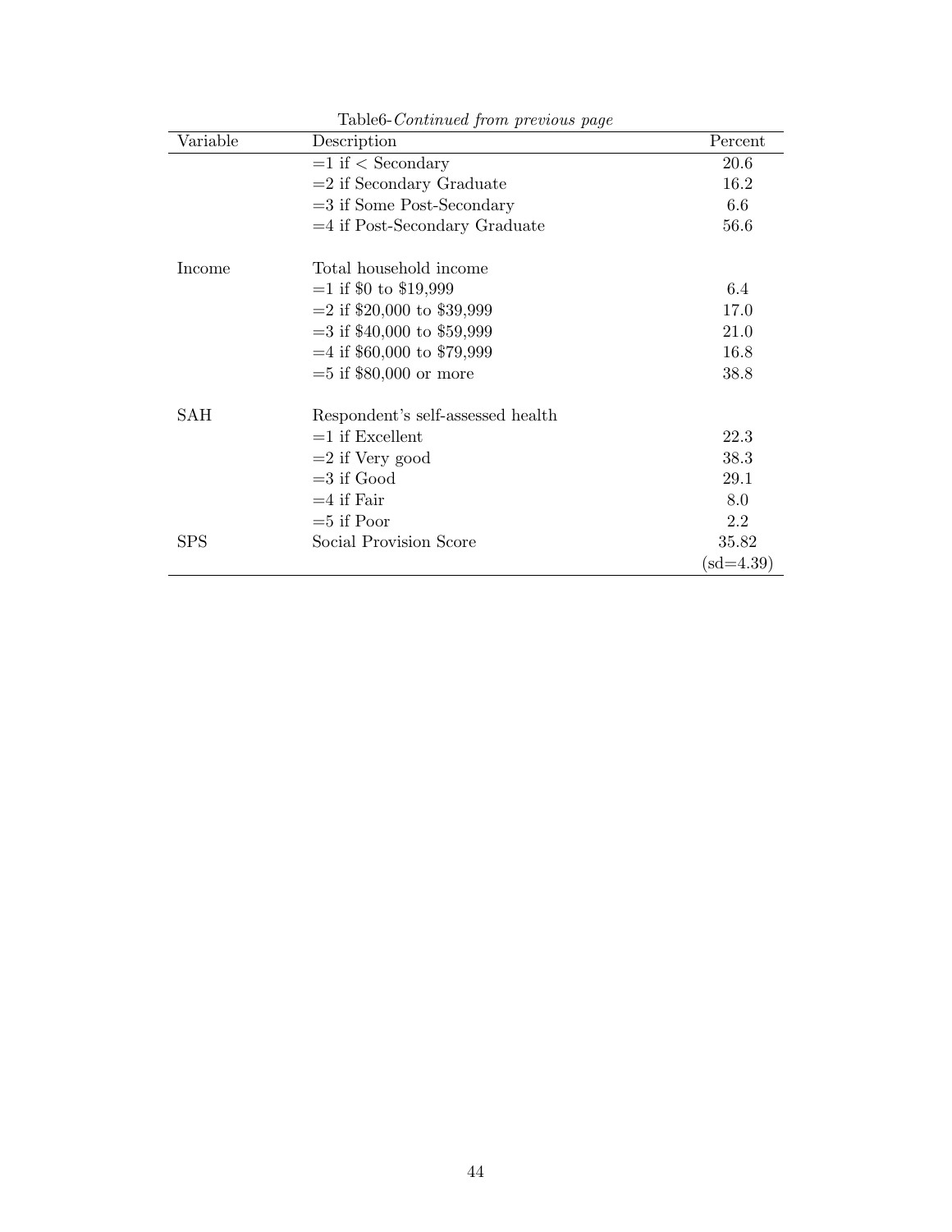Table6-*Continued from previous page*

| Variable | Description | Percent |
|---|---|---|
| | =1 if < Secondary | 20.6 |
| | =2 if Secondary Graduate | 16.2 |
| | =3 if Some Post-Secondary | 6.6 |
| | =4 if Post-Secondary Graduate | 56.6 |
| | | |
| Income | Total household income | |
| | =1 if $0 to $19,999 | 6.4 |
| | =2 if $20,000 to $39,999 | 17.0 |
| | =3 if $40,000 to $59,999 | 21.0 |
| | =4 if $60,000 to $79,999 | 16.8 |
| | =5 if $80,000 or more | 38.8 |
| | | |
| SAH | Respondent's self-assessed health | |
| | =1 if Excellent | 22.3 |
| | =2 if Very good | 38.3 |
| | =3 if Good | 29.1 |
| | =4 if Fair | 8.0 |
| | =5 if Poor | 2.2 |
| SPS | Social Provision Score | 35.82 |
| | | (sd=4.39) |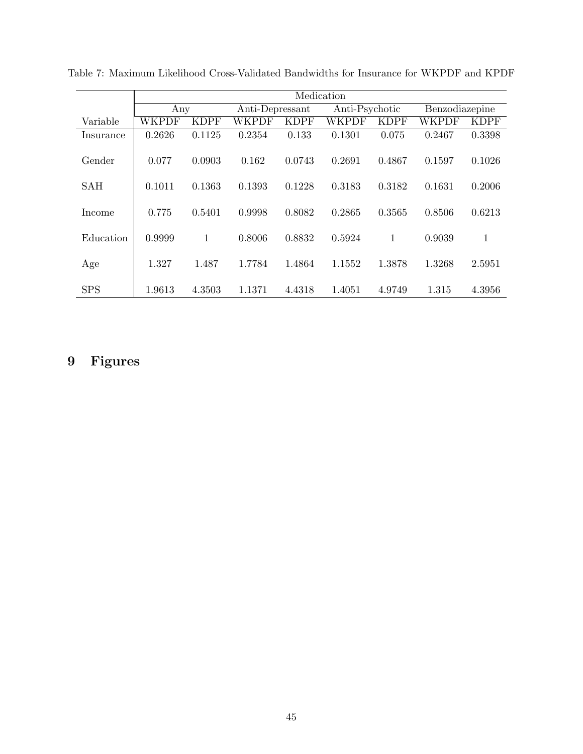Table 7: Maximum Likelihood Cross-Validated Bandwidths for Insurance for WKPDF and KPDF

| | Medication | | | | | | | |
|---|---|---|---|---|---|---|---|---|
| | Any | | Anti-Depressant | | Anti-Psychotic | | Benzodiazepine | |
| Variable | WKPDF | KDPF | WKPDF | KDPF | WKPDF | KDPF | WKPDF | KDPF |
| Insurance | 0.2626 | 0.1125 | 0.2354 | 0.133 | 0.1301 | 0.075 | 0.2467 | 0.3398 |
| Gender | 0.077 | 0.0903 | 0.162 | 0.0743 | 0.2691 | 0.4867 | 0.1597 | 0.1026 |
| SAH | 0.1011 | 0.1363 | 0.1393 | 0.1228 | 0.3183 | 0.3182 | 0.1631 | 0.2006 |
| Income | 0.775 | 0.5401 | 0.9998 | 0.8082 | 0.2865 | 0.3565 | 0.8506 | 0.6213 |
| Education | 0.9999 | 1 | 0.8006 | 0.8832 | 0.5924 | 1 | 0.9039 | 1 |
| Age | 1.327 | 1.487 | 1.7784 | 1.4864 | 1.1552 | 1.3878 | 1.3268 | 2.5951 |
| SPS | 1.9613 | 4.3503 | 1.1371 | 4.4318 | 1.4051 | 4.9749 | 1.315 | 4.3956 |

# 9 Figures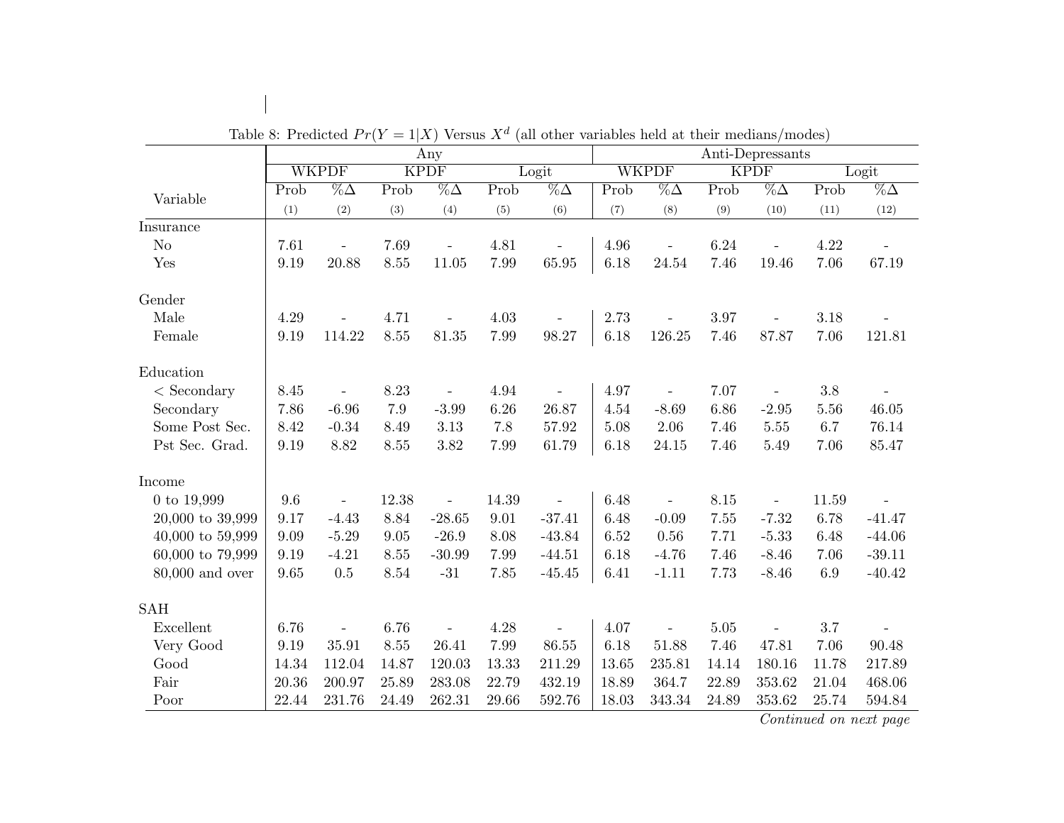Table 8: Predicted $Pr(Y = 1|X)$ Versus $X^d$ (all other variables held at their medians/modes)

| | Any | | | | | | Anti-Depressants | | | | | |
|---|---|---|---|---|---|---|---|---|---|---|---|---|
| | WKPDF | | KPDF | | Logit | | WKPDF | | KPDF | | Logit | |
| Variable | Prob | %Δ | Prob | %Δ | Prob | %Δ | Prob | %Δ | Prob | %Δ | Prob | %Δ |
| | (1) | (2) | (3) | (4) | (5) | (6) | (7) | (8) | (9) | (10) | (11) | (12) |
| Insurance | | | | | | | | | | | | |
| No | 7.61 | - | 7.69 | - | 4.81 | - | 4.96 | - | 6.24 | - | 4.22 | - |
| Yes | 9.19 | 20.88 | 8.55 | 11.05 | 7.99 | 65.95 | 6.18 | 24.54 | 7.46 | 19.46 | 7.06 | 67.19 |
| Gender | | | | | | | | | | | | |
| Male | 4.29 | - | 4.71 | - | 4.03 | - | 2.73 | - | 3.97 | - | 3.18 | - |
| Female | 9.19 | 114.22 | 8.55 | 81.35 | 7.99 | 98.27 | 6.18 | 126.25 | 7.46 | 87.87 | 7.06 | 121.81 |
| Education | | | | | | | | | | | | |
| < Secondary | 8.45 | - | 8.23 | - | 4.94 | - | 4.97 | - | 7.07 | - | 3.8 | - |
| Secondary | 7.86 | -6.96 | 7.9 | -3.99 | 6.26 | 26.87 | 4.54 | -8.69 | 6.86 | -2.95 | 5.56 | 46.05 |
| Some Post Sec. | 8.42 | -0.34 | 8.49 | 3.13 | 7.8 | 57.92 | 5.08 | 2.06 | 7.46 | 5.55 | 6.7 | 76.14 |
| Pst Sec. Grad. | 9.19 | 8.82 | 8.55 | 3.82 | 7.99 | 61.79 | 6.18 | 24.15 | 7.46 | 5.49 | 7.06 | 85.47 |
| Income | | | | | | | | | | | | |
| 0 to 19,999 | 9.6 | - | 12.38 | - | 14.39 | - | 6.48 | - | 8.15 | - | 11.59 | - |
| 20,000 to 39,999 | 9.17 | -4.43 | 8.84 | -28.65 | 9.01 | -37.41 | 6.48 | -0.09 | 7.55 | -7.32 | 6.78 | -41.47 |
| 40,000 to 59,999 | 9.09 | -5.29 | 9.05 | -26.9 | 8.08 | -43.84 | 6.52 | 0.56 | 7.71 | -5.33 | 6.48 | -44.06 |
| 60,000 to 79,999 | 9.19 | -4.21 | 8.55 | -30.99 | 7.99 | -44.51 | 6.18 | -4.76 | 7.46 | -8.46 | 7.06 | -39.11 |
| 80,000 and over | 9.65 | 0.5 | 8.54 | -31 | 7.85 | -45.45 | 6.41 | -1.11 | 7.73 | -8.46 | 6.9 | -40.42 |
| SAH | | | | | | | | | | | | |
| Excellent | 6.76 | - | 6.76 | - | 4.28 | - | 4.07 | - | 5.05 | - | 3.7 | - |
| Very Good | 9.19 | 35.91 | 8.55 | 26.41 | 7.99 | 86.55 | 6.18 | 51.88 | 7.46 | 47.81 | 7.06 | 90.48 |
| Good | 14.34 | 112.04 | 14.87 | 120.03 | 13.33 | 211.29 | 13.65 | 235.81 | 14.14 | 180.16 | 11.78 | 217.89 |
| Fair | 20.36 | 200.97 | 25.89 | 283.08 | 22.79 | 432.19 | 18.89 | 364.7 | 22.89 | 353.62 | 21.04 | 468.06 |
| Poor | 22.44 | 231.76 | 24.49 | 262.31 | 29.66 | 592.76 | 18.03 | 343.34 | 24.89 | 353.62 | 25.74 | 594.84 |

*Continued on next page*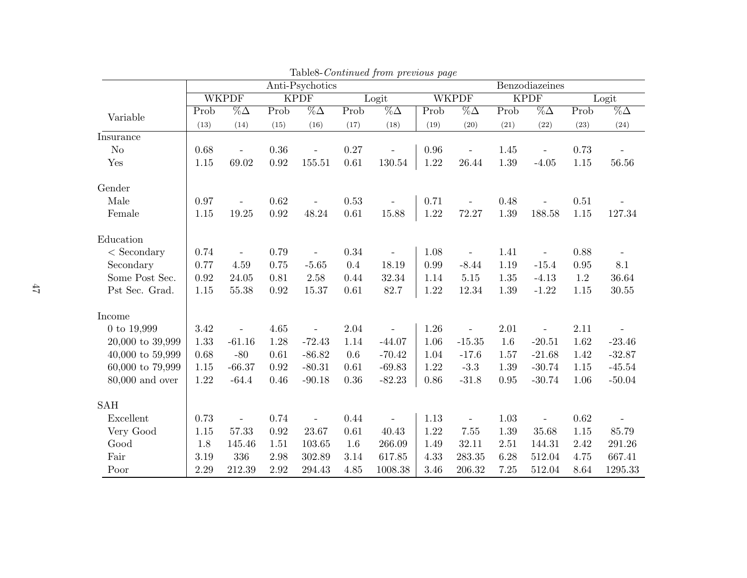Table8-*Continued from previous page*

| Variable | Anti-Psychotics | | | | | | Benzodiazeines | | | | | |
|---|---|---|---|---|---|---|---|---|---|---|---|---|
| | WKPDF | | KPDF | | Logit | | WKPDF | | KPDF | | Logit | |
| | Prob | %Δ | Prob | %Δ | Prob | %Δ | Prob | %Δ | Prob | %Δ | Prob | %Δ |
| | (13) | (14) | (15) | (16) | (17) | (18) | (19) | (20) | (21) | (22) | (23) | (24) |
| Insurance | | | | | | | | | | | | |
| No | 0.68 | - | 0.36 | - | 0.27 | - | 0.96 | - | 1.45 | - | 0.73 | - |
| Yes | 1.15 | 69.02 | 0.92 | 155.51 | 0.61 | 130.54 | 1.22 | 26.44 | 1.39 | -4.05 | 1.15 | 56.56 |
| Gender | | | | | | | | | | | | |
| Male | 0.97 | - | 0.62 | - | 0.53 | - | 0.71 | - | 0.48 | - | 0.51 | - |
| Female | 1.15 | 19.25 | 0.92 | 48.24 | 0.61 | 15.88 | 1.22 | 72.27 | 1.39 | 188.58 | 1.15 | 127.34 |
| Education | | | | | | | | | | | | |
| < Secondary | 0.74 | - | 0.79 | - | 0.34 | - | 1.08 | - | 1.41 | - | 0.88 | - |
| Secondary | 0.77 | 4.59 | 0.75 | -5.65 | 0.4 | 18.19 | 0.99 | -8.44 | 1.19 | -15.4 | 0.95 | 8.1 |
| Some Post Sec. | 0.92 | 24.05 | 0.81 | 2.58 | 0.44 | 32.34 | 1.14 | 5.15 | 1.35 | -4.13 | 1.2 | 36.64 |
| Pst Sec. Grad. | 1.15 | 55.38 | 0.92 | 15.37 | 0.61 | 82.7 | 1.22 | 12.34 | 1.39 | -1.22 | 1.15 | 30.55 |
| Income | | | | | | | | | | | | |
| 0 to 19,999 | 3.42 | - | 4.65 | - | 2.04 | - | 1.26 | - | 2.01 | - | 2.11 | - |
| 20,000 to 39,999 | 1.33 | -61.16 | 1.28 | -72.43 | 1.14 | -44.07 | 1.06 | -15.35 | 1.6 | -20.51 | 1.62 | -23.46 |
| 40,000 to 59,999 | 0.68 | -80 | 0.61 | -86.82 | 0.6 | -70.42 | 1.04 | -17.6 | 1.57 | -21.68 | 1.42 | -32.87 |
| 60,000 to 79,999 | 1.15 | -66.37 | 0.92 | -80.31 | 0.61 | -69.83 | 1.22 | -3.3 | 1.39 | -30.74 | 1.15 | -45.54 |
| 80,000 and over | 1.22 | -64.4 | 0.46 | -90.18 | 0.36 | -82.23 | 0.86 | -31.8 | 0.95 | -30.74 | 1.06 | -50.04 |
| SAH | | | | | | | | | | | | |
| Excellent | 0.73 | - | 0.74 | - | 0.44 | - | 1.13 | - | 1.03 | - | 0.62 | - |
| Very Good | 1.15 | 57.33 | 0.92 | 23.67 | 0.61 | 40.43 | 1.22 | 7.55 | 1.39 | 35.68 | 1.15 | 85.79 |
| Good | 1.8 | 145.46 | 1.51 | 103.65 | 1.6 | 266.09 | 1.49 | 32.11 | 2.51 | 144.31 | 2.42 | 291.26 |
| Fair | 3.19 | 336 | 2.98 | 302.89 | 3.14 | 617.85 | 4.33 | 283.35 | 6.28 | 512.04 | 4.75 | 667.41 |
| Poor | 2.29 | 212.39 | 2.92 | 294.43 | 4.85 | 1008.38 | 3.46 | 206.32 | 7.25 | 512.04 | 8.64 | 1295.33 |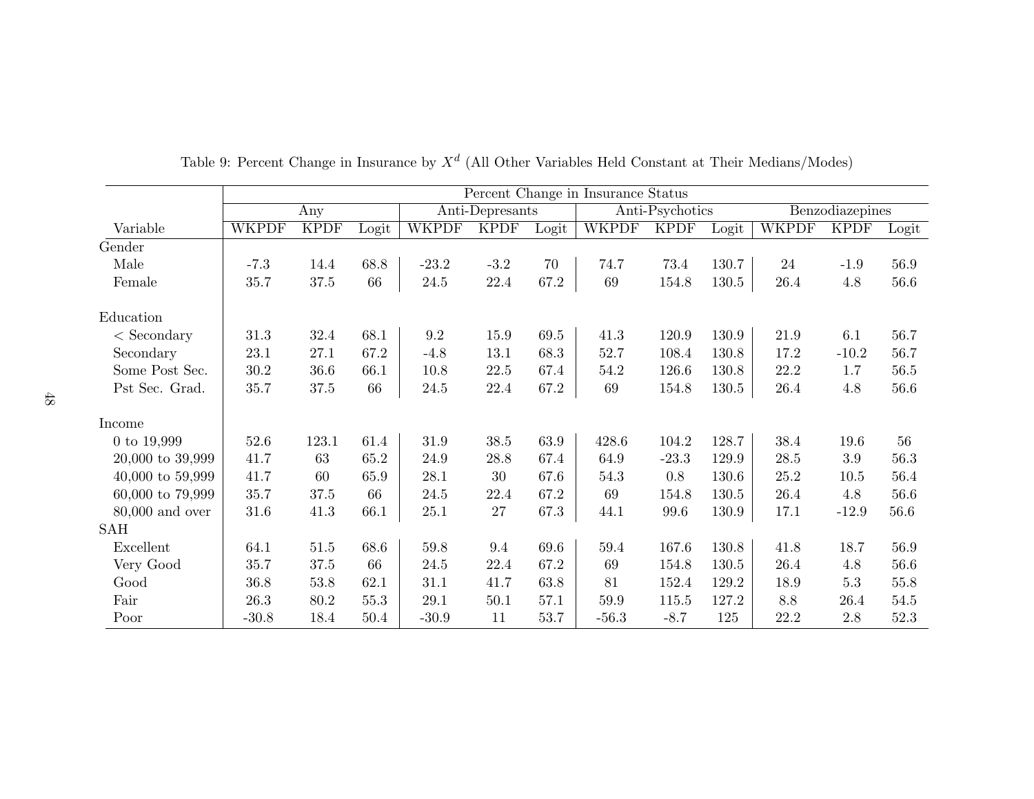Table 9: Percent Change in Insurance by $X^d$ (All Other Variables Held Constant at Their Medians/Modes)

| | Percent Change in Insurance Status | | | | | | | | | | | |
|---|---|---|---|---|---|---|---|---|---|---|---|---|
| | Any | | | Anti-Depresants | | | Anti-Psychotics | | | Benzodiazepines | | |
| Variable | WKPDF | KPDF | Logit | WKPDF | KPDF | Logit | WKPDF | KPDF | Logit | WKPDF | KPDF | Logit |
| Gender | | | | | | | | | | | | |
| Male | -7.3 | 14.4 | 68.8 | -23.2 | -3.2 | 70 | 74.7 | 73.4 | 130.7 | 24 | -1.9 | 56.9 |
| Female | 35.7 | 37.5 | 66 | 24.5 | 22.4 | 67.2 | 69 | 154.8 | 130.5 | 26.4 | 4.8 | 56.6 |
| Education | | | | | | | | | | | | |
| < Secondary | 31.3 | 32.4 | 68.1 | 9.2 | 15.9 | 69.5 | 41.3 | 120.9 | 130.9 | 21.9 | 6.1 | 56.7 |
| Secondary | 23.1 | 27.1 | 67.2 | -4.8 | 13.1 | 68.3 | 52.7 | 108.4 | 130.8 | 17.2 | -10.2 | 56.7 |
| Some Post Sec. | 30.2 | 36.6 | 66.1 | 10.8 | 22.5 | 67.4 | 54.2 | 126.6 | 130.8 | 22.2 | 1.7 | 56.5 |
| Pst Sec. Grad. | 35.7 | 37.5 | 66 | 24.5 | 22.4 | 67.2 | 69 | 154.8 | 130.5 | 26.4 | 4.8 | 56.6 |
| Income | | | | | | | | | | | | |
| 0 to 19,999 | 52.6 | 123.1 | 61.4 | 31.9 | 38.5 | 63.9 | 428.6 | 104.2 | 128.7 | 38.4 | 19.6 | 56 |
| 20,000 to 39,999 | 41.7 | 63 | 65.2 | 24.9 | 28.8 | 67.4 | 64.9 | -23.3 | 129.9 | 28.5 | 3.9 | 56.3 |
| 40,000 to 59,999 | 41.7 | 60 | 65.9 | 28.1 | 30 | 67.6 | 54.3 | 0.8 | 130.6 | 25.2 | 10.5 | 56.4 |
| 60,000 to 79,999 | 35.7 | 37.5 | 66 | 24.5 | 22.4 | 67.2 | 69 | 154.8 | 130.5 | 26.4 | 4.8 | 56.6 |
| 80,000 and over | 31.6 | 41.3 | 66.1 | 25.1 | 27 | 67.3 | 44.1 | 99.6 | 130.9 | 17.1 | -12.9 | 56.6 |
| SAH | | | | | | | | | | | | |
| Excellent | 64.1 | 51.5 | 68.6 | 59.8 | 9.4 | 69.6 | 59.4 | 167.6 | 130.8 | 41.8 | 18.7 | 56.9 |
| Very Good | 35.7 | 37.5 | 66 | 24.5 | 22.4 | 67.2 | 69 | 154.8 | 130.5 | 26.4 | 4.8 | 56.6 |
| Good | 36.8 | 53.8 | 62.1 | 31.1 | 41.7 | 63.8 | 81 | 152.4 | 129.2 | 18.9 | 5.3 | 55.8 |
| Fair | 26.3 | 80.2 | 55.3 | 29.1 | 50.1 | 57.1 | 59.9 | 115.5 | 127.2 | 8.8 | 26.4 | 54.5 |
| Poor | -30.8 | 18.4 | 50.4 | -30.9 | 11 | 53.7 | -56.3 | -8.7 | 125 | 22.2 | 2.8 | 52.3 |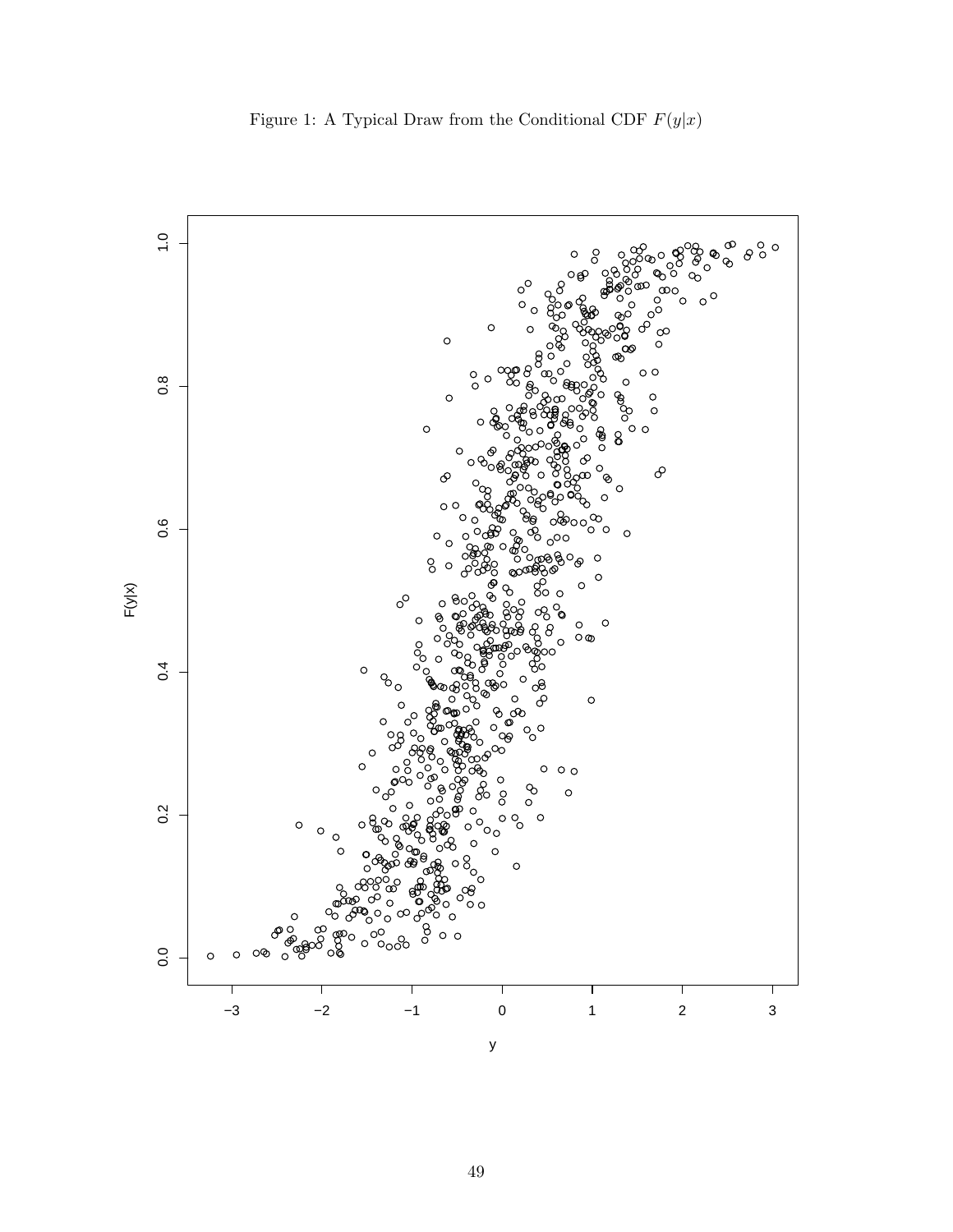Figure 1: A Typical Draw from the Conditional CDF $F(y|x)$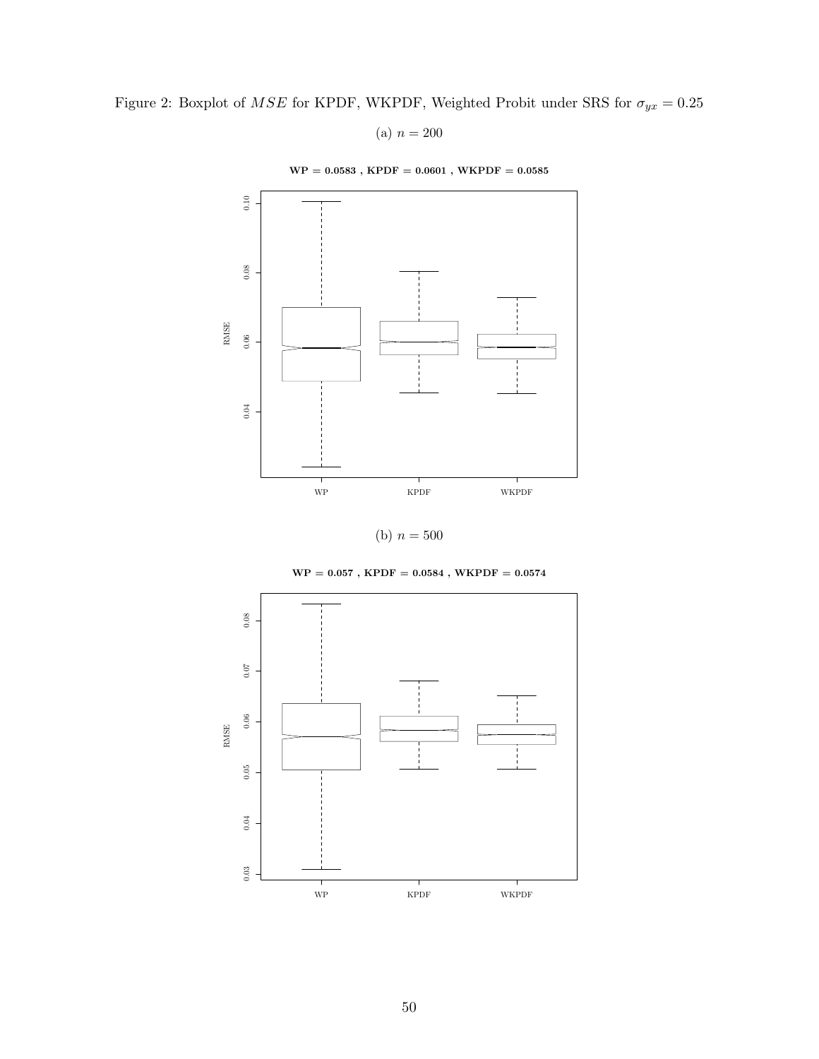Figure 2: Boxplot of $MSE$ for KPDF, WKPDF, Weighted Probit under SRS for $\sigma_{yx} = 0.25$

(a) $n = 200$

**WP = 0.0583 , KPDF = 0.0601 , WKPDF = 0.0585**

(b) $n = 500$

**WP = 0.057 , KPDF = 0.0584 , WKPDF = 0.0574**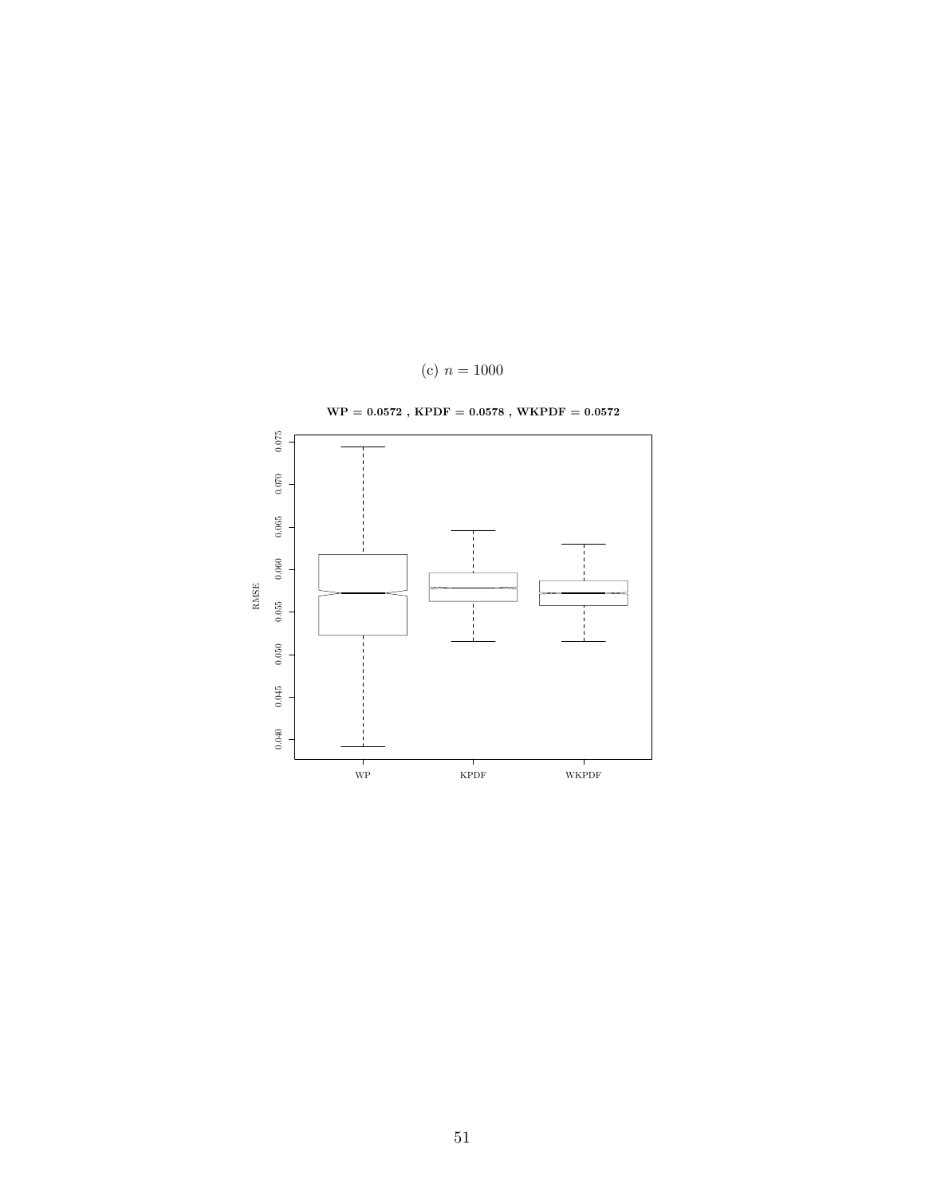(c) $n = 1000$

**WP = 0.0572 , KPDF = 0.0578 , WKPDF = 0.0572**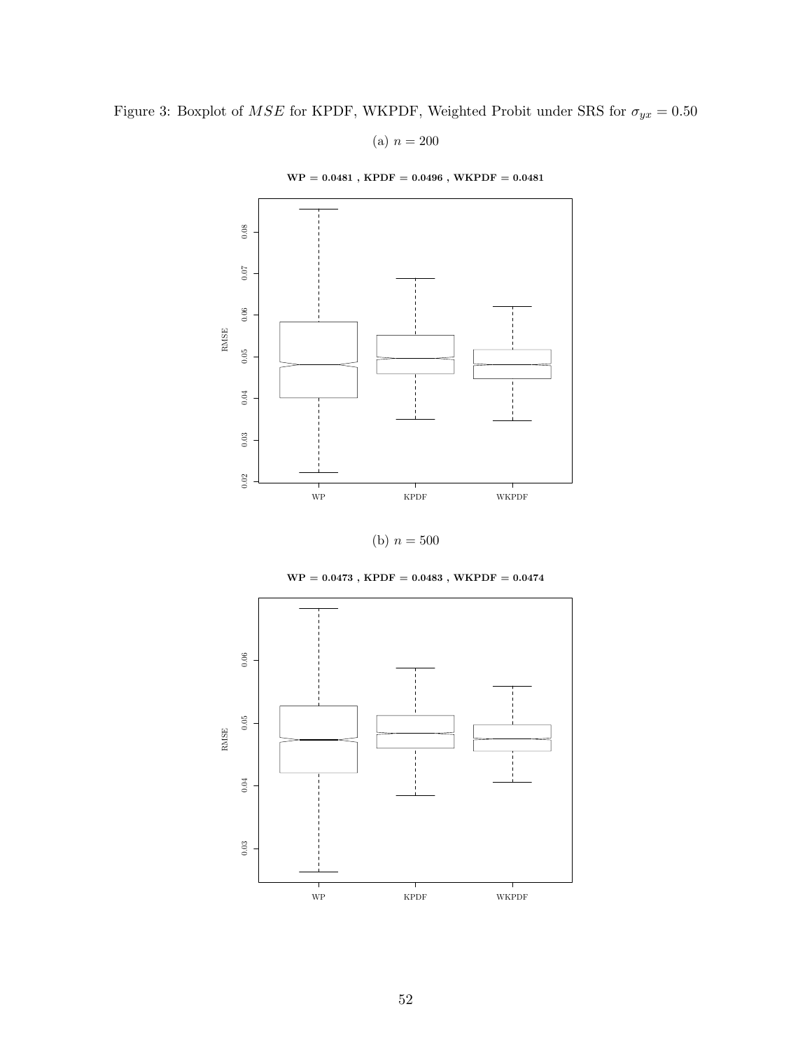Figure 3: Boxplot of $MSE$ for KPDF, WKPDF, Weighted Probit under SRS for $\sigma_{yx} = 0.50$

(a) $n = 200$

**WP = 0.0481 , KPDF = 0.0496 , WKPDF = 0.0481**

(b) $n = 500$

**WP = 0.0473 , KPDF = 0.0483 , WKPDF = 0.0474**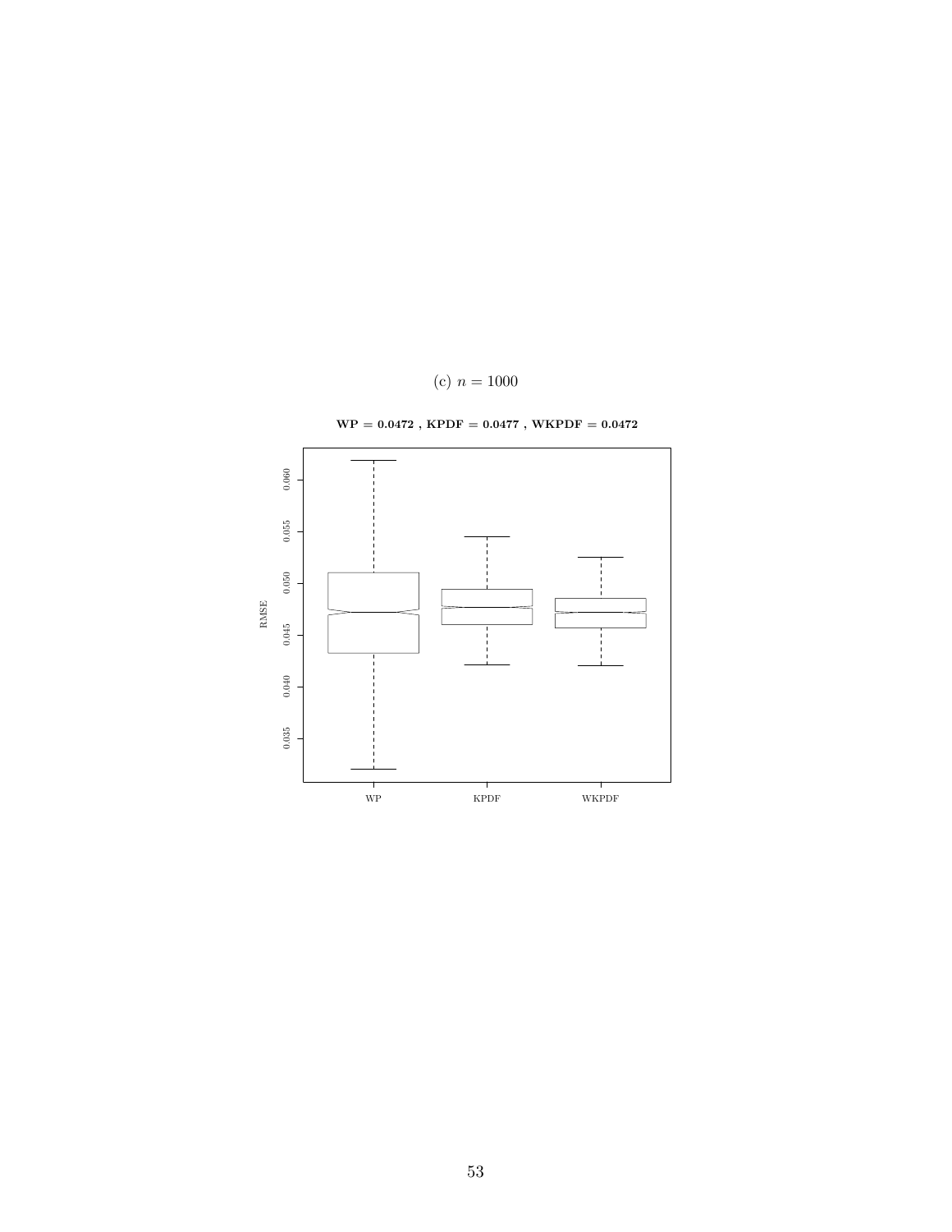(c) $n = 1000$

**WP = 0.0472 , KPDF = 0.0477 , WKPDF = 0.0472**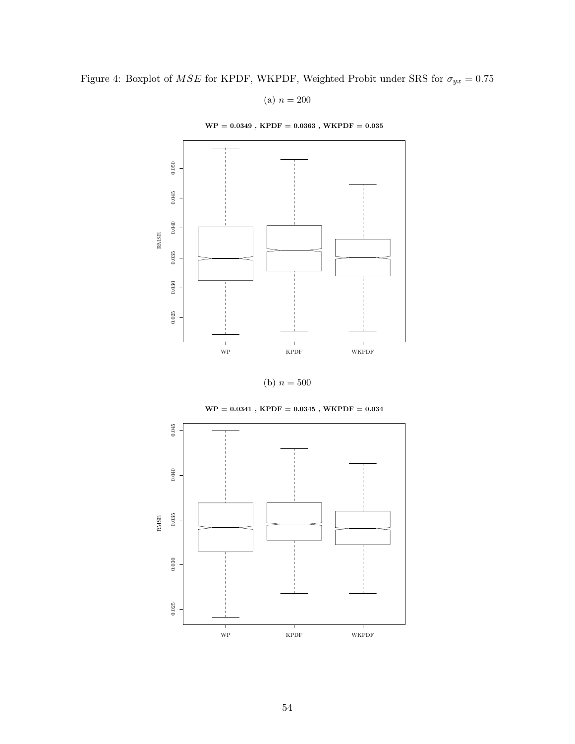Figure 4: Boxplot of $MSE$ for KPDF, WKPDF, Weighted Probit under SRS for $\sigma_{yx} = 0.75$

(a) $n = 200$

**WP = 0.0349 , KPDF = 0.0363 , WKPDF = 0.035**

(b) $n = 500$

**WP = 0.0341 , KPDF = 0.0345 , WKPDF = 0.034**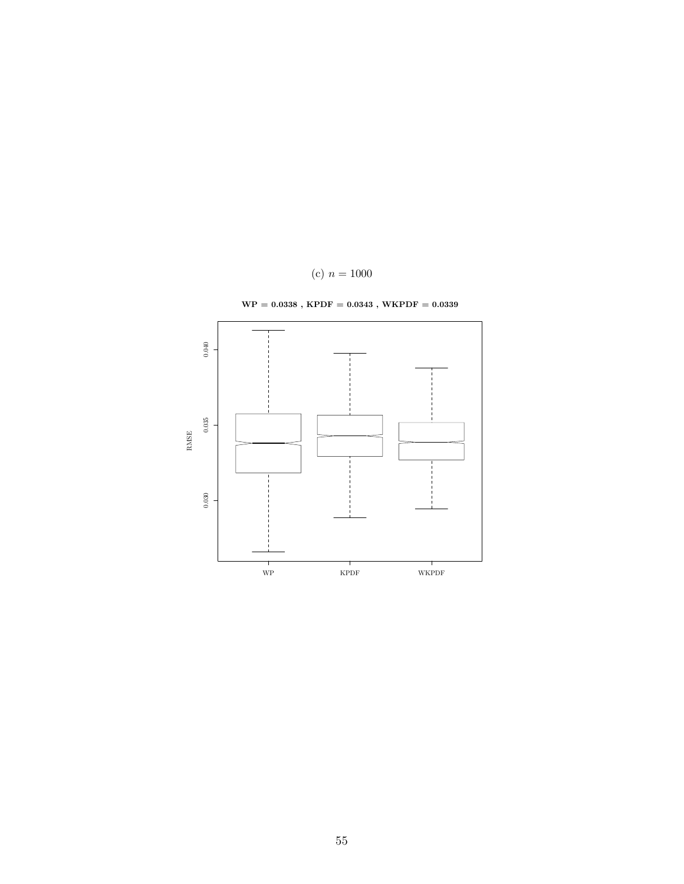(c) $n = 1000$

**WP = 0.0338 , KPDF = 0.0343 , WKPDF = 0.0339**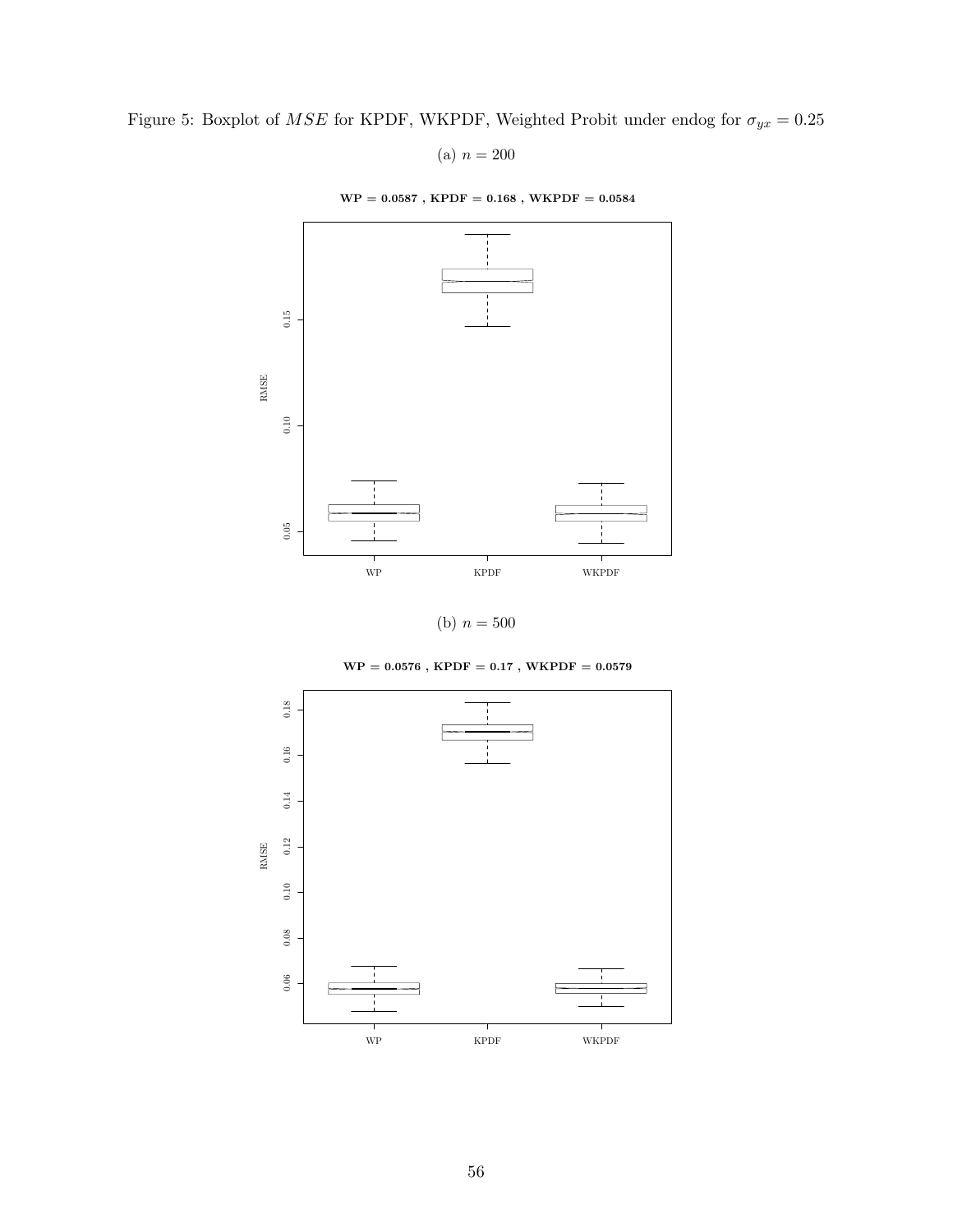Figure 5: Boxplot of $MSE$ for KPDF, WKPDF, Weighted Probit under endog for $\sigma_{yx} = 0.25$

(a) $n = 200$

**WP = 0.0587 , KPDF = 0.168 , WKPDF = 0.0584**

(b) $n = 500$

**WP = 0.0576 , KPDF = 0.17 , WKPDF = 0.0579**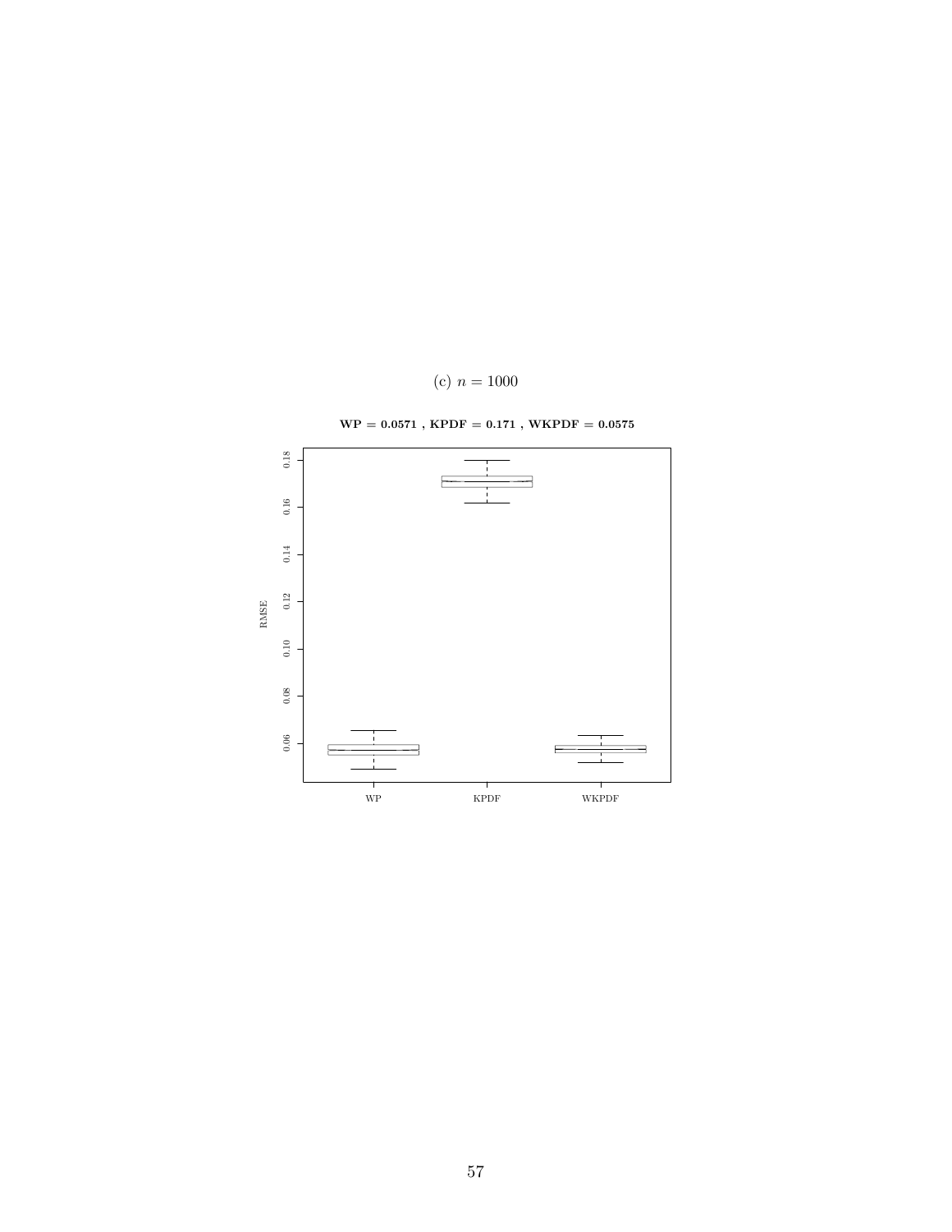(c) $n = 1000$

**WP = 0.0571 , KPDF = 0.171 , WKPDF = 0.0575**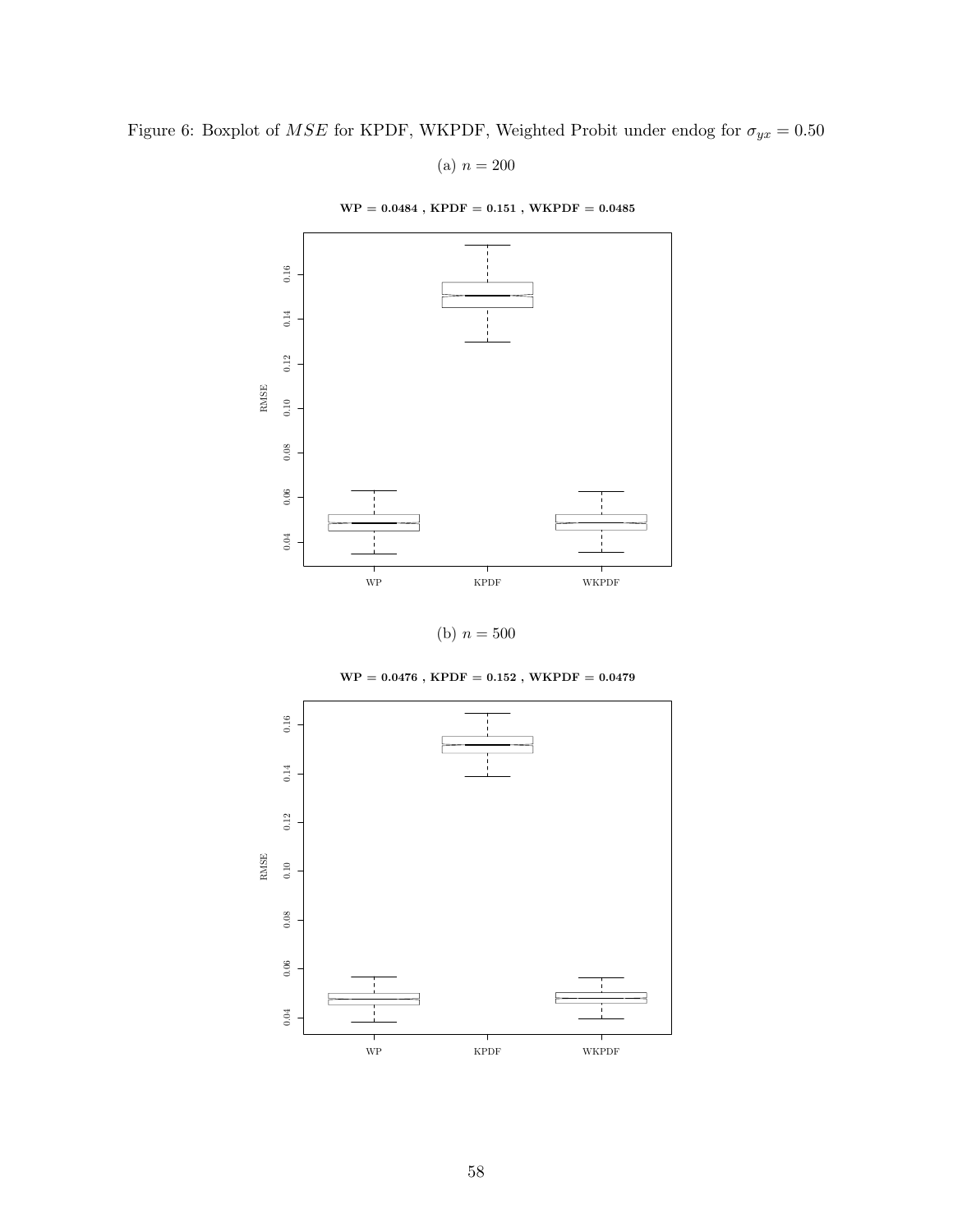Figure 6: Boxplot of $MSE$ for KPDF, WKPDF, Weighted Probit under endog for $\sigma_{yx} = 0.50$

(a) $n = 200$

**WP = 0.0484 , KPDF = 0.151 , WKPDF = 0.0485**

(b) $n = 500$

**WP = 0.0476 , KPDF = 0.152 , WKPDF = 0.0479**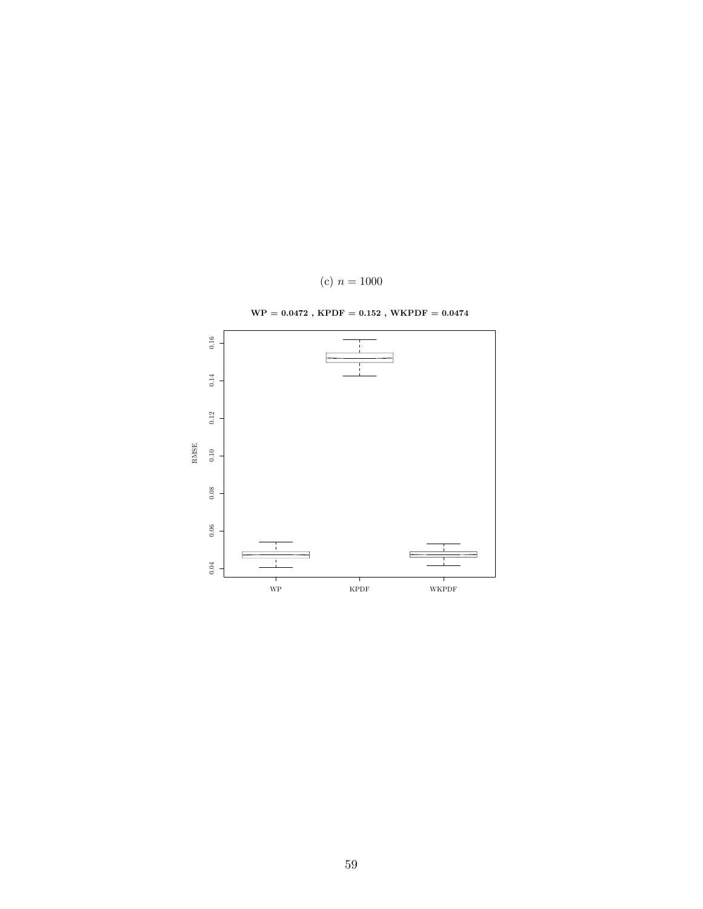(c) $n = 1000$

**WP = 0.0472 , KPDF = 0.152 , WKPDF = 0.0474**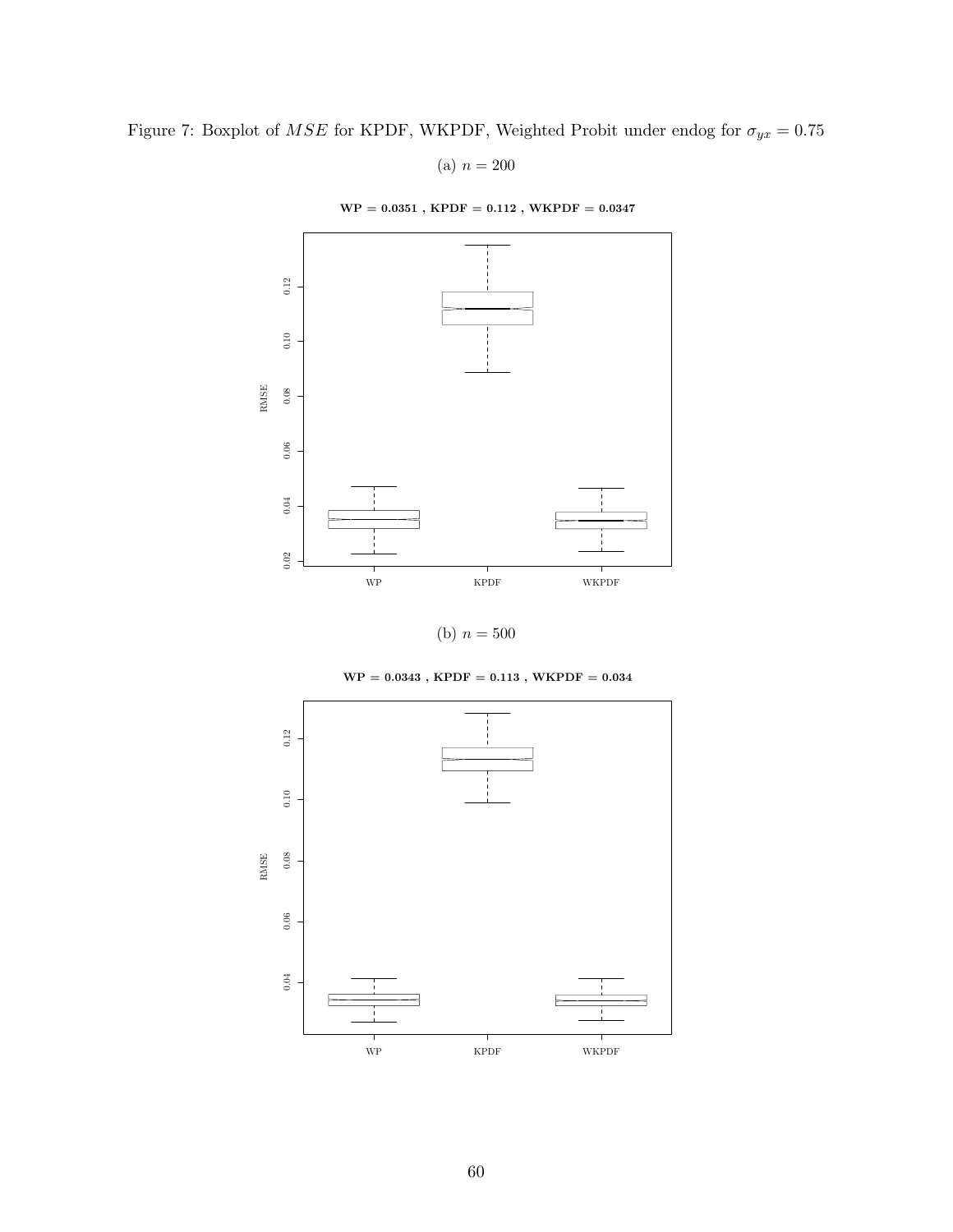Figure 7: Boxplot of $MSE$ for KPDF, WKPDF, Weighted Probit under endog for $\sigma_{yx} = 0.75$

(a) $n = 200$

**WP = 0.0351 , KPDF = 0.112 , WKPDF = 0.0347**

(b) $n = 500$

**WP = 0.0343 , KPDF = 0.113 , WKPDF = 0.034**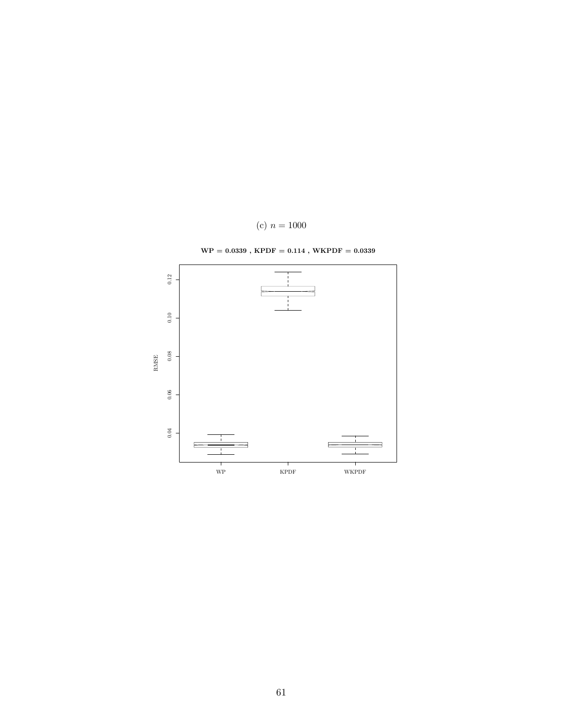(c) $n = 1000$

**WP = 0.0339 , KPDF = 0.114 , WKPDF = 0.0339**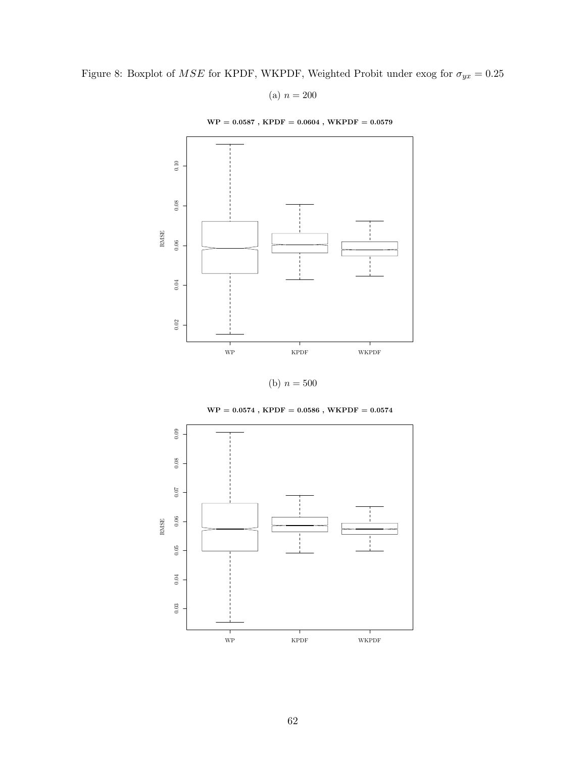Figure 8: Boxplot of $MSE$ for KPDF, WKPDF, Weighted Probit under exog for $\sigma_{yx} = 0.25$

(a) $n = 200$

**WP = 0.0587 , KPDF = 0.0604 , WKPDF = 0.0579**

(b) $n = 500$

**WP = 0.0574 , KPDF = 0.0586 , WKPDF = 0.0574**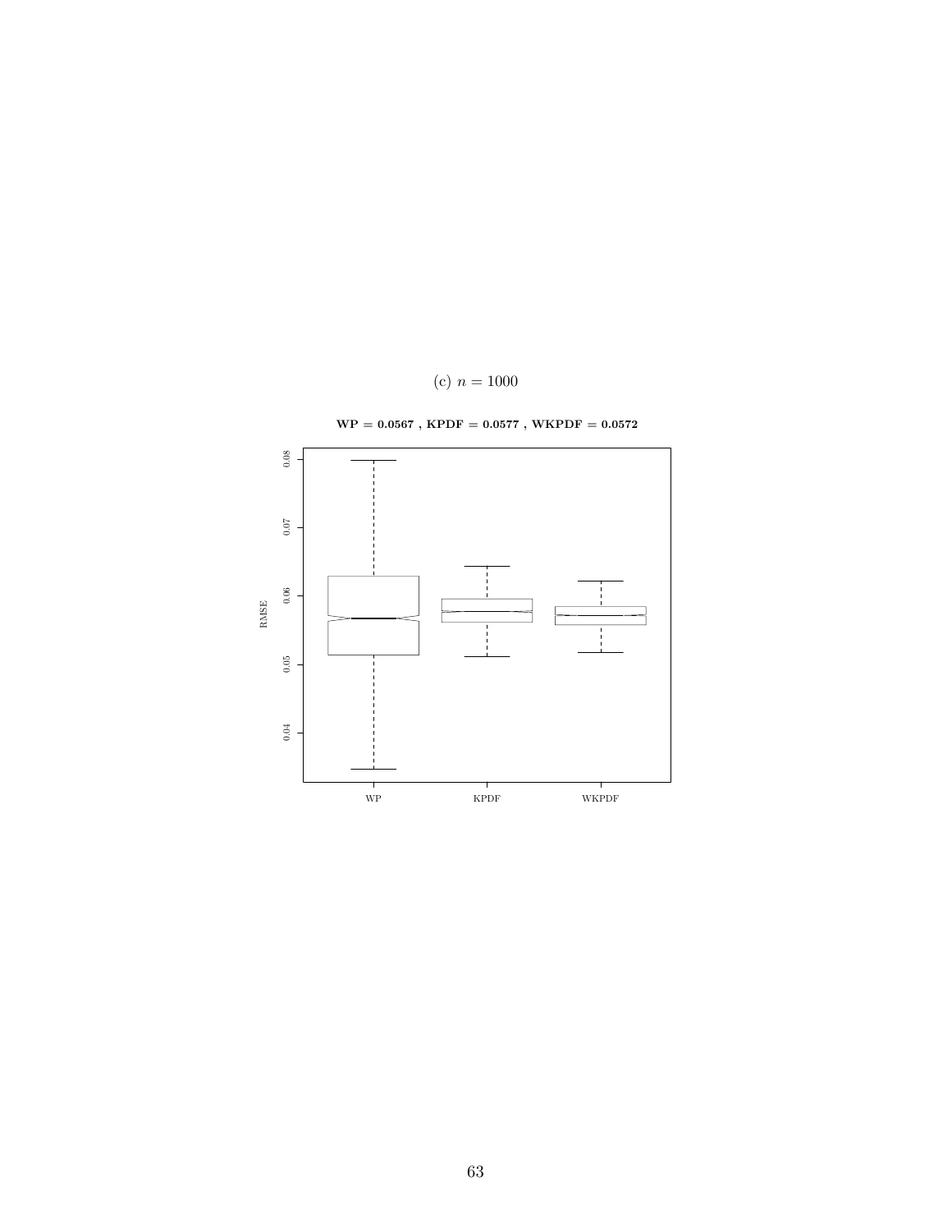(c) $n = 1000$

**WP = 0.0567 , KPDF = 0.0577 , WKPDF = 0.0572**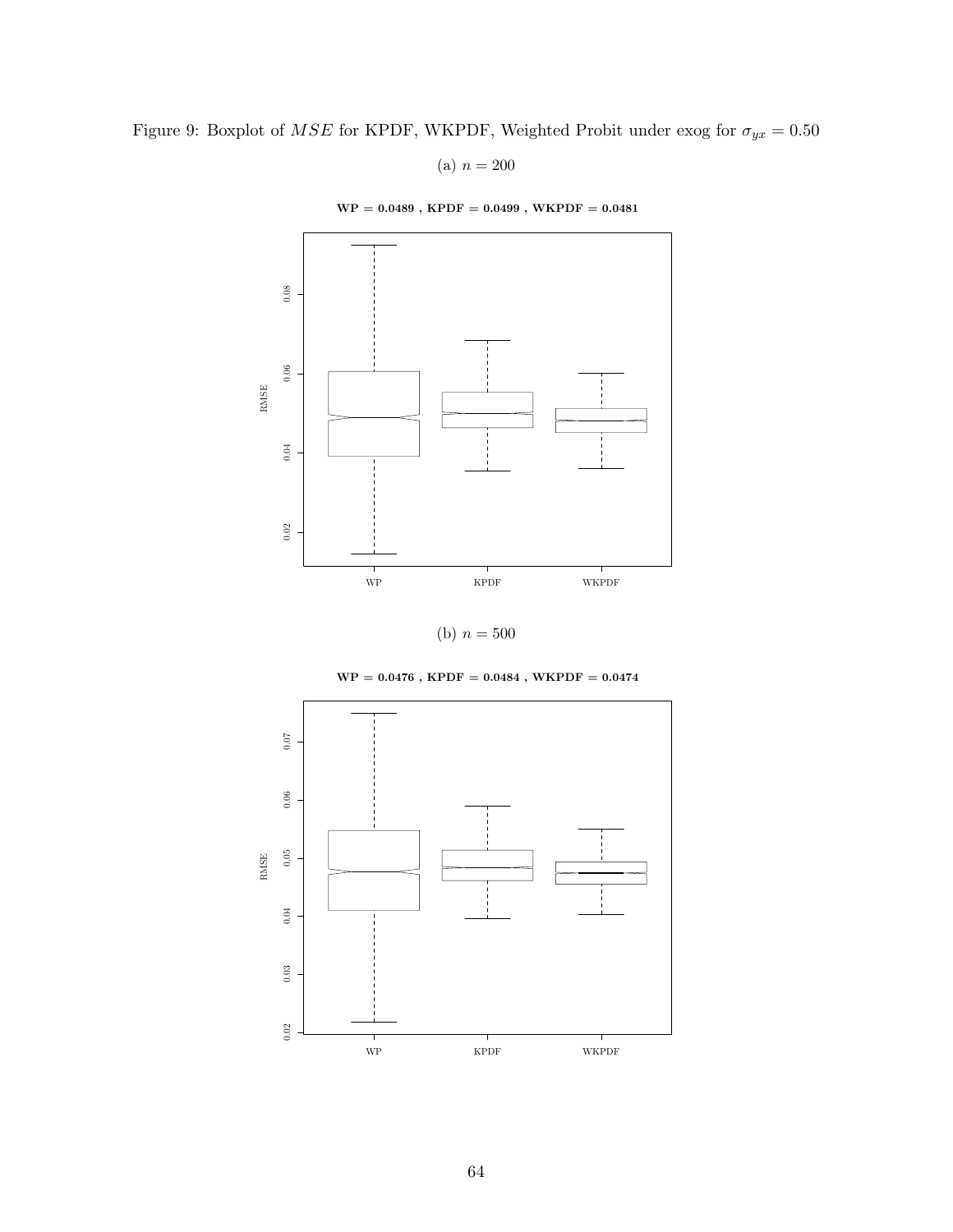Figure 9: Boxplot of $MSE$ for KPDF, WKPDF, Weighted Probit under exog for $\sigma_{yx} = 0.50$

(a) $n = 200$

**WP = 0.0489 , KPDF = 0.0499 , WKPDF = 0.0481**

(b) $n = 500$

**WP = 0.0476 , KPDF = 0.0484 , WKPDF = 0.0474**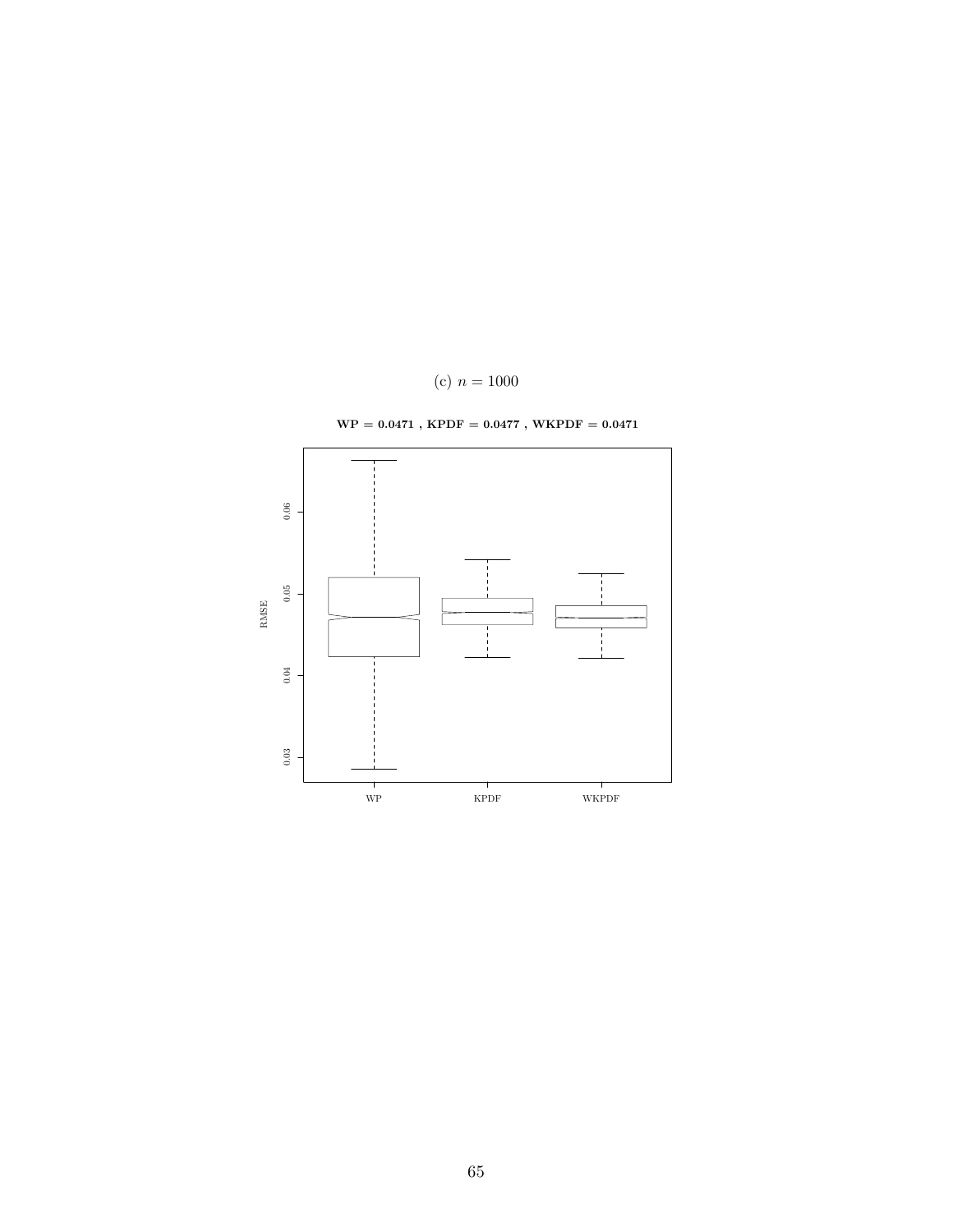(c) $n = 1000$

**WP = 0.0471 , KPDF = 0.0477 , WKPDF = 0.0471**

RMSE

0.03 0.04 0.05 0.06

WP KPDF WKPDF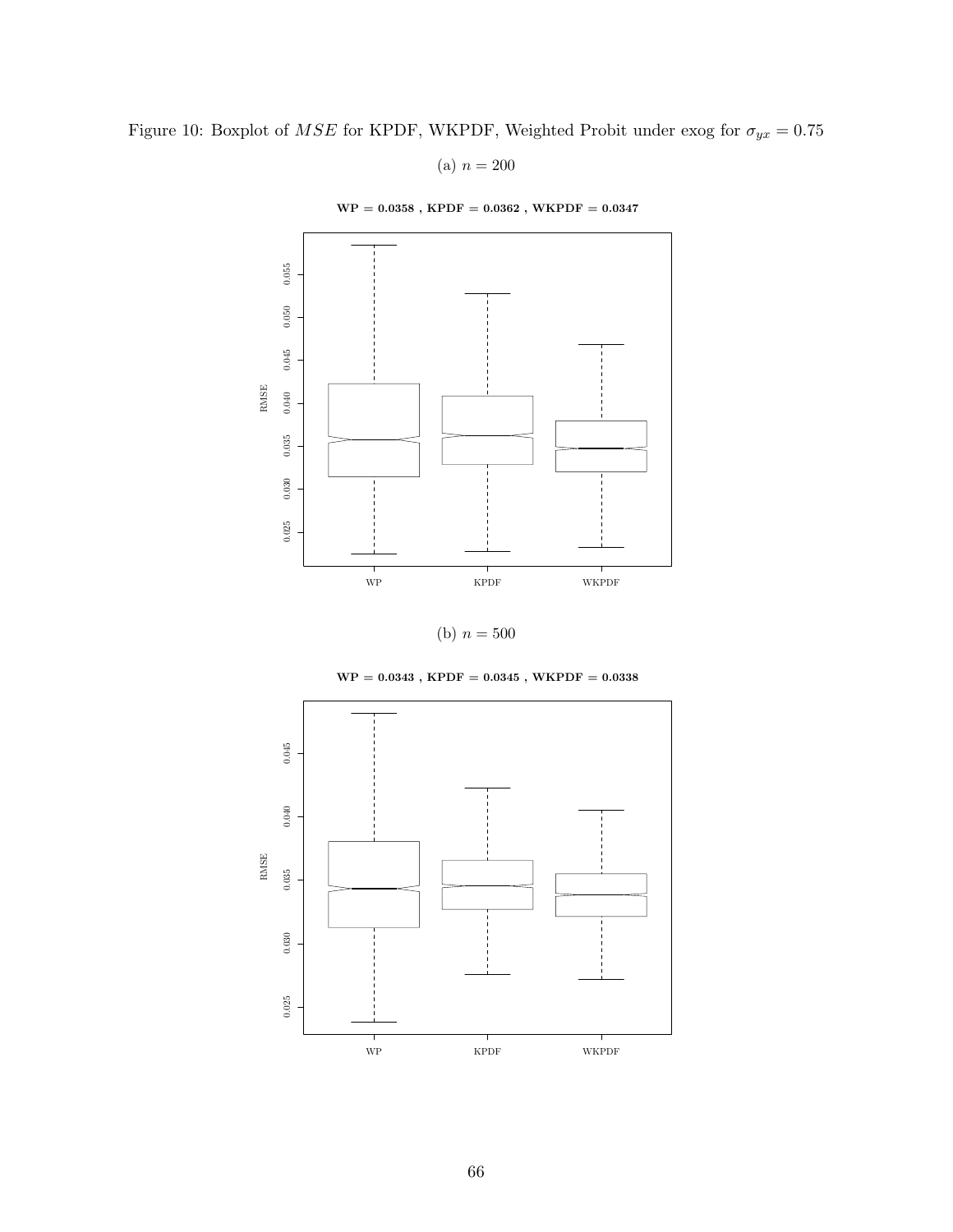Figure 10: Boxplot of $MSE$ for KPDF, WKPDF, Weighted Probit under exog for $\sigma_{yx} = 0.75$

(a) $n = 200$

**WP = 0.0358 , KPDF = 0.0362 , WKPDF = 0.0347**

(b) $n = 500$

**WP = 0.0343 , KPDF = 0.0345 , WKPDF = 0.0338**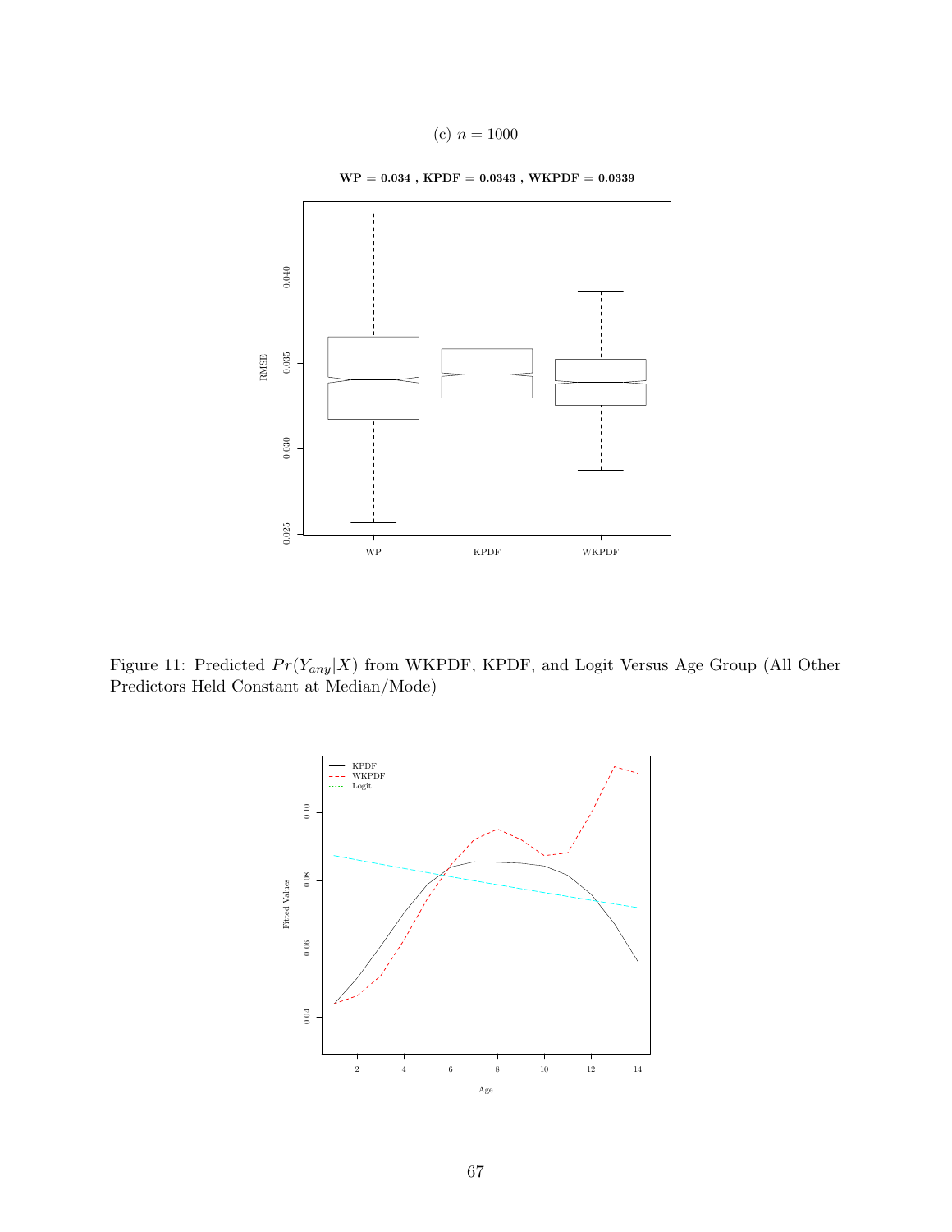(c) $n = 1000$

**WP = 0.034 , KPDF = 0.0343 , WKPDF = 0.0339**

Figure 11: Predicted $Pr(Y_{any}|X)$ from WKPDF, KPDF, and Logit Versus Age Group (All Other Predictors Held Constant at Median/Mode)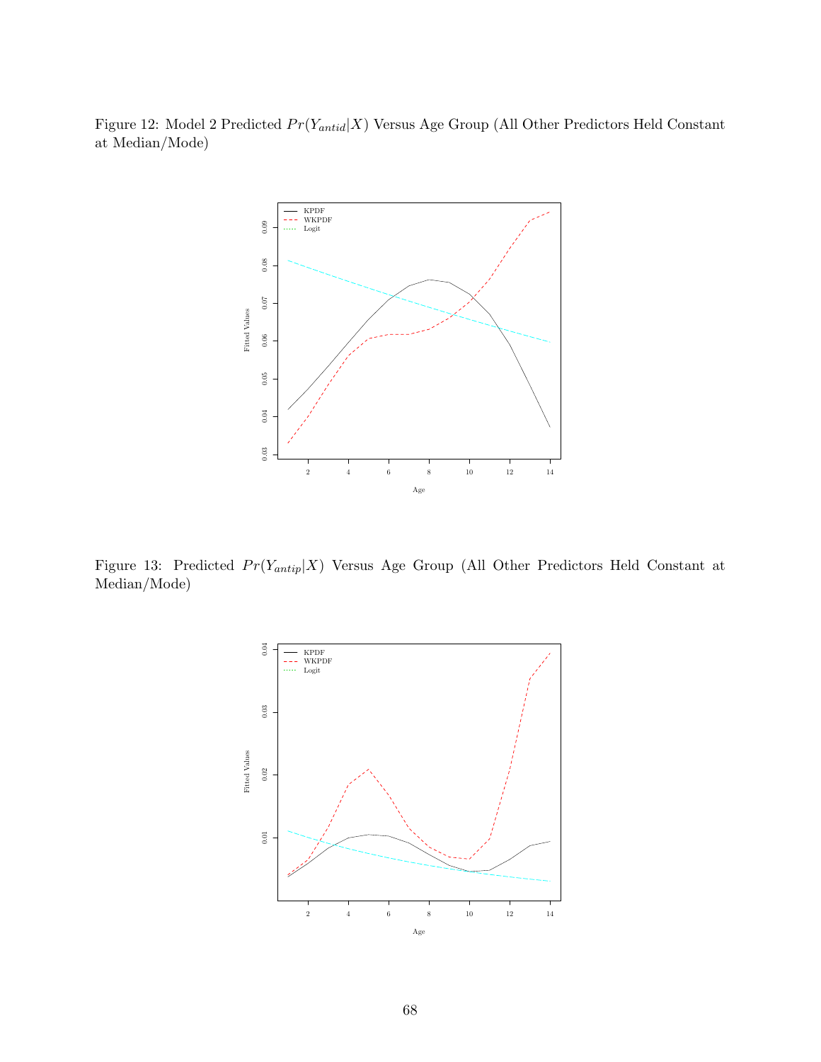Figure 12: Model 2 Predicted $Pr(Y_{antid}|X)$ Versus Age Group (All Other Predictors Held Constant at Median/Mode)

Figure 13: Predicted $Pr(Y_{antip}|X)$ Versus Age Group (All Other Predictors Held Constant at Median/Mode)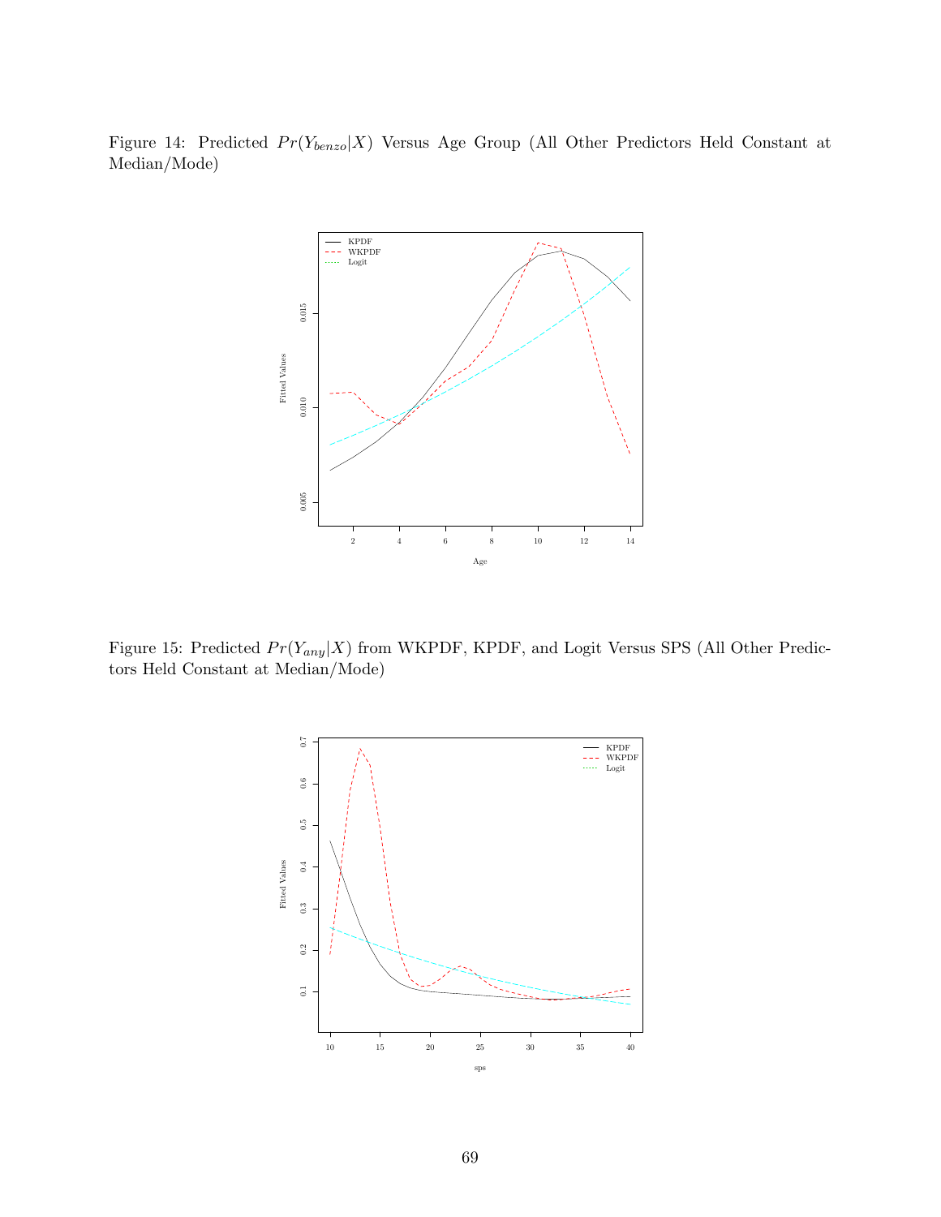Figure 14: Predicted $Pr(Y_{benzo}|X)$ Versus Age Group (All Other Predictors Held Constant at Median/Mode)

Figure 15: Predicted $Pr(Y_{any}|X)$ from WKPDF, KPDF, and Logit Versus SPS (All Other Predictors Held Constant at Median/Mode)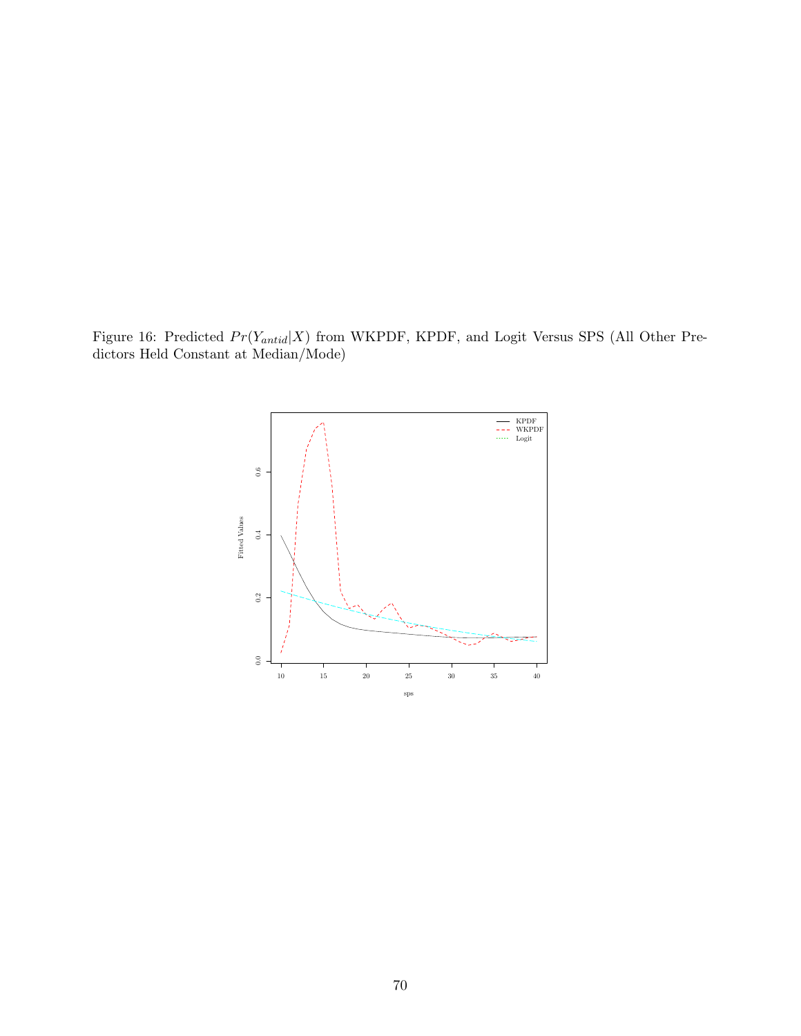Figure 16: Predicted $Pr(Y_{antid}|X)$ from WKPDF, KPDF, and Logit Versus SPS (All Other Predictors Held Constant at Median/Mode)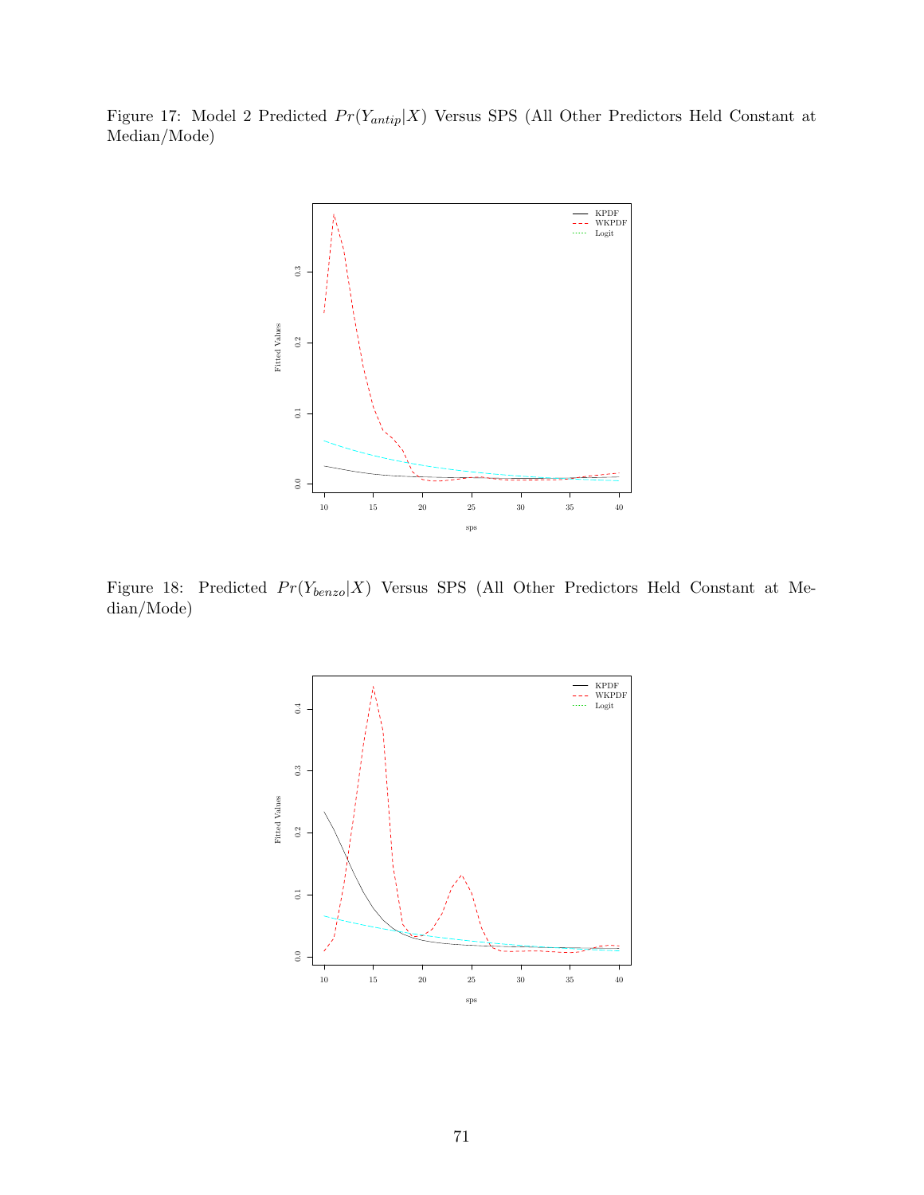Figure 17: Model 2 Predicted $Pr(Y_{antip}|X)$ Versus SPS (All Other Predictors Held Constant at Median/Mode)

Figure 18: Predicted $Pr(Y_{benzo}|X)$ Versus SPS (All Other Predictors Held Constant at Median/Mode)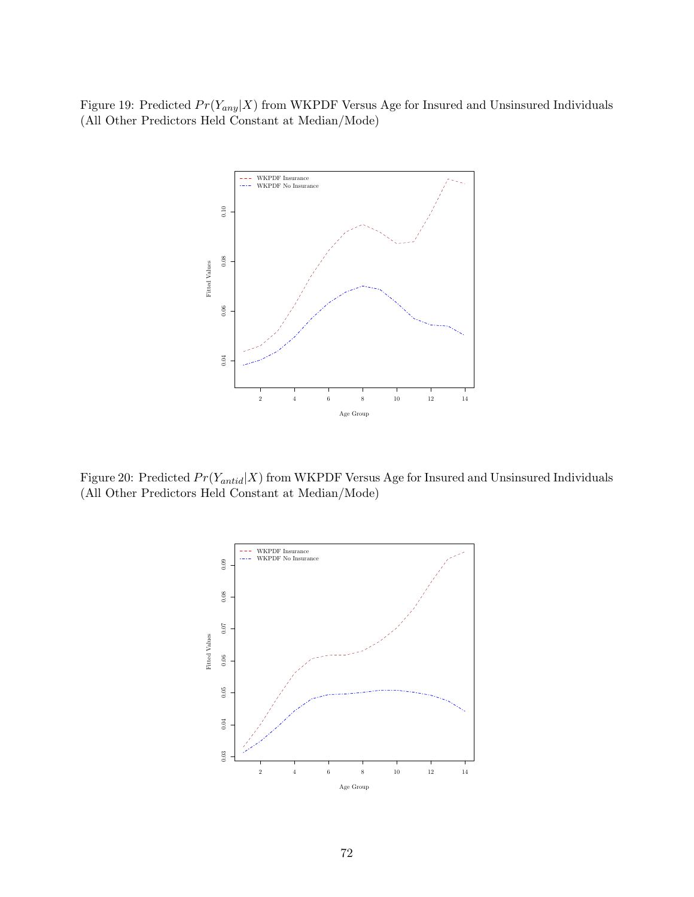Figure 19: Predicted $Pr(Y_{any}|X)$ from WKPDF Versus Age for Insured and Unsinsured Individuals (All Other Predictors Held Constant at Median/Mode)

Figure 20: Predicted $Pr(Y_{antid}|X)$ from WKPDF Versus Age for Insured and Unsinsured Individuals (All Other Predictors Held Constant at Median/Mode)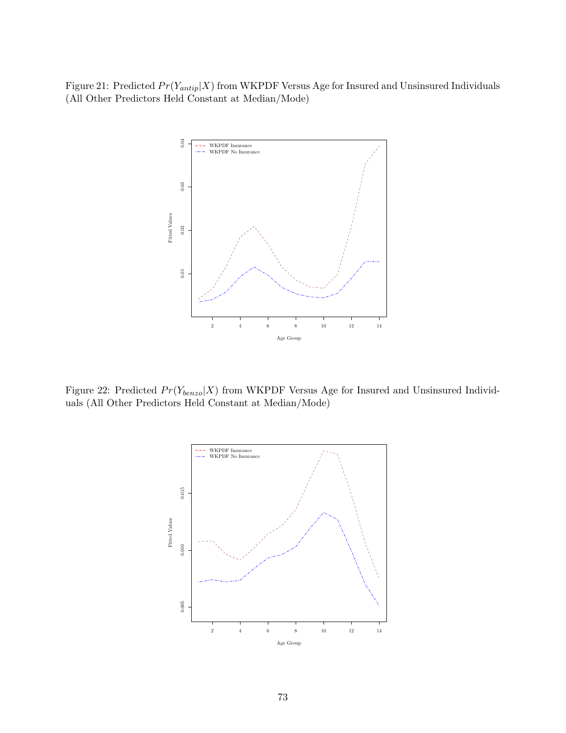Figure 21: Predicted $Pr(Y_{antip}|X)$ from WKPDF Versus Age for Insured and Unsinsured Individuals (All Other Predictors Held Constant at Median/Mode)

Figure 22: Predicted $Pr(Y_{benzo}|X)$ from WKPDF Versus Age for Insured and Unsinsured Individuals (All Other Predictors Held Constant at Median/Mode)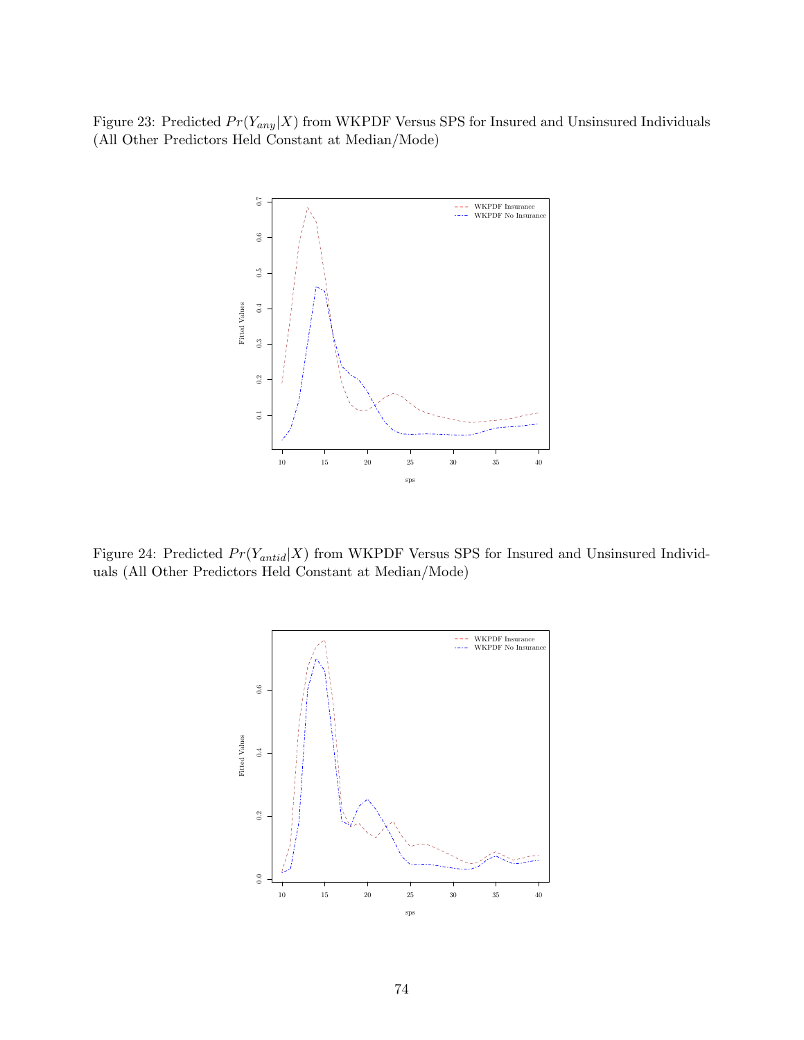Figure 23: Predicted $Pr(Y_{any}|X)$ from WKPDF Versus SPS for Insured and Unsinsured Individuals (All Other Predictors Held Constant at Median/Mode)

Figure 24: Predicted $Pr(Y_{antid}|X)$ from WKPDF Versus SPS for Insured and Unsinsured Individuals (All Other Predictors Held Constant at Median/Mode)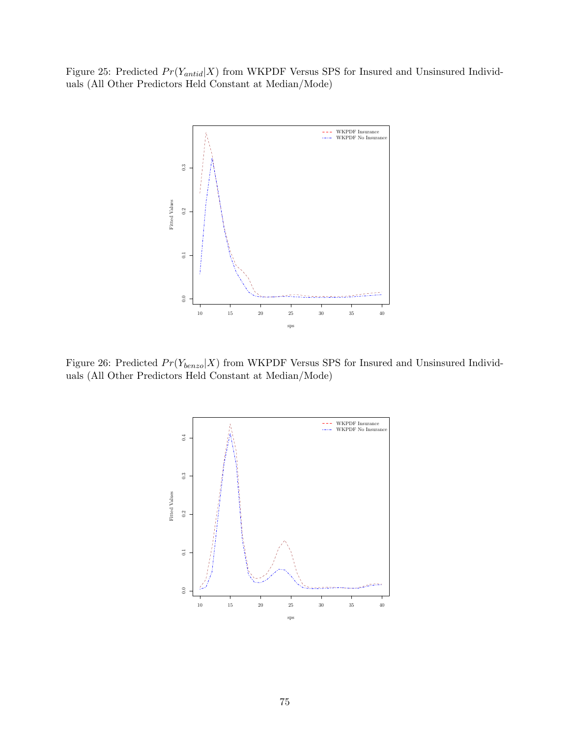Figure 25: Predicted $Pr(Y_{antid}|X)$ from WKPDF Versus SPS for Insured and Unsinsured Individuals (All Other Predictors Held Constant at Median/Mode)

WKPDF Insurance
WKPDF No Insurance

Fitted Values

0.0
0.1
0.2
0.3

10
15
20
25
30
35
40

sps

Figure 26: Predicted $Pr(Y_{benzo}|X)$ from WKPDF Versus SPS for Insured and Unsinsured Individuals (All Other Predictors Held Constant at Median/Mode)

WKPDF Insurance
WKPDF No Insurance

Fitted Values

0.0
0.1
0.2
0.3
0.4

10
15
20
25
30
35
40

sps